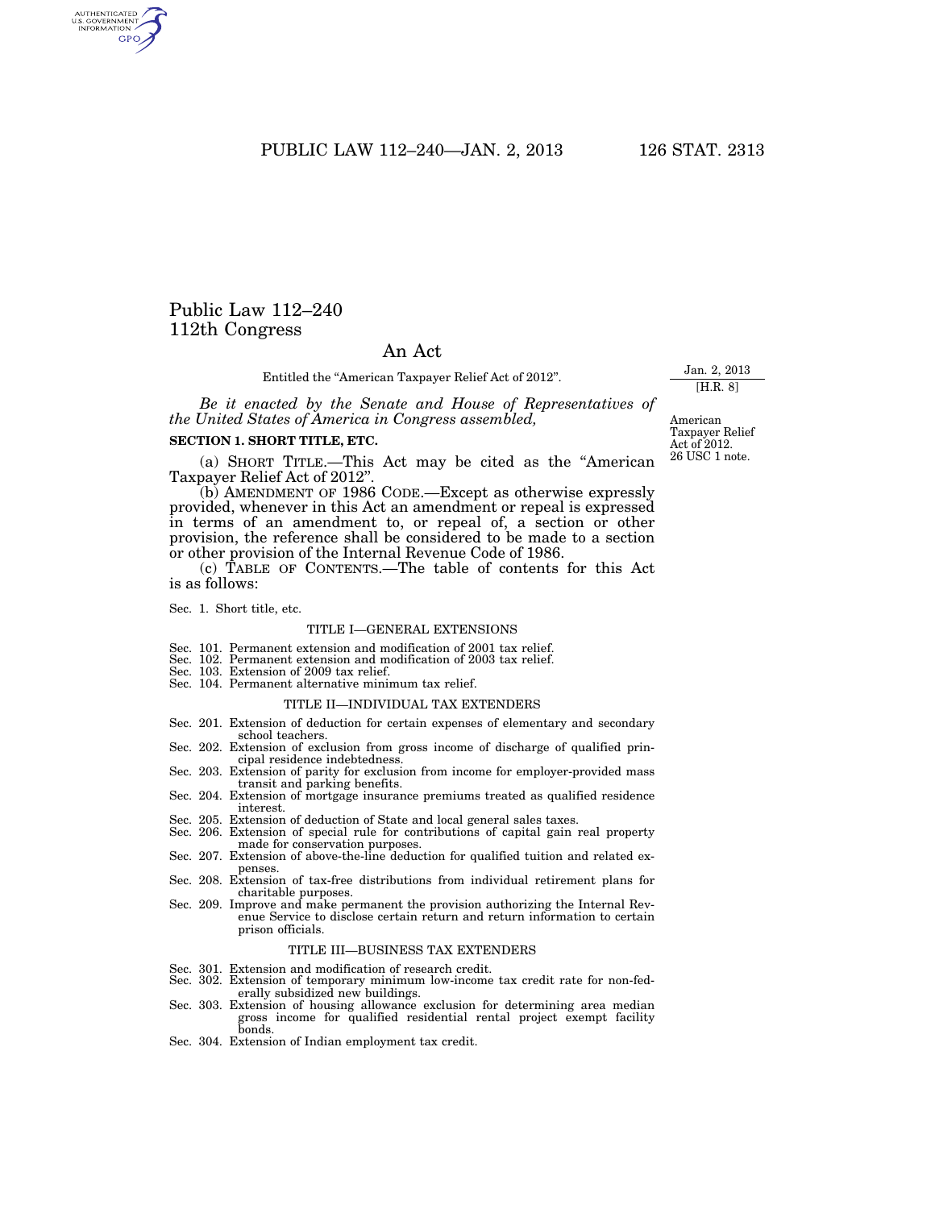# Public Law 112–240
## 112th Congress

## An Act

Entitled the "American Taxpayer Relief Act of 2012".

Jan. 2, 2013
[H.R. 8]

*Be it enacted by the Senate and House of Representatives of the United States of America in Congress assembled,*

American Taxpayer Relief Act of 2012.
26 USC 1 note.

### SECTION 1. SHORT TITLE, ETC.

(a) SHORT TITLE.—This Act may be cited as the "American Taxpayer Relief Act of 2012".

(b) AMENDMENT OF 1986 CODE.—Except as otherwise expressly provided, whenever in this Act an amendment or repeal is expressed in terms of an amendment to, or repeal of, a section or other provision, the reference shall be considered to be made to a section or other provision of the Internal Revenue Code of 1986.

(c) TABLE OF CONTENTS.—The table of contents for this Act is as follows:

Sec. 1. Short title, etc.

TITLE I—GENERAL EXTENSIONS

Sec. 101. Permanent extension and modification of 2001 tax relief.
Sec. 102. Permanent extension and modification of 2003 tax relief.
Sec. 103. Extension of 2009 tax relief.
Sec. 104. Permanent alternative minimum tax relief.

TITLE II—INDIVIDUAL TAX EXTENDERS

Sec. 201. Extension of deduction for certain expenses of elementary and secondary school teachers.
Sec. 202. Extension of exclusion from gross income of discharge of qualified principal residence indebtedness.
Sec. 203. Extension of parity for exclusion from income for employer-provided mass transit and parking benefits.
Sec. 204. Extension of mortgage insurance premiums treated as qualified residence interest.
Sec. 205. Extension of deduction of State and local general sales taxes.
Sec. 206. Extension of special rule for contributions of capital gain real property made for conservation purposes.
Sec. 207. Extension of above-the-line deduction for qualified tuition and related expenses.
Sec. 208. Extension of tax-free distributions from individual retirement plans for charitable purposes.
Sec. 209. Improve and make permanent the provision authorizing the Internal Revenue Service to disclose certain return and return information to certain prison officials.

TITLE III—BUSINESS TAX EXTENDERS

Sec. 301. Extension and modification of research credit.
Sec. 302. Extension of temporary minimum low-income tax credit rate for non-federally subsidized new buildings.
Sec. 303. Extension of housing allowance exclusion for determining area median gross income for qualified residential rental project exempt facility bonds.
Sec. 304. Extension of Indian employment tax credit.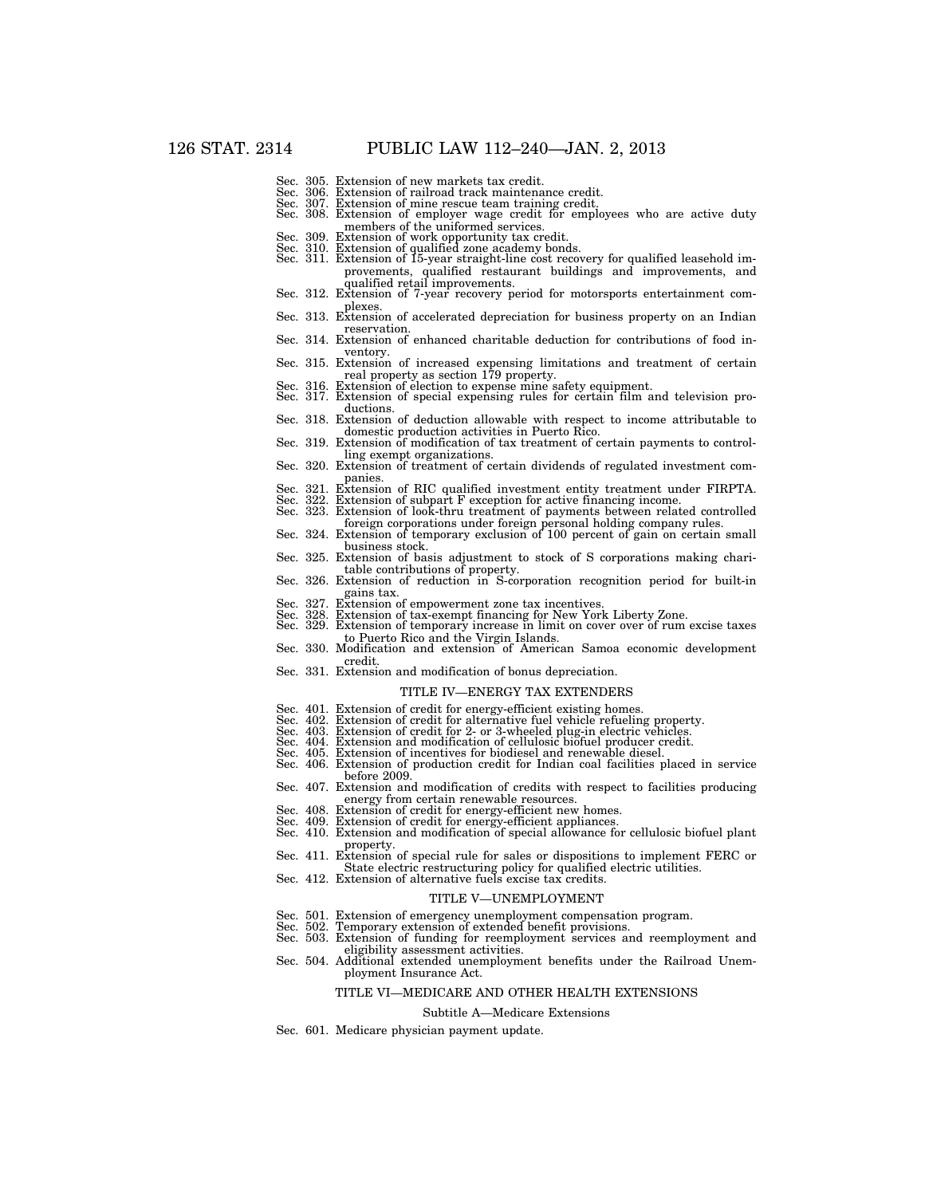Sec. 305. Extension of new markets tax credit.
Sec. 306. Extension of railroad track maintenance credit.
Sec. 307. Extension of mine rescue team training credit.
Sec. 308. Extension of employer wage credit for employees who are active duty members of the uniformed services.
Sec. 309. Extension of work opportunity tax credit.
Sec. 310. Extension of qualified zone academy bonds.
Sec. 311. Extension of 15-year straight-line cost recovery for qualified leasehold improvements, qualified restaurant buildings and improvements, and qualified retail improvements.
Sec. 312. Extension of 7-year recovery period for motorsports entertainment complexes.
Sec. 313. Extension of accelerated depreciation for business property on an Indian reservation.
Sec. 314. Extension of enhanced charitable deduction for contributions of food inventory.
Sec. 315. Extension of increased expensing limitations and treatment of certain real property as section 179 property.
Sec. 316. Extension of election to expense mine safety equipment.
Sec. 317. Extension of special expensing rules for certain film and television productions.
Sec. 318. Extension of deduction allowable with respect to income attributable to domestic production activities in Puerto Rico.
Sec. 319. Extension of modification of tax treatment of certain payments to controlling exempt organizations.
Sec. 320. Extension of treatment of certain dividends of regulated investment companies.
Sec. 321. Extension of RIC qualified investment entity treatment under FIRPTA.
Sec. 322. Extension of subpart F exception for active financing income.
Sec. 323. Extension of look-thru treatment of payments between related controlled foreign corporations under foreign personal holding company rules.
Sec. 324. Extension of temporary exclusion of 100 percent of gain on certain small business stock.
Sec. 325. Extension of basis adjustment to stock of S corporations making charitable contributions of property.
Sec. 326. Extension of reduction in S-corporation recognition period for built-in gains tax.
Sec. 327. Extension of empowerment zone tax incentives.
Sec. 328. Extension of tax-exempt financing for New York Liberty Zone.
Sec. 329. Extension of temporary increase in limit on cover over of rum excise taxes to Puerto Rico and the Virgin Islands.
Sec. 330. Modification and extension of American Samoa economic development credit.
Sec. 331. Extension and modification of bonus depreciation.

## TITLE IV—ENERGY TAX EXTENDERS

Sec. 401. Extension of credit for energy-efficient existing homes.
Sec. 402. Extension of credit for alternative fuel vehicle refueling property.
Sec. 403. Extension of credit for 2- or 3-wheeled plug-in electric vehicles.
Sec. 404. Extension and modification of cellulosic biofuel producer credit.
Sec. 405. Extension of incentives for biodiesel and renewable diesel.
Sec. 406. Extension of production credit for Indian coal facilities placed in service before 2009.
Sec. 407. Extension and modification of credits with respect to facilities producing energy from certain renewable resources.
Sec. 408. Extension of credit for energy-efficient new homes.
Sec. 409. Extension of credit for energy-efficient appliances.
Sec. 410. Extension and modification of special allowance for cellulosic biofuel plant property.
Sec. 411. Extension of special rule for sales or dispositions to implement FERC or State electric restructuring policy for qualified electric utilities.
Sec. 412. Extension of alternative fuels excise tax credits.

## TITLE V—UNEMPLOYMENT

Sec. 501. Extension of emergency unemployment compensation program.
Sec. 502. Temporary extension of extended benefit provisions.
Sec. 503. Extension of funding for reemployment services and reemployment and eligibility assessment activities.
Sec. 504. Additional extended unemployment benefits under the Railroad Unemployment Insurance Act.

## TITLE VI—MEDICARE AND OTHER HEALTH EXTENSIONS

### Subtitle A—Medicare Extensions

Sec. 601. Medicare physician payment update.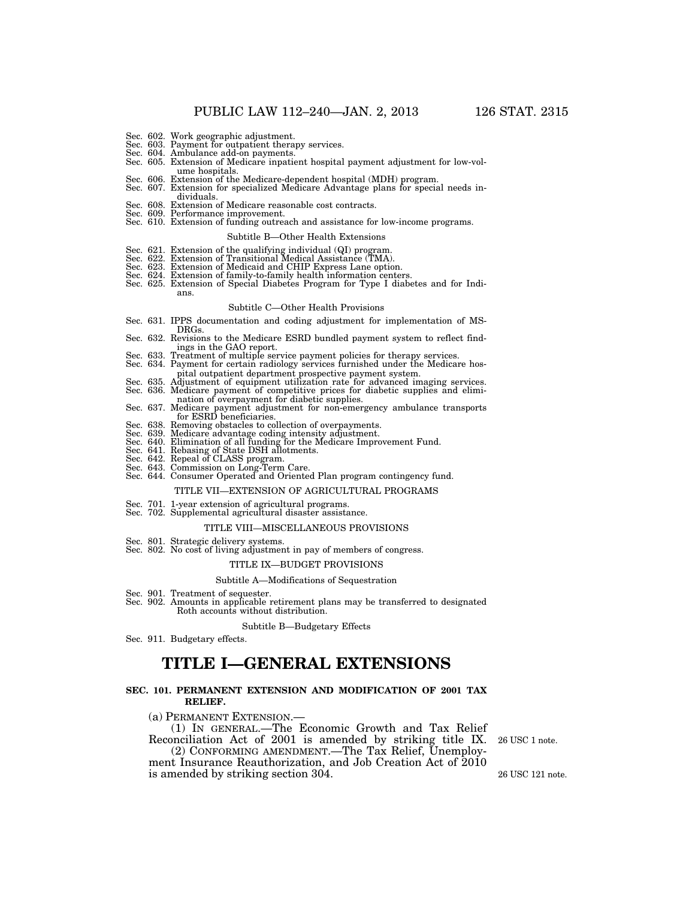Sec. 602. Work geographic adjustment.
Sec. 603. Payment for outpatient therapy services.
Sec. 604. Ambulance add-on payments.
Sec. 605. Extension of Medicare inpatient hospital payment adjustment for low-volume hospitals.
Sec. 606. Extension of the Medicare-dependent hospital (MDH) program.
Sec. 607. Extension for specialized Medicare Advantage plans for special needs individuals.
Sec. 608. Extension of Medicare reasonable cost contracts.
Sec. 609. Performance improvement.
Sec. 610. Extension of funding outreach and assistance for low-income programs.

Subtitle B—Other Health Extensions

Sec. 621. Extension of the qualifying individual (QI) program.
Sec. 622. Extension of Transitional Medical Assistance (TMA).
Sec. 623. Extension of Medicaid and CHIP Express Lane option.
Sec. 624. Extension of family-to-family health information centers.
Sec. 625. Extension of Special Diabetes Program for Type I diabetes and for Indians.

Subtitle C—Other Health Provisions

Sec. 631. IPPS documentation and coding adjustment for implementation of MS-DRGs.
Sec. 632. Revisions to the Medicare ESRD bundled payment system to reflect findings in the GAO report.
Sec. 633. Treatment of multiple service payment policies for therapy services.
Sec. 634. Payment for certain radiology services furnished under the Medicare hospital outpatient department prospective payment system.
Sec. 635. Adjustment of equipment utilization rate for advanced imaging services.
Sec. 636. Medicare payment of competitive prices for diabetic supplies and elimination of overpayment for diabetic supplies.
Sec. 637. Medicare payment adjustment for non-emergency ambulance transports for ESRD beneficiaries.
Sec. 638. Removing obstacles to collection of overpayments.
Sec. 639. Medicare advantage coding intensity adjustment.
Sec. 640. Elimination of all funding for the Medicare Improvement Fund.
Sec. 641. Rebasing of State DSH allotments.
Sec. 642. Repeal of CLASS program.
Sec. 643. Commission on Long-Term Care.
Sec. 644. Consumer Operated and Oriented Plan program contingency fund.

TITLE VII—EXTENSION OF AGRICULTURAL PROGRAMS

Sec. 701. 1-year extension of agricultural programs.
Sec. 702. Supplemental agricultural disaster assistance.

TITLE VIII—MISCELLANEOUS PROVISIONS

Sec. 801. Strategic delivery systems.
Sec. 802. No cost of living adjustment in pay of members of congress.

TITLE IX—BUDGET PROVISIONS

Subtitle A—Modifications of Sequestration

Sec. 901. Treatment of sequester.
Sec. 902. Amounts in applicable retirement plans may be transferred to designated Roth accounts without distribution.

Subtitle B—Budgetary Effects

Sec. 911. Budgetary effects.

# TITLE I—GENERAL EXTENSIONS

**SEC. 101. PERMANENT EXTENSION AND MODIFICATION OF 2001 TAX RELIEF.**

(a) PERMANENT EXTENSION.—

(1) IN GENERAL.—The Economic Growth and Tax Relief Reconciliation Act of 2001 is amended by striking title IX. 26 USC 1 note.

(2) CONFORMING AMENDMENT.—The Tax Relief, Unemployment Insurance Reauthorization, and Job Creation Act of 2010 is amended by striking section 304. 26 USC 121 note.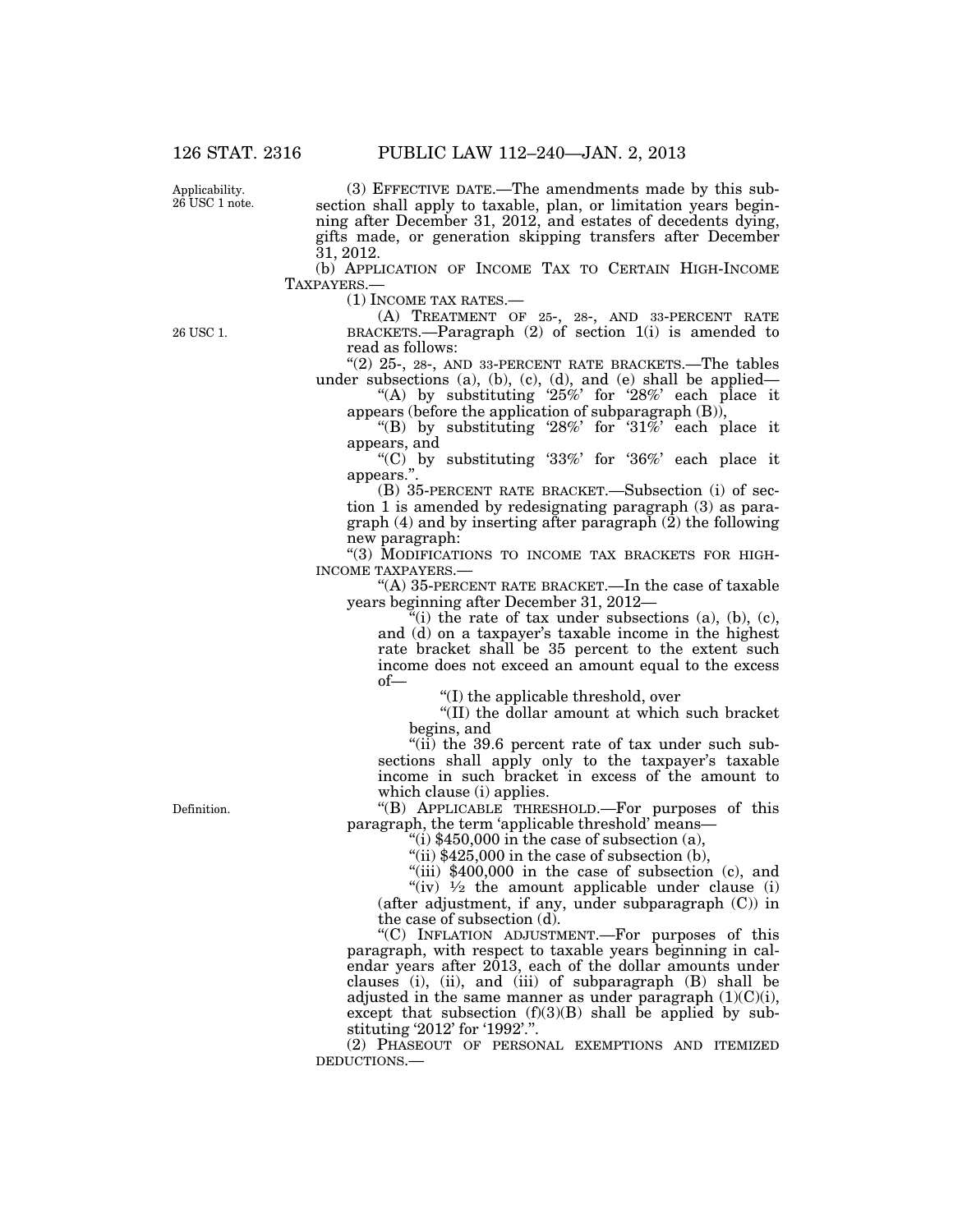(3) EFFECTIVE DATE.—The amendments made by this subsection shall apply to taxable, plan, or limitation years beginning after December 31, 2012, and estates of decedents dying, gifts made, or generation skipping transfers after December 31, 2012.

(b) APPLICATION OF INCOME TAX TO CERTAIN HIGH-INCOME TAXPAYERS.—

(1) INCOME TAX RATES.—

(A) TREATMENT OF 25-, 28-, AND 33-PERCENT RATE BRACKETS.—Paragraph (2) of section 1(i) is amended to read as follows:

"(2) 25-, 28-, AND 33-PERCENT RATE BRACKETS.—The tables under subsections (a), (b), (c), (d), and (e) shall be applied—

"(A) by substituting '25%' for '28%' each place it appears (before the application of subparagraph (B)),

"(B) by substituting '28%' for '31%' each place it appears, and

"(C) by substituting '33%' for '36%' each place it appears.".

(B) 35-PERCENT RATE BRACKET.—Subsection (i) of section 1 is amended by redesignating paragraph (3) as paragraph (4) and by inserting after paragraph (2) the following new paragraph:

"(3) MODIFICATIONS TO INCOME TAX BRACKETS FOR HIGH-INCOME TAXPAYERS.—

"(A) 35-PERCENT RATE BRACKET.—In the case of taxable years beginning after December 31, 2012—

"(i) the rate of tax under subsections (a), (b), (c), and (d) on a taxpayer's taxable income in the highest rate bracket shall be 35 percent to the extent such income does not exceed an amount equal to the excess of—

"(I) the applicable threshold, over

"(II) the dollar amount at which such bracket begins, and

"(ii) the 39.6 percent rate of tax under such subsections shall apply only to the taxpayer's taxable income in such bracket in excess of the amount to which clause (i) applies.

"(B) APPLICABLE THRESHOLD.—For purposes of this paragraph, the term 'applicable threshold' means—

"(i) $450,000 in the case of subsection (a),

"(ii) $425,000 in the case of subsection (b),

"(iii) $400,000 in the case of subsection (c), and

"(iv) ½ the amount applicable under clause (i) (after adjustment, if any, under subparagraph (C)) in the case of subsection (d).

"(C) INFLATION ADJUSTMENT.—For purposes of this paragraph, with respect to taxable years beginning in calendar years after 2013, each of the dollar amounts under clauses (i), (ii), and (iii) of subparagraph (B) shall be adjusted in the same manner as under paragraph (1)(C)(i), except that subsection (f)(3)(B) shall be applied by substituting '2012' for '1992'.".

(2) PHASEOUT OF PERSONAL EXEMPTIONS AND ITEMIZED DEDUCTIONS.—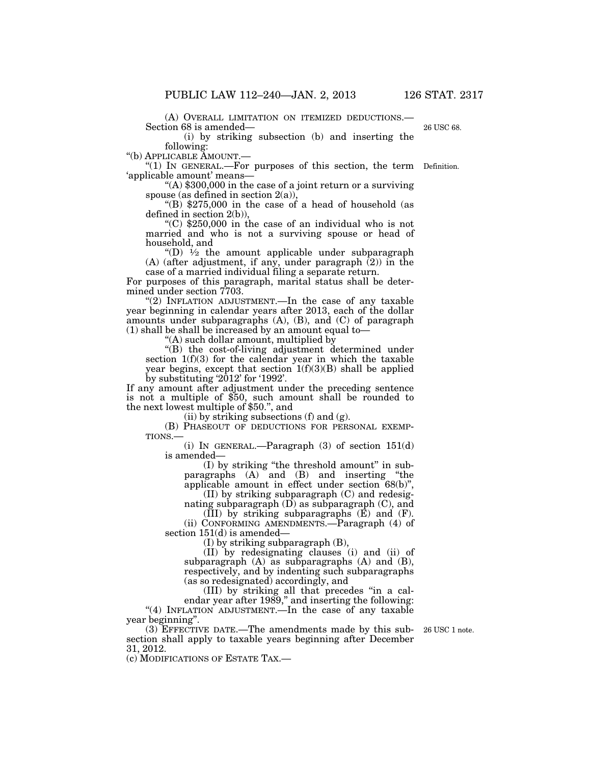(A) OVERALL LIMITATION ON ITEMIZED DEDUCTIONS.—Section 68 is amended—

26 USC 68.

(i) by striking subsection (b) and inserting the following:

"(b) APPLICABLE AMOUNT.—

"(1) IN GENERAL.—For purposes of this section, the term 'applicable amount' means—

Definition.

"(A) $300,000 in the case of a joint return or a surviving spouse (as defined in section 2(a)),

"(B) $275,000 in the case of a head of household (as defined in section 2(b)),

"(C) $250,000 in the case of an individual who is not married and who is not a surviving spouse or head of household, and

"(D) ½ the amount applicable under subparagraph (A) (after adjustment, if any, under paragraph (2)) in the case of a married individual filing a separate return.

For purposes of this paragraph, marital status shall be determined under section 7703.

"(2) INFLATION ADJUSTMENT.—In the case of any taxable year beginning in calendar years after 2013, each of the dollar amounts under subparagraphs (A), (B), and (C) of paragraph (1) shall be shall be increased by an amount equal to—

"(A) such dollar amount, multiplied by

"(B) the cost-of-living adjustment determined under section 1(f)(3) for the calendar year in which the taxable year begins, except that section 1(f)(3)(B) shall be applied by substituting '2012' for '1992'.

If any amount after adjustment under the preceding sentence is not a multiple of $50, such amount shall be rounded to the next lowest multiple of $50.", and

(ii) by striking subsections (f) and (g).

(B) PHASEOUT OF DEDUCTIONS FOR PERSONAL EXEMPTIONS.—

(i) IN GENERAL.—Paragraph (3) of section 151(d) is amended—

(I) by striking "the threshold amount" in subparagraphs (A) and (B) and inserting "the applicable amount in effect under section 68(b)",

(II) by striking subparagraph (C) and redesignating subparagraph (D) as subparagraph (C), and

(III) by striking subparagraphs (E) and (F).

(ii) CONFORMING AMENDMENTS.—Paragraph (4) of section 151(d) is amended—

(I) by striking subparagraph (B),

(II) by redesignating clauses (i) and (ii) of subparagraph (A) as subparagraphs (A) and (B), respectively, and by indenting such subparagraphs (as so redesignated) accordingly, and

(III) by striking all that precedes "in a calendar year after 1989," and inserting the following:

"(4) INFLATION ADJUSTMENT.—In the case of any taxable year beginning".

(3) EFFECTIVE DATE.—The amendments made by this subsection shall apply to taxable years beginning after December 31, 2012.

26 USC 1 note.

(c) MODIFICATIONS OF ESTATE TAX.—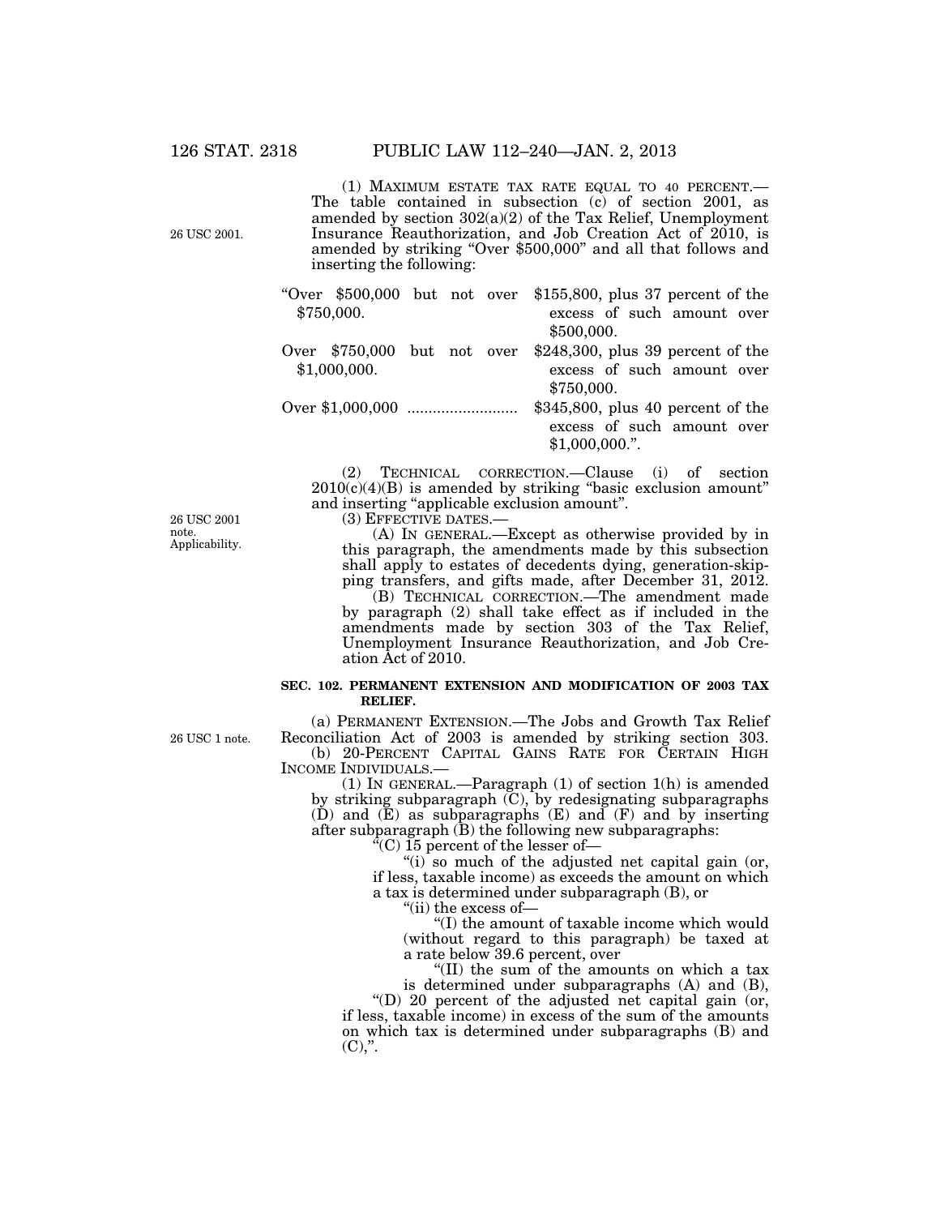(1) MAXIMUM ESTATE TAX RATE EQUAL TO 40 PERCENT.—The table contained in subsection (c) of section 2001, as amended by section 302(a)(2) of the Tax Relief, Unemployment Insurance Reauthorization, and Job Creation Act of 2010, is amended by striking "Over $500,000" and all that follows and inserting the following:

| | |
|---|---|
| "Over $500,000 but not over $750,000. | $155,800, plus 37 percent of the excess of such amount over $500,000. |
| Over $750,000 but not over $1,000,000. | $248,300, plus 39 percent of the excess of such amount over $750,000. |
| Over $1,000,000 .......................... | $345,800, plus 40 percent of the excess of such amount over $1,000,000.". |

(2) TECHNICAL CORRECTION.—Clause (i) of section 2010(c)(4)(B) is amended by striking "basic exclusion amount" and inserting "applicable exclusion amount".

(3) EFFECTIVE DATES.—

(A) IN GENERAL.—Except as otherwise provided by in this paragraph, the amendments made by this subsection shall apply to estates of decedents dying, generation-skipping transfers, and gifts made, after December 31, 2012.

(B) TECHNICAL CORRECTION.—The amendment made by paragraph (2) shall take effect as if included in the amendments made by section 303 of the Tax Relief, Unemployment Insurance Reauthorization, and Job Creation Act of 2010.

**SEC. 102. PERMANENT EXTENSION AND MODIFICATION OF 2003 TAX RELIEF.**

(a) PERMANENT EXTENSION.—The Jobs and Growth Tax Relief Reconciliation Act of 2003 is amended by striking section 303.

(b) 20-PERCENT CAPITAL GAINS RATE FOR CERTAIN HIGH INCOME INDIVIDUALS.—

(1) IN GENERAL.—Paragraph (1) of section 1(h) is amended by striking subparagraph (C), by redesignating subparagraphs (D) and (E) as subparagraphs (E) and (F) and by inserting after subparagraph (B) the following new subparagraphs:

"(C) 15 percent of the lesser of—

"(i) so much of the adjusted net capital gain (or, if less, taxable income) as exceeds the amount on which a tax is determined under subparagraph (B), or

"(ii) the excess of—

"(I) the amount of taxable income which would (without regard to this paragraph) be taxed at a rate below 39.6 percent, over

"(II) the sum of the amounts on which a tax is determined under subparagraphs (A) and (B),

"(D) 20 percent of the adjusted net capital gain (or, if less, taxable income) in excess of the sum of the amounts on which tax is determined under subparagraphs (B) and (C),".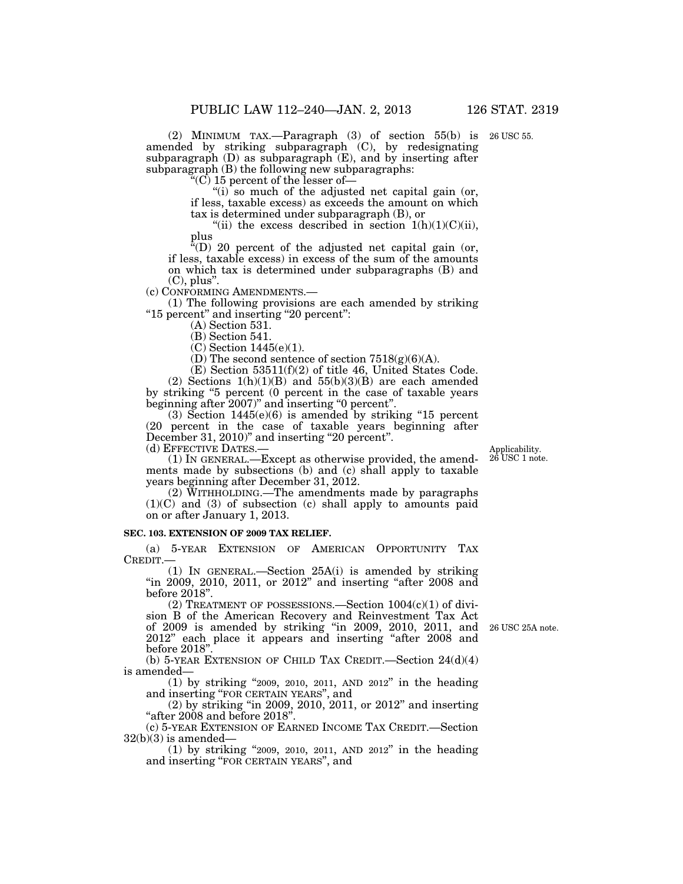(2) MINIMUM TAX.—Paragraph (3) of section 55(b) is amended by striking subparagraph (C), by redesignating subparagraph (D) as subparagraph (E), and by inserting after subparagraph (B) the following new subparagraphs:

"(C) 15 percent of the lesser of—

"(i) so much of the adjusted net capital gain (or, if less, taxable excess) as exceeds the amount on which tax is determined under subparagraph (B), or

"(ii) the excess described in section 1(h)(1)(C)(ii), plus

"(D) 20 percent of the adjusted net capital gain (or, if less, taxable excess) in excess of the sum of the amounts on which tax is determined under subparagraphs (B) and (C), plus".

26 USC 55.

(c) CONFORMING AMENDMENTS.—

(1) The following provisions are each amended by striking "15 percent" and inserting "20 percent":

(A) Section 531.

(B) Section 541.

(C) Section 1445(e)(1).

(D) The second sentence of section 7518(g)(6)(A).

(E) Section 53511(f)(2) of title 46, United States Code.

(2) Sections 1(h)(1)(B) and 55(b)(3)(B) are each amended by striking "5 percent (0 percent in the case of taxable years beginning after 2007)" and inserting "0 percent".

(3) Section 1445(e)(6) is amended by striking "15 percent (20 percent in the case of taxable years beginning after December 31, 2010)" and inserting "20 percent".

(d) EFFECTIVE DATES.—

Applicability. 26 USC 1 note.

(1) IN GENERAL.—Except as otherwise provided, the amendments made by subsections (b) and (c) shall apply to taxable years beginning after December 31, 2012.

(2) WITHHOLDING.—The amendments made by paragraphs (1)(C) and (3) of subsection (c) shall apply to amounts paid on or after January 1, 2013.

**SEC. 103. EXTENSION OF 2009 TAX RELIEF.**

(a) 5-YEAR EXTENSION OF AMERICAN OPPORTUNITY TAX CREDIT.—

(1) IN GENERAL.—Section 25A(i) is amended by striking "in 2009, 2010, 2011, or 2012" and inserting "after 2008 and before 2018".

(2) TREATMENT OF POSSESSIONS.—Section 1004(c)(1) of division B of the American Recovery and Reinvestment Tax Act of 2009 is amended by striking "in 2009, 2010, 2011, and 2012" each place it appears and inserting "after 2008 and before 2018".

26 USC 25A note.

(b) 5-YEAR EXTENSION OF CHILD TAX CREDIT.—Section 24(d)(4) is amended—

(1) by striking "2009, 2010, 2011, AND 2012" in the heading and inserting "FOR CERTAIN YEARS", and

(2) by striking "in 2009, 2010, 2011, or 2012" and inserting "after 2008 and before 2018".

(c) 5-YEAR EXTENSION OF EARNED INCOME TAX CREDIT.—Section 32(b)(3) is amended—

(1) by striking "2009, 2010, 2011, AND 2012" in the heading and inserting "FOR CERTAIN YEARS", and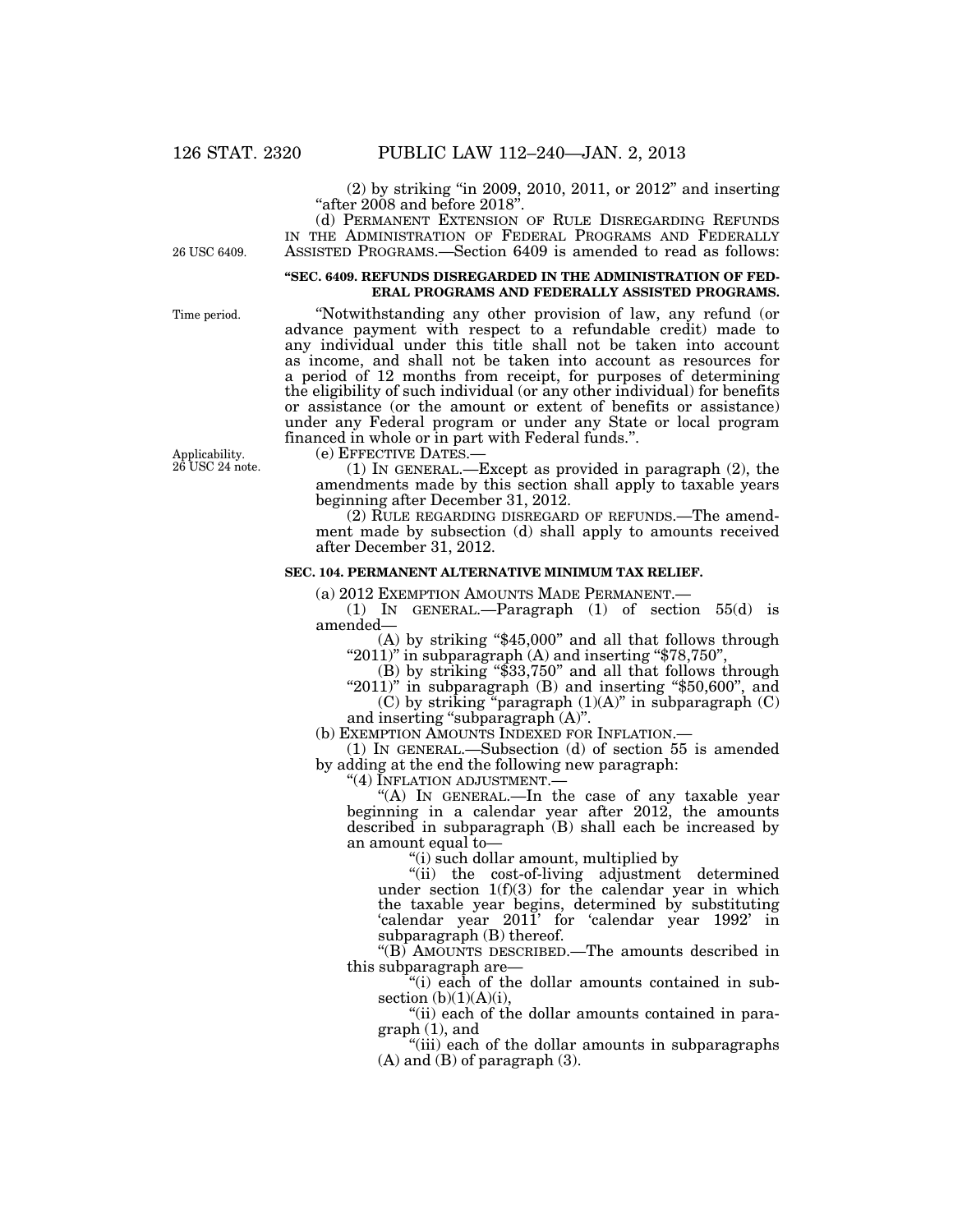(2) by striking "in 2009, 2010, 2011, or 2012" and inserting "after 2008 and before 2018".

(d) PERMANENT EXTENSION OF RULE DISREGARDING REFUNDS IN THE ADMINISTRATION OF FEDERAL PROGRAMS AND FEDERALLY ASSISTED PROGRAMS.—Section 6409 is amended to read as follows:

26 USC 6409.

**"SEC. 6409. REFUNDS DISREGARDED IN THE ADMINISTRATION OF FEDERAL PROGRAMS AND FEDERALLY ASSISTED PROGRAMS.**

Time period.

"Notwithstanding any other provision of law, any refund (or advance payment with respect to a refundable credit) made to any individual under this title shall not be taken into account as income, and shall not be taken into account as resources for a period of 12 months from receipt, for purposes of determining the eligibility of such individual (or any other individual) for benefits or assistance (or the amount or extent of benefits or assistance) under any Federal program or under any State or local program financed in whole or in part with Federal funds.".

Applicability. 26 USC 24 note.

(e) EFFECTIVE DATES.—

(1) IN GENERAL.—Except as provided in paragraph (2), the amendments made by this section shall apply to taxable years beginning after December 31, 2012.

(2) RULE REGARDING DISREGARD OF REFUNDS.—The amendment made by subsection (d) shall apply to amounts received after December 31, 2012.

**SEC. 104. PERMANENT ALTERNATIVE MINIMUM TAX RELIEF.**

(a) 2012 EXEMPTION AMOUNTS MADE PERMANENT.—

(1) IN GENERAL.—Paragraph (1) of section 55(d) is amended—

(A) by striking "$45,000" and all that follows through "2011)" in subparagraph (A) and inserting "$78,750",

(B) by striking "$33,750" and all that follows through "2011)" in subparagraph (B) and inserting "$50,600", and

(C) by striking "paragraph (1)(A)" in subparagraph (C) and inserting "subparagraph (A)".

(b) EXEMPTION AMOUNTS INDEXED FOR INFLATION.—

(1) IN GENERAL.—Subsection (d) of section 55 is amended by adding at the end the following new paragraph:

"(4) INFLATION ADJUSTMENT.—

"(A) IN GENERAL.—In the case of any taxable year beginning in a calendar year after 2012, the amounts described in subparagraph (B) shall each be increased by an amount equal to—

"(i) such dollar amount, multiplied by

"(ii) the cost-of-living adjustment determined under section 1(f)(3) for the calendar year in which the taxable year begins, determined by substituting 'calendar year 2011' for 'calendar year 1992' in subparagraph (B) thereof.

"(B) AMOUNTS DESCRIBED.—The amounts described in this subparagraph are—

"(i) each of the dollar amounts contained in subsection (b)(1)(A)(i),

"(ii) each of the dollar amounts contained in paragraph (1), and

"(iii) each of the dollar amounts in subparagraphs (A) and (B) of paragraph (3).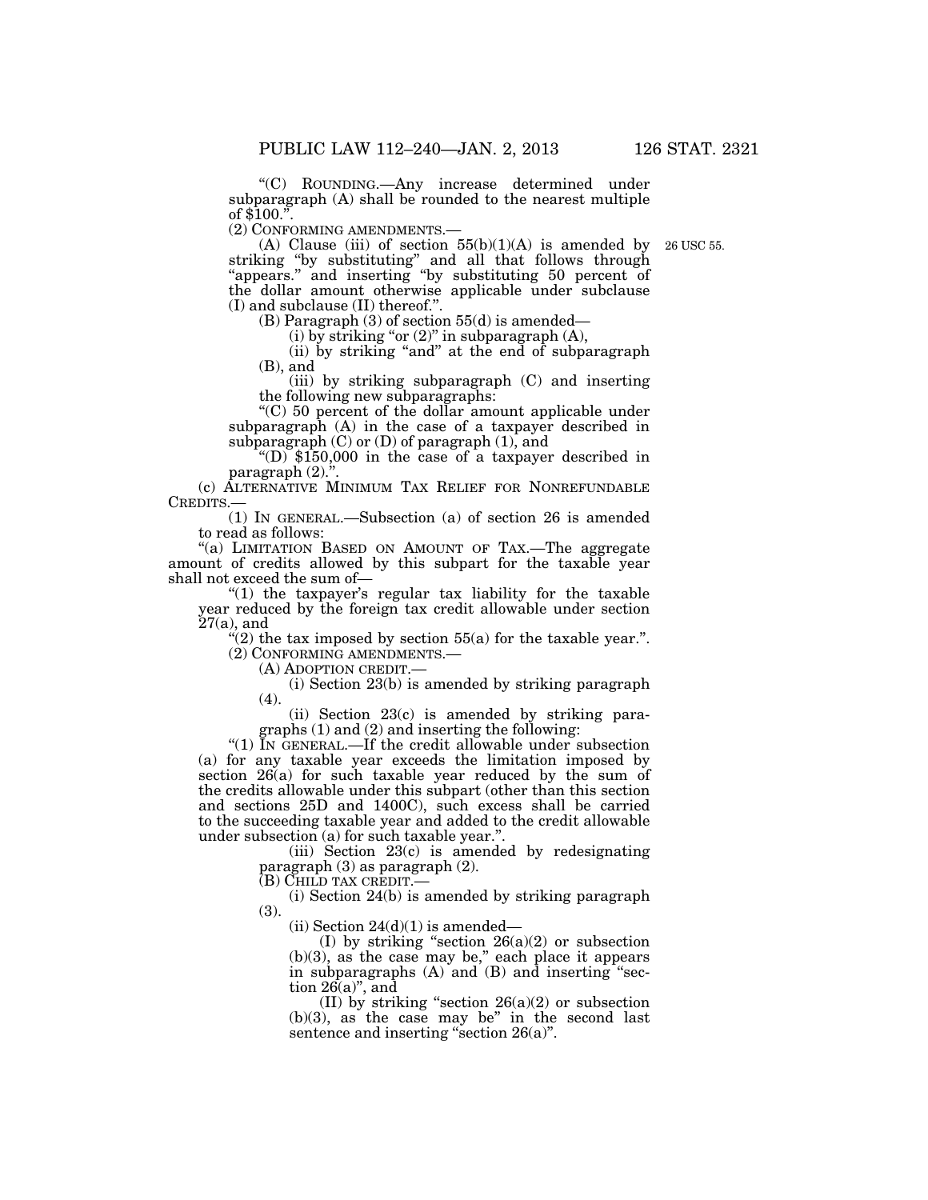"(C) ROUNDING.—Any increase determined under subparagraph (A) shall be rounded to the nearest multiple of $100.".

(2) CONFORMING AMENDMENTS.—

(A) Clause (iii) of section 55(b)(1)(A) is amended by striking "by substituting" and all that follows through "appears." and inserting "by substituting 50 percent of the dollar amount otherwise applicable under subclause (I) and subclause (II) thereof.".

26 USC 55.

(B) Paragraph (3) of section 55(d) is amended—

(i) by striking "or (2)" in subparagraph (A),

(ii) by striking "and" at the end of subparagraph (B), and

(iii) by striking subparagraph (C) and inserting the following new subparagraphs:

"(C) 50 percent of the dollar amount applicable under subparagraph (A) in the case of a taxpayer described in subparagraph (C) or (D) of paragraph (1), and

"(D) $150,000 in the case of a taxpayer described in paragraph (2).".

(c) ALTERNATIVE MINIMUM TAX RELIEF FOR NONREFUNDABLE CREDITS.—

(1) IN GENERAL.—Subsection (a) of section 26 is amended to read as follows:

"(a) LIMITATION BASED ON AMOUNT OF TAX.—The aggregate amount of credits allowed by this subpart for the taxable year shall not exceed the sum of—

"(1) the taxpayer's regular tax liability for the taxable year reduced by the foreign tax credit allowable under section 27(a), and

"(2) the tax imposed by section 55(a) for the taxable year.".

(2) CONFORMING AMENDMENTS.—

(A) ADOPTION CREDIT.—

(i) Section 23(b) is amended by striking paragraph (4).

(ii) Section 23(c) is amended by striking paragraphs (1) and (2) and inserting the following:

"(1) IN GENERAL.—If the credit allowable under subsection (a) for any taxable year exceeds the limitation imposed by section 26(a) for such taxable year reduced by the sum of the credits allowable under this subpart (other than this section and sections 25D and 1400C), such excess shall be carried to the succeeding taxable year and added to the credit allowable under subsection (a) for such taxable year.".

(iii) Section 23(c) is amended by redesignating paragraph (3) as paragraph (2).

(B) CHILD TAX CREDIT.—

(i) Section 24(b) is amended by striking paragraph (3).

(ii) Section 24(d)(1) is amended—

(I) by striking "section 26(a)(2) or subsection (b)(3), as the case may be," each place it appears in subparagraphs (A) and (B) and inserting "section 26(a)", and

(II) by striking "section 26(a)(2) or subsection (b)(3), as the case may be" in the second last sentence and inserting "section 26(a)".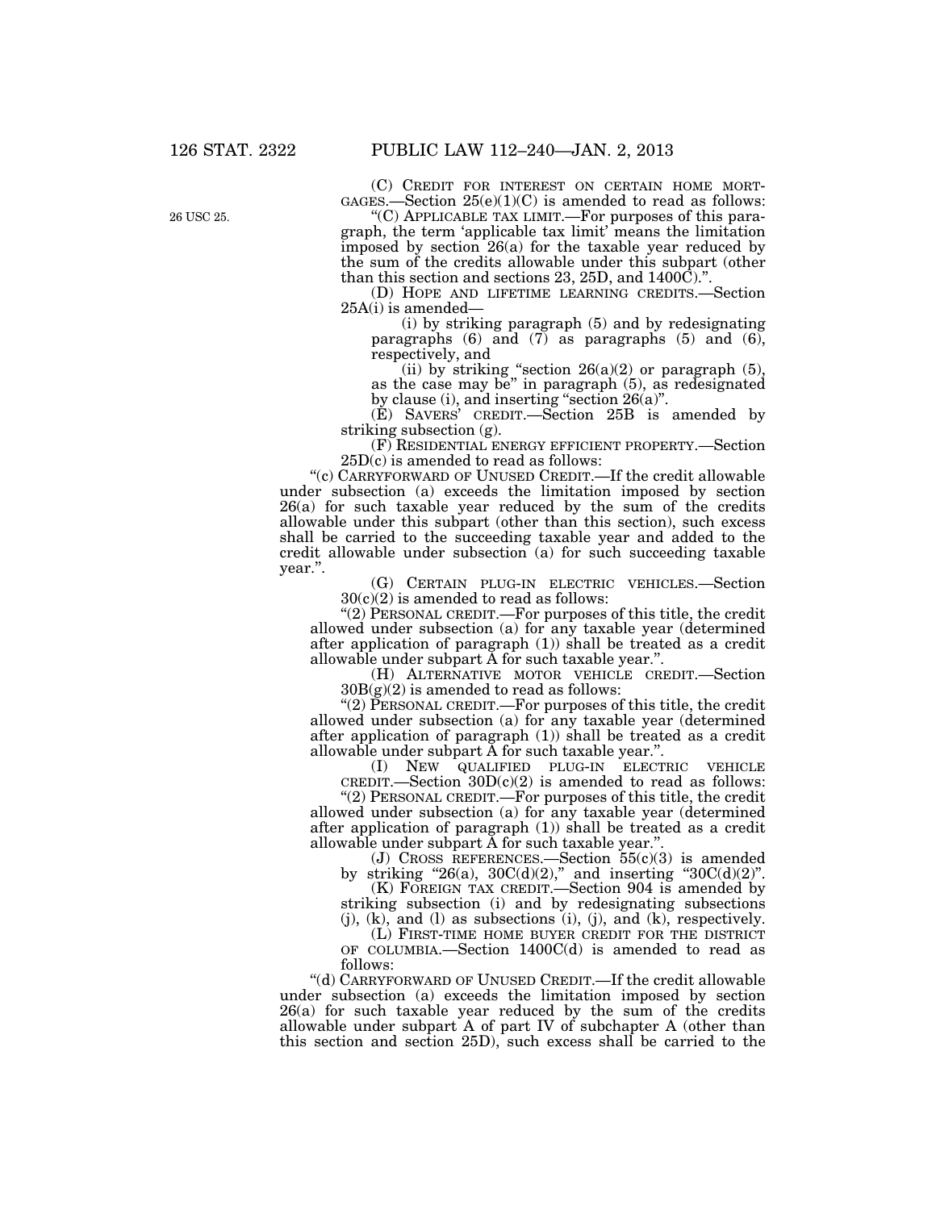(C) CREDIT FOR INTEREST ON CERTAIN HOME MORTGAGES.—Section 25(e)(1)(C) is amended to read as follows:

"(C) APPLICABLE TAX LIMIT.—For purposes of this paragraph, the term 'applicable tax limit' means the limitation imposed by section 26(a) for the taxable year reduced by the sum of the credits allowable under this subpart (other than this section and sections 23, 25D, and 1400C).".

(D) HOPE AND LIFETIME LEARNING CREDITS.—Section 25A(i) is amended—

(i) by striking paragraph (5) and by redesignating paragraphs (6) and (7) as paragraphs (5) and (6), respectively, and

(ii) by striking "section 26(a)(2) or paragraph (5), as the case may be" in paragraph (5), as redesignated by clause (i), and inserting "section 26(a)".

(E) SAVERS' CREDIT.—Section 25B is amended by striking subsection (g).

(F) RESIDENTIAL ENERGY EFFICIENT PROPERTY.—Section 25D(c) is amended to read as follows:

"(c) CARRYFORWARD OF UNUSED CREDIT.—If the credit allowable under subsection (a) exceeds the limitation imposed by section 26(a) for such taxable year reduced by the sum of the credits allowable under this subpart (other than this section), such excess shall be carried to the succeeding taxable year and added to the credit allowable under subsection (a) for such succeeding taxable year.".

(G) CERTAIN PLUG-IN ELECTRIC VEHICLES.—Section 30(c)(2) is amended to read as follows:

"(2) PERSONAL CREDIT.—For purposes of this title, the credit allowed under subsection (a) for any taxable year (determined after application of paragraph (1)) shall be treated as a credit allowable under subpart A for such taxable year.".

(H) ALTERNATIVE MOTOR VEHICLE CREDIT.—Section 30B(g)(2) is amended to read as follows:

"(2) PERSONAL CREDIT.—For purposes of this title, the credit allowed under subsection (a) for any taxable year (determined after application of paragraph (1)) shall be treated as a credit allowable under subpart A for such taxable year.".

(I) NEW QUALIFIED PLUG-IN ELECTRIC VEHICLE CREDIT.—Section 30D(c)(2) is amended to read as follows:

"(2) PERSONAL CREDIT.—For purposes of this title, the credit allowed under subsection (a) for any taxable year (determined after application of paragraph (1)) shall be treated as a credit allowable under subpart A for such taxable year.".

(J) CROSS REFERENCES.—Section 55(c)(3) is amended by striking "26(a), 30C(d)(2)," and inserting "30C(d)(2)".

(K) FOREIGN TAX CREDIT.—Section 904 is amended by striking subsection (i) and by redesignating subsections (j), (k), and (l) as subsections (i), (j), and (k), respectively.

(L) FIRST-TIME HOME BUYER CREDIT FOR THE DISTRICT OF COLUMBIA.—Section 1400C(d) is amended to read as follows:

"(d) CARRYFORWARD OF UNUSED CREDIT.—If the credit allowable under subsection (a) exceeds the limitation imposed by section 26(a) for such taxable year reduced by the sum of the credits allowable under subpart A of part IV of subchapter A (other than this section and section 25D), such excess shall be carried to the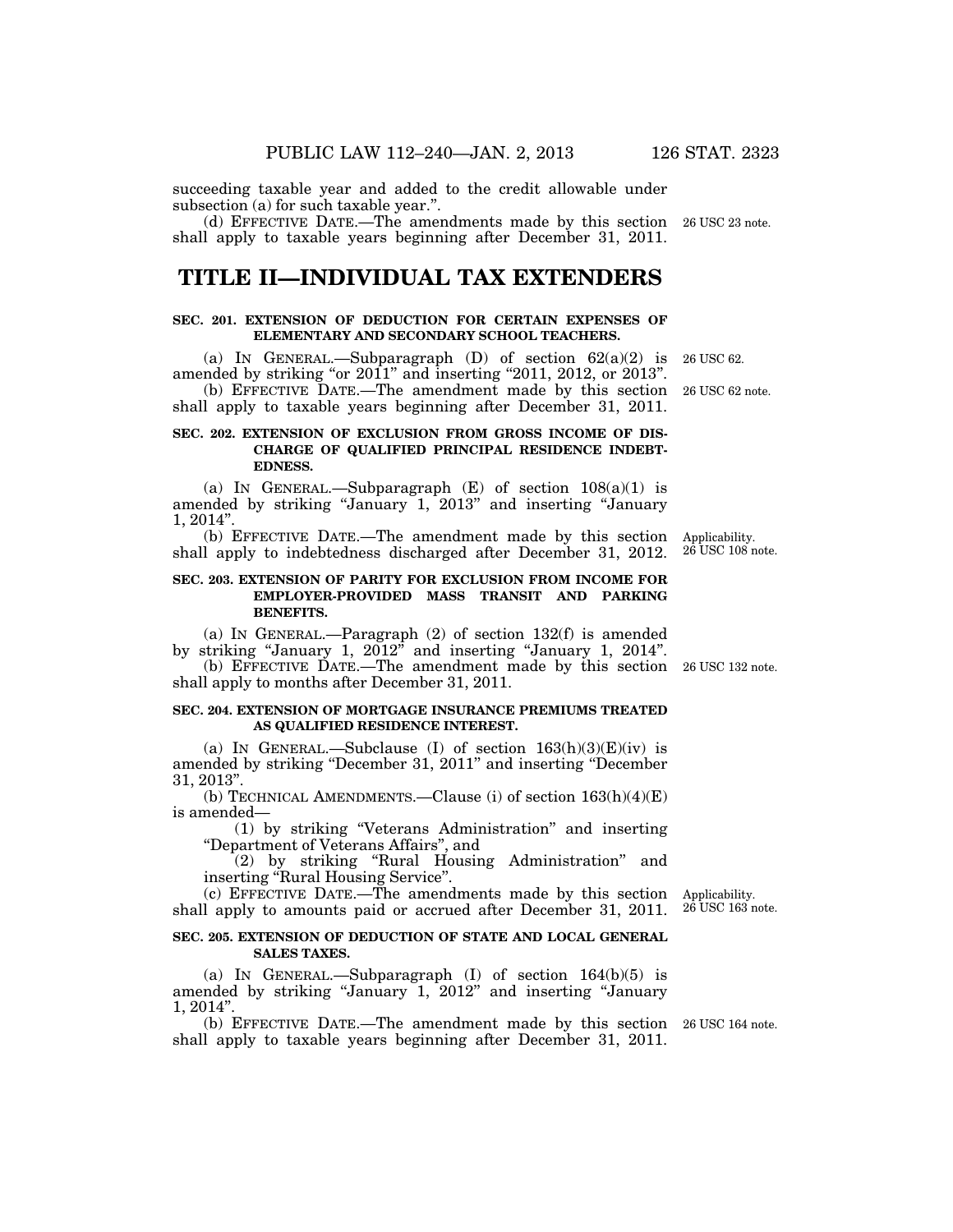succeeding taxable year and added to the credit allowable under subsection (a) for such taxable year.".

(d) EFFECTIVE DATE.—The amendments made by this section shall apply to taxable years beginning after December 31, 2011.

26 USC 23 note.

# TITLE II—INDIVIDUAL TAX EXTENDERS

### SEC. 201. EXTENSION OF DEDUCTION FOR CERTAIN EXPENSES OF ELEMENTARY AND SECONDARY SCHOOL TEACHERS.

(a) IN GENERAL.—Subparagraph (D) of section 62(a)(2) is amended by striking "or 2011" and inserting "2011, 2012, or 2013".

26 USC 62.

(b) EFFECTIVE DATE.—The amendment made by this section shall apply to taxable years beginning after December 31, 2011.

26 USC 62 note.

### SEC. 202. EXTENSION OF EXCLUSION FROM GROSS INCOME OF DISCHARGE OF QUALIFIED PRINCIPAL RESIDENCE INDEBTEDNESS.

(a) IN GENERAL.—Subparagraph (E) of section 108(a)(1) is amended by striking "January 1, 2013" and inserting "January 1, 2014".

(b) EFFECTIVE DATE.—The amendment made by this section shall apply to indebtedness discharged after December 31, 2012.

Applicability.
26 USC 108 note.

### SEC. 203. EXTENSION OF PARITY FOR EXCLUSION FROM INCOME FOR EMPLOYER-PROVIDED MASS TRANSIT AND PARKING BENEFITS.

(a) IN GENERAL.—Paragraph (2) of section 132(f) is amended by striking "January 1, 2012" and inserting "January 1, 2014".

(b) EFFECTIVE DATE.—The amendment made by this section shall apply to months after December 31, 2011.

26 USC 132 note.

### SEC. 204. EXTENSION OF MORTGAGE INSURANCE PREMIUMS TREATED AS QUALIFIED RESIDENCE INTEREST.

(a) IN GENERAL.—Subclause (I) of section 163(h)(3)(E)(iv) is amended by striking "December 31, 2011" and inserting "December 31, 2013".

(b) TECHNICAL AMENDMENTS.—Clause (i) of section 163(h)(4)(E) is amended—

(1) by striking "Veterans Administration" and inserting "Department of Veterans Affairs", and

(2) by striking "Rural Housing Administration" and inserting "Rural Housing Service".

(c) EFFECTIVE DATE.—The amendments made by this section shall apply to amounts paid or accrued after December 31, 2011.

Applicability.
26 USC 163 note.

### SEC. 205. EXTENSION OF DEDUCTION OF STATE AND LOCAL GENERAL SALES TAXES.

(a) IN GENERAL.—Subparagraph (I) of section 164(b)(5) is amended by striking "January 1, 2012" and inserting "January 1, 2014".

(b) EFFECTIVE DATE.—The amendment made by this section shall apply to taxable years beginning after December 31, 2011.

26 USC 164 note.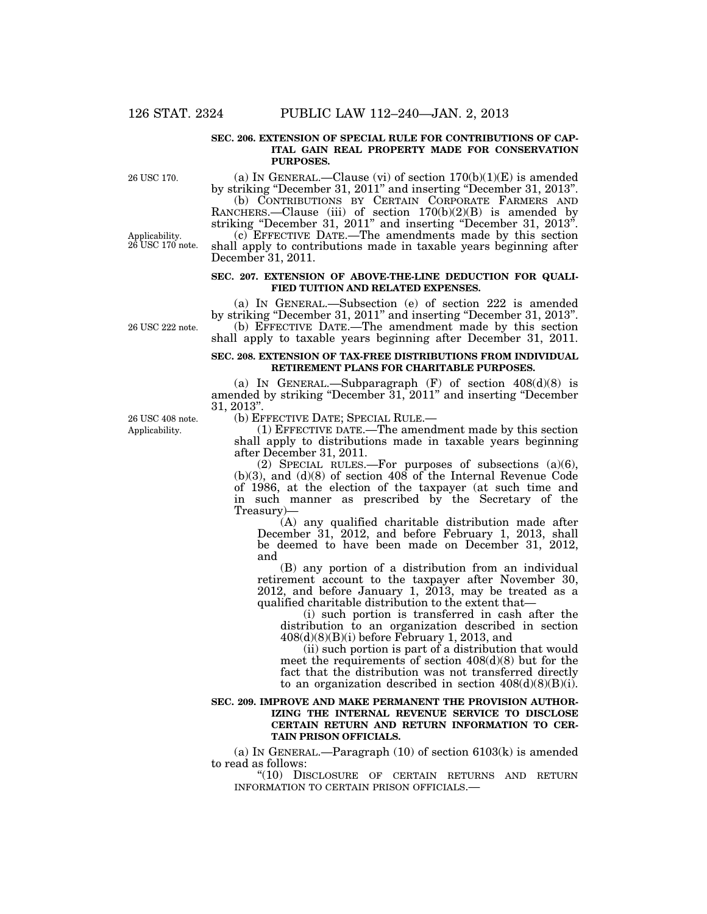**SEC. 206. EXTENSION OF SPECIAL RULE FOR CONTRIBUTIONS OF CAPITAL GAIN REAL PROPERTY MADE FOR CONSERVATION PURPOSES.**

26 USC 170.

(a) IN GENERAL.—Clause (vi) of section 170(b)(1)(E) is amended by striking "December 31, 2011" and inserting "December 31, 2013".

(b) CONTRIBUTIONS BY CERTAIN CORPORATE FARMERS AND RANCHERS.—Clause (iii) of section 170(b)(2)(B) is amended by striking "December 31, 2011" and inserting "December 31, 2013".

Applicability. 26 USC 170 note.

(c) EFFECTIVE DATE.—The amendments made by this section shall apply to contributions made in taxable years beginning after December 31, 2011.

**SEC. 207. EXTENSION OF ABOVE-THE-LINE DEDUCTION FOR QUALIFIED TUITION AND RELATED EXPENSES.**

(a) IN GENERAL.—Subsection (e) of section 222 is amended by striking "December 31, 2011" and inserting "December 31, 2013".

26 USC 222 note.

(b) EFFECTIVE DATE.—The amendment made by this section shall apply to taxable years beginning after December 31, 2011.

**SEC. 208. EXTENSION OF TAX-FREE DISTRIBUTIONS FROM INDIVIDUAL RETIREMENT PLANS FOR CHARITABLE PURPOSES.**

(a) IN GENERAL.—Subparagraph (F) of section 408(d)(8) is amended by striking "December 31, 2011" and inserting "December 31, 2013".

26 USC 408 note. Applicability.

(b) EFFECTIVE DATE; SPECIAL RULE.—

(1) EFFECTIVE DATE.—The amendment made by this section shall apply to distributions made in taxable years beginning after December 31, 2011.

(2) SPECIAL RULES.—For purposes of subsections (a)(6), (b)(3), and (d)(8) of section 408 of the Internal Revenue Code of 1986, at the election of the taxpayer (at such time and in such manner as prescribed by the Secretary of the Treasury)—

(A) any qualified charitable distribution made after December 31, 2012, and before February 1, 2013, shall be deemed to have been made on December 31, 2012, and

(B) any portion of a distribution from an individual retirement account to the taxpayer after November 30, 2012, and before January 1, 2013, may be treated as a qualified charitable distribution to the extent that—

(i) such portion is transferred in cash after the distribution to an organization described in section 408(d)(8)(B)(i) before February 1, 2013, and

(ii) such portion is part of a distribution that would meet the requirements of section 408(d)(8) but for the fact that the distribution was not transferred directly to an organization described in section 408(d)(8)(B)(i).

**SEC. 209. IMPROVE AND MAKE PERMANENT THE PROVISION AUTHORIZING THE INTERNAL REVENUE SERVICE TO DISCLOSE CERTAIN RETURN AND RETURN INFORMATION TO CERTAIN PRISON OFFICIALS.**

(a) IN GENERAL.—Paragraph (10) of section 6103(k) is amended to read as follows:

"(10) DISCLOSURE OF CERTAIN RETURNS AND RETURN INFORMATION TO CERTAIN PRISON OFFICIALS.—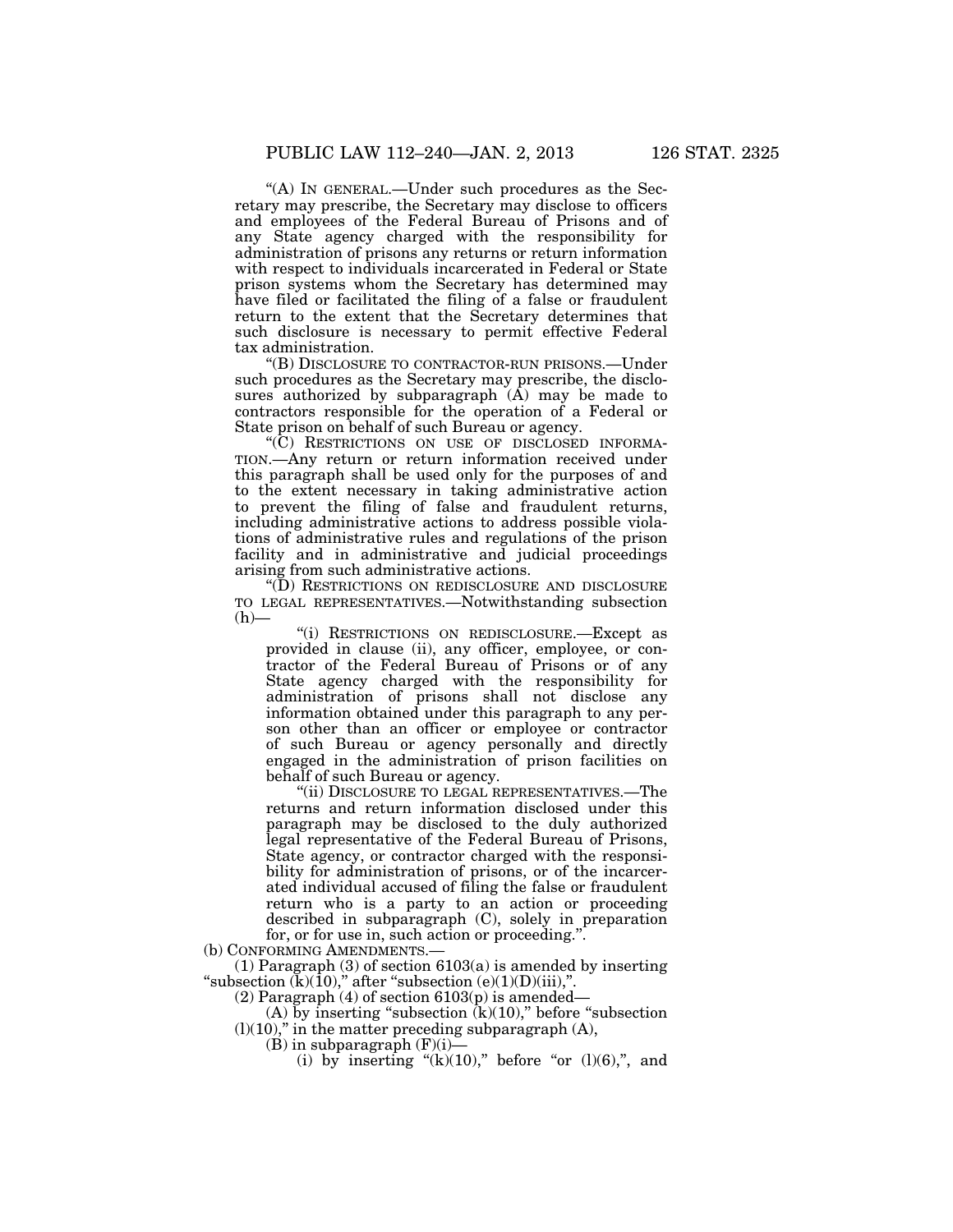"(A) IN GENERAL.—Under such procedures as the Secretary may prescribe, the Secretary may disclose to officers and employees of the Federal Bureau of Prisons and of any State agency charged with the responsibility for administration of prisons any returns or return information with respect to individuals incarcerated in Federal or State prison systems whom the Secretary has determined may have filed or facilitated the filing of a false or fraudulent return to the extent that the Secretary determines that such disclosure is necessary to permit effective Federal tax administration.

"(B) DISCLOSURE TO CONTRACTOR-RUN PRISONS.—Under such procedures as the Secretary may prescribe, the disclosures authorized by subparagraph (A) may be made to contractors responsible for the operation of a Federal or State prison on behalf of such Bureau or agency.

"(C) RESTRICTIONS ON USE OF DISCLOSED INFORMATION.—Any return or return information received under this paragraph shall be used only for the purposes of and to the extent necessary in taking administrative action to prevent the filing of false and fraudulent returns, including administrative actions to address possible violations of administrative rules and regulations of the prison facility and in administrative and judicial proceedings arising from such administrative actions.

"(D) RESTRICTIONS ON REDISCLOSURE AND DISCLOSURE TO LEGAL REPRESENTATIVES.—Notwithstanding subsection (h)—

"(i) RESTRICTIONS ON REDISCLOSURE.—Except as provided in clause (ii), any officer, employee, or contractor of the Federal Bureau of Prisons or of any State agency charged with the responsibility for administration of prisons shall not disclose any information obtained under this paragraph to any person other than an officer or employee or contractor of such Bureau or agency personally and directly engaged in the administration of prison facilities on behalf of such Bureau or agency.

"(ii) DISCLOSURE TO LEGAL REPRESENTATIVES.—The returns and return information disclosed under this paragraph may be disclosed to the duly authorized legal representative of the Federal Bureau of Prisons, State agency, or contractor charged with the responsibility for administration of prisons, or of the incarcerated individual accused of filing the false or fraudulent return who is a party to an action or proceeding described in subparagraph (C), solely in preparation for, or for use in, such action or proceeding.".

(b) CONFORMING AMENDMENTS.—

(1) Paragraph (3) of section 6103(a) is amended by inserting "subsection (k)(10)," after "subsection (e)(1)(D)(iii),".

(2) Paragraph (4) of section 6103(p) is amended—

(A) by inserting "subsection (k)(10)," before "subsection (l)(10)," in the matter preceding subparagraph (A),

(B) in subparagraph (F)(i)—

(i) by inserting "(k)(10)," before "or (l)(6),", and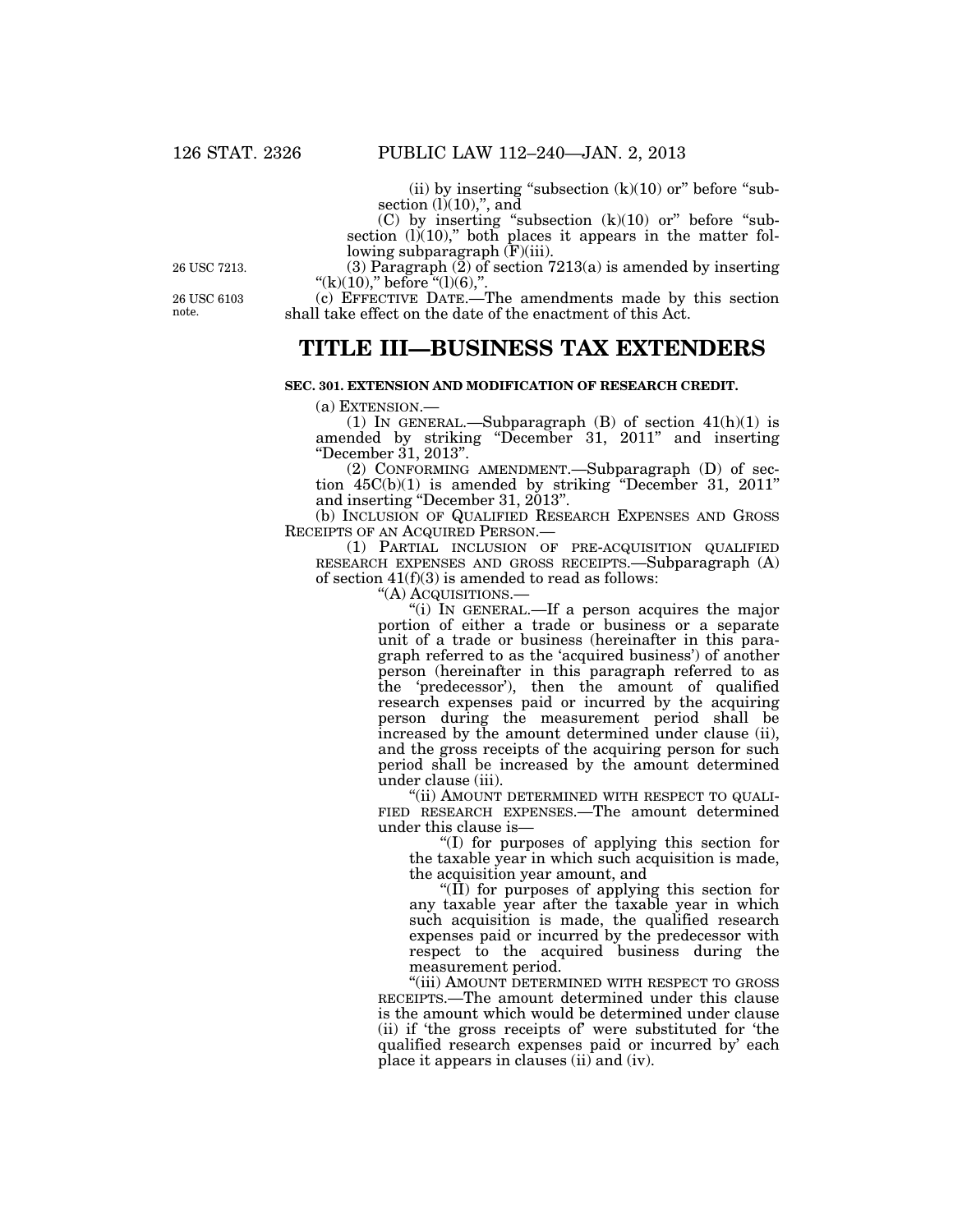(ii) by inserting "subsection (k)(10) or" before "subsection (l)(10),", and

(C) by inserting "subsection (k)(10) or" before "subsection (l)(10)," both places it appears in the matter following subparagraph (F)(iii).

26 USC 7213.

(3) Paragraph (2) of section 7213(a) is amended by inserting "(k)(10)," before "(l)(6),".

26 USC 6103 note.

(c) EFFECTIVE DATE.—The amendments made by this section shall take effect on the date of the enactment of this Act.

# TITLE III—BUSINESS TAX EXTENDERS

### SEC. 301. EXTENSION AND MODIFICATION OF RESEARCH CREDIT.

(a) EXTENSION.—

(1) IN GENERAL.—Subparagraph (B) of section 41(h)(1) is amended by striking "December 31, 2011" and inserting "December 31, 2013".

(2) CONFORMING AMENDMENT.—Subparagraph (D) of section 45C(b)(1) is amended by striking "December 31, 2011" and inserting "December 31, 2013".

(b) INCLUSION OF QUALIFIED RESEARCH EXPENSES AND GROSS RECEIPTS OF AN ACQUIRED PERSON.—

(1) PARTIAL INCLUSION OF PRE-ACQUISITION QUALIFIED RESEARCH EXPENSES AND GROSS RECEIPTS.—Subparagraph (A) of section 41(f)(3) is amended to read as follows:

"(A) ACQUISITIONS.—

"(i) IN GENERAL.—If a person acquires the major portion of either a trade or business or a separate unit of a trade or business (hereinafter in this paragraph referred to as the 'acquired business') of another person (hereinafter in this paragraph referred to as the 'predecessor'), then the amount of qualified research expenses paid or incurred by the acquiring person during the measurement period shall be increased by the amount determined under clause (ii), and the gross receipts of the acquiring person for such period shall be increased by the amount determined under clause (iii).

"(ii) AMOUNT DETERMINED WITH RESPECT TO QUALIFIED RESEARCH EXPENSES.—The amount determined under this clause is—

"(I) for purposes of applying this section for the taxable year in which such acquisition is made, the acquisition year amount, and

"(II) for purposes of applying this section for any taxable year after the taxable year in which such acquisition is made, the qualified research expenses paid or incurred by the predecessor with respect to the acquired business during the measurement period.

"(iii) AMOUNT DETERMINED WITH RESPECT TO GROSS RECEIPTS.—The amount determined under this clause is the amount which would be determined under clause (ii) if 'the gross receipts of' were substituted for 'the qualified research expenses paid or incurred by' each place it appears in clauses (ii) and (iv).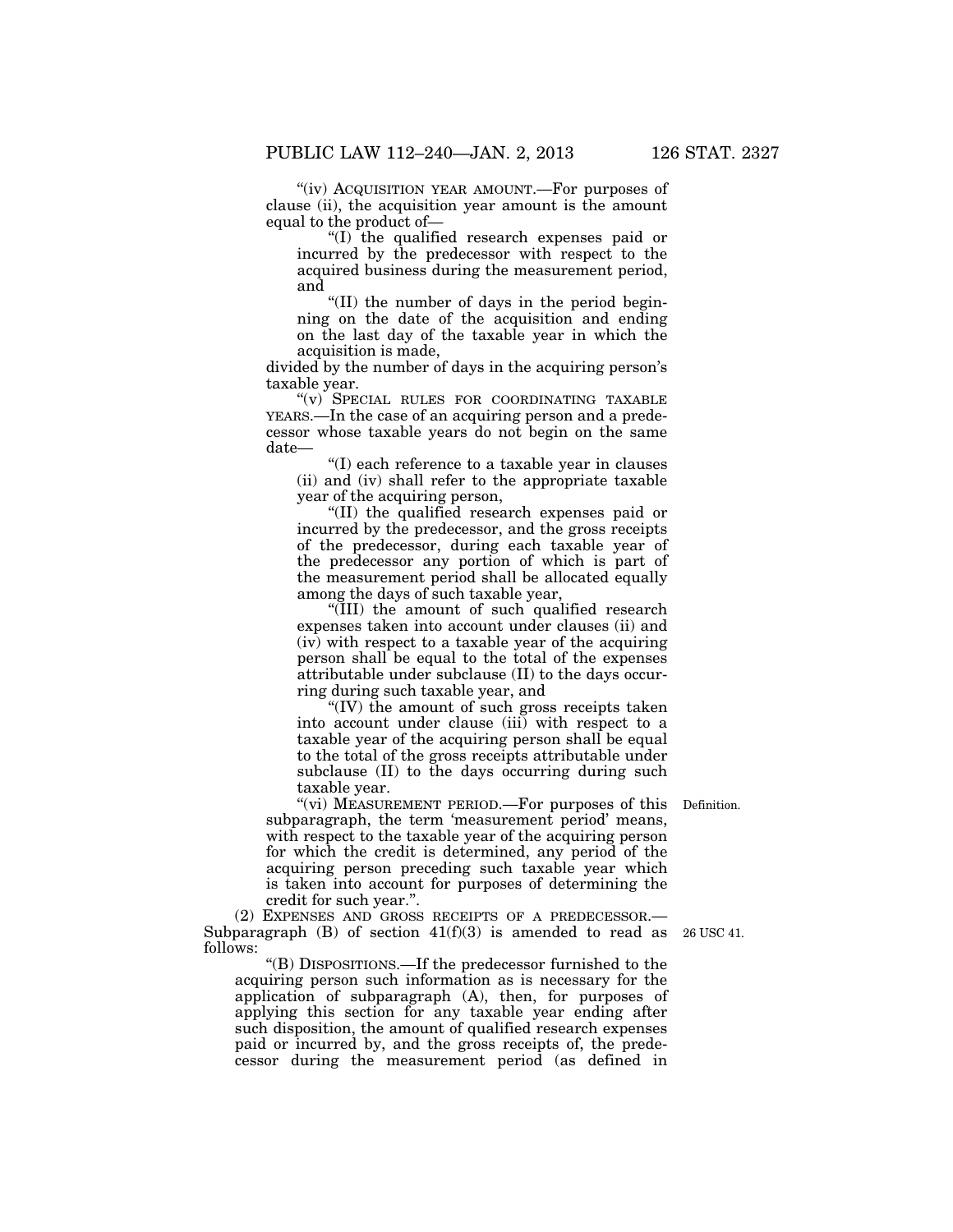"(iv) ACQUISITION YEAR AMOUNT.—For purposes of clause (ii), the acquisition year amount is the amount equal to the product of—

"(I) the qualified research expenses paid or incurred by the predecessor with respect to the acquired business during the measurement period, and

"(II) the number of days in the period beginning on the date of the acquisition and ending on the last day of the taxable year in which the acquisition is made,

divided by the number of days in the acquiring person's taxable year.

"(v) SPECIAL RULES FOR COORDINATING TAXABLE YEARS.—In the case of an acquiring person and a predecessor whose taxable years do not begin on the same date—

"(I) each reference to a taxable year in clauses (ii) and (iv) shall refer to the appropriate taxable year of the acquiring person,

"(II) the qualified research expenses paid or incurred by the predecessor, and the gross receipts of the predecessor, during each taxable year of the predecessor any portion of which is part of the measurement period shall be allocated equally among the days of such taxable year,

"(III) the amount of such qualified research expenses taken into account under clauses (ii) and (iv) with respect to a taxable year of the acquiring person shall be equal to the total of the expenses attributable under subclause (II) to the days occurring during such taxable year, and

"(IV) the amount of such gross receipts taken into account under clause (iii) with respect to a taxable year of the acquiring person shall be equal to the total of the gross receipts attributable under subclause (II) to the days occurring during such taxable year.

"(vi) MEASUREMENT PERIOD.—For purposes of this subparagraph, the term 'measurement period' means, with respect to the taxable year of the acquiring person for which the credit is determined, any period of the acquiring person preceding such taxable year which is taken into account for purposes of determining the credit for such year.". Definition.

(2) EXPENSES AND GROSS RECEIPTS OF A PREDECESSOR.—Subparagraph (B) of section 41(f)(3) is amended to read as follows: 26 USC 41.

"(B) DISPOSITIONS.—If the predecessor furnished to the acquiring person such information as is necessary for the application of subparagraph (A), then, for purposes of applying this section for any taxable year ending after such disposition, the amount of qualified research expenses paid or incurred by, and the gross receipts of, the predecessor during the measurement period (as defined in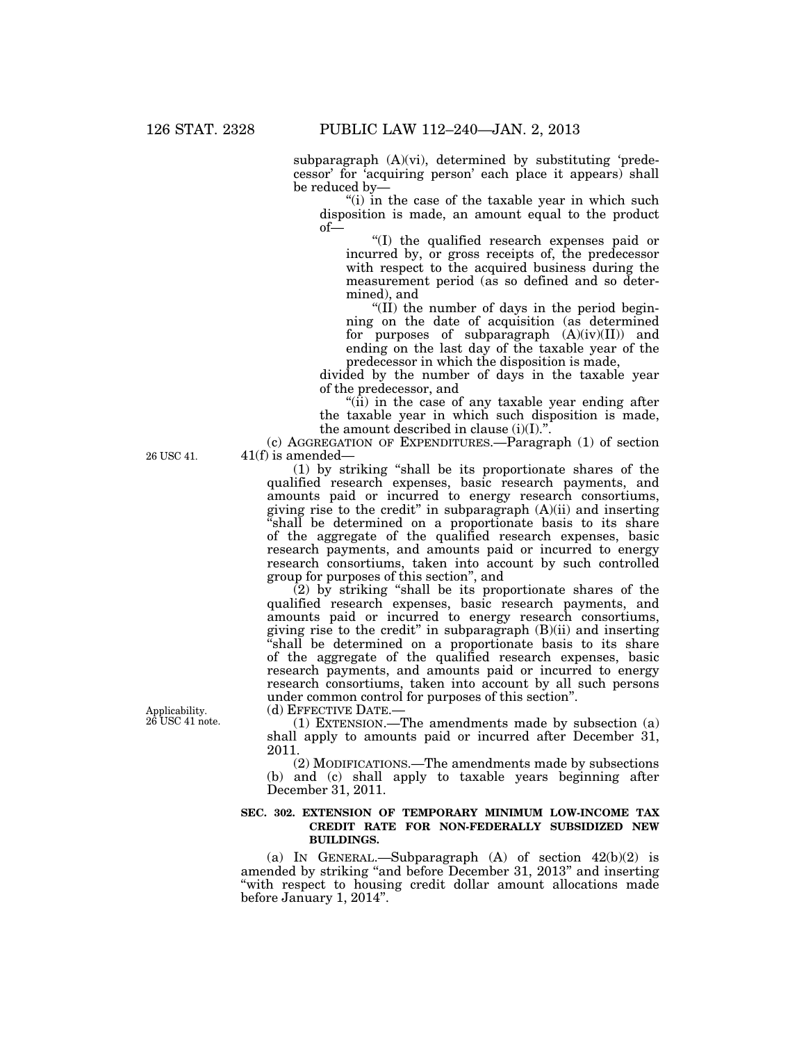subparagraph (A)(vi), determined by substituting 'predecessor' for 'acquiring person' each place it appears) shall be reduced by—

"(i) in the case of the taxable year in which such disposition is made, an amount equal to the product of—

"(I) the qualified research expenses paid or incurred by, or gross receipts of, the predecessor with respect to the acquired business during the measurement period (as so defined and so determined), and

"(II) the number of days in the period beginning on the date of acquisition (as determined for purposes of subparagraph (A)(iv)(II)) and ending on the last day of the taxable year of the predecessor in which the disposition is made,

divided by the number of days in the taxable year of the predecessor, and

"(ii) in the case of any taxable year ending after the taxable year in which such disposition is made, the amount described in clause (i)(I).".

26 USC 41.

(c) AGGREGATION OF EXPENDITURES.—Paragraph (1) of section 41(f) is amended—

(1) by striking "shall be its proportionate shares of the qualified research expenses, basic research payments, and amounts paid or incurred to energy research consortiums, giving rise to the credit" in subparagraph (A)(ii) and inserting "shall be determined on a proportionate basis to its share of the aggregate of the qualified research expenses, basic research payments, and amounts paid or incurred to energy research consortiums, taken into account by such controlled group for purposes of this section", and

(2) by striking "shall be its proportionate shares of the qualified research expenses, basic research payments, and amounts paid or incurred to energy research consortiums, giving rise to the credit" in subparagraph (B)(ii) and inserting "shall be determined on a proportionate basis to its share of the aggregate of the qualified research expenses, basic research payments, and amounts paid or incurred to energy research consortiums, taken into account by all such persons under common control for purposes of this section".

Applicability.
26 USC 41 note.

(d) EFFECTIVE DATE.—

(1) EXTENSION.—The amendments made by subsection (a) shall apply to amounts paid or incurred after December 31, 2011.

(2) MODIFICATIONS.—The amendments made by subsections (b) and (c) shall apply to taxable years beginning after December 31, 2011.

**SEC. 302. EXTENSION OF TEMPORARY MINIMUM LOW-INCOME TAX CREDIT RATE FOR NON-FEDERALLY SUBSIDIZED NEW BUILDINGS.**

(a) IN GENERAL.—Subparagraph (A) of section 42(b)(2) is amended by striking "and before December 31, 2013" and inserting "with respect to housing credit dollar amount allocations made before January 1, 2014".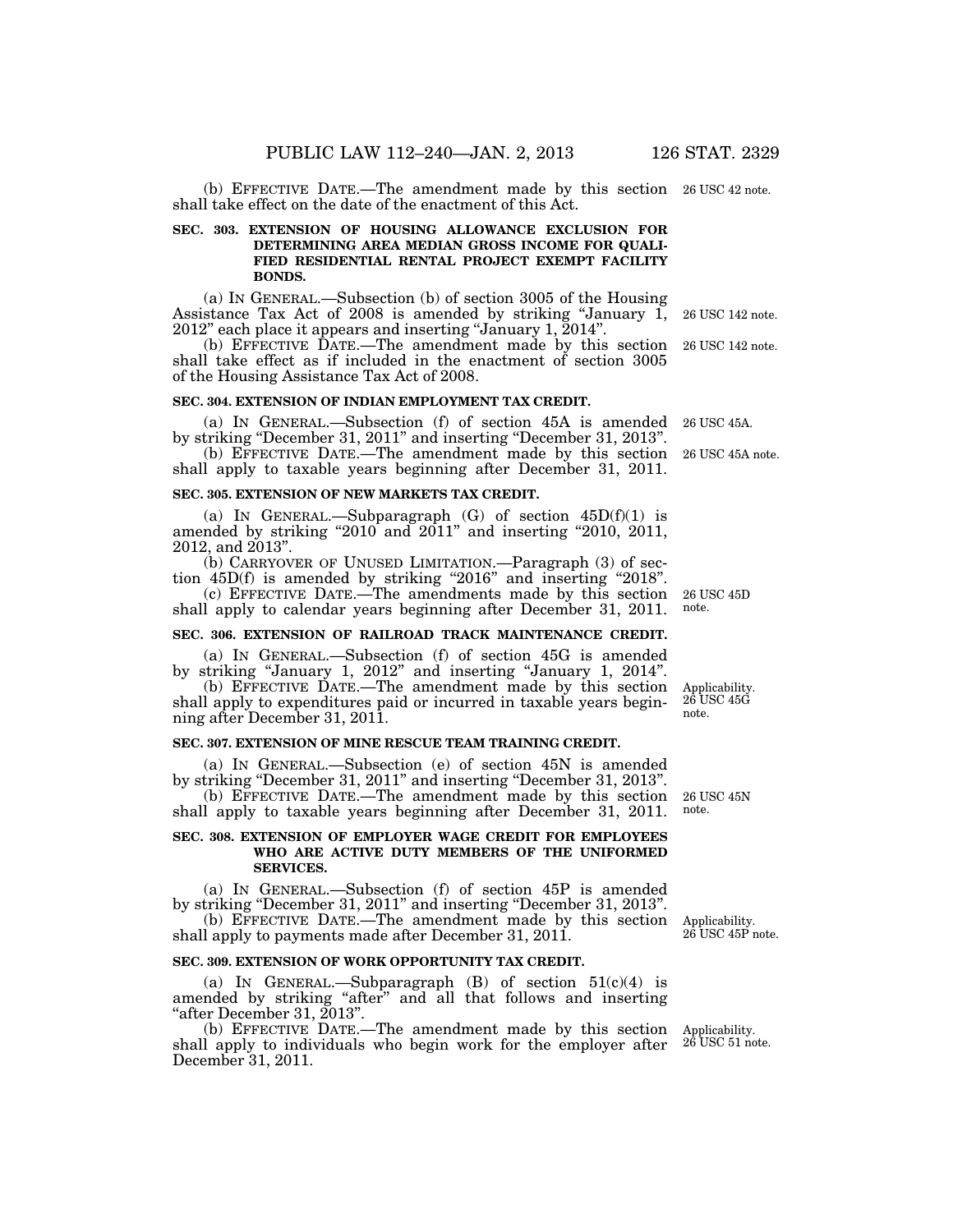(b) EFFECTIVE DATE.—The amendment made by this section shall take effect on the date of the enactment of this Act.

26 USC 42 note.

**SEC. 303. EXTENSION OF HOUSING ALLOWANCE EXCLUSION FOR DETERMINING AREA MEDIAN GROSS INCOME FOR QUALIFIED RESIDENTIAL RENTAL PROJECT EXEMPT FACILITY BONDS.**

(a) IN GENERAL.—Subsection (b) of section 3005 of the Housing Assistance Tax Act of 2008 is amended by striking "January 1, 2012" each place it appears and inserting "January 1, 2014".

26 USC 142 note.

(b) EFFECTIVE DATE.—The amendment made by this section shall take effect as if included in the enactment of section 3005 of the Housing Assistance Tax Act of 2008.

26 USC 142 note.

**SEC. 304. EXTENSION OF INDIAN EMPLOYMENT TAX CREDIT.**

(a) IN GENERAL.—Subsection (f) of section 45A is amended by striking "December 31, 2011" and inserting "December 31, 2013".

26 USC 45A.

(b) EFFECTIVE DATE.—The amendment made by this section shall apply to taxable years beginning after December 31, 2011.

26 USC 45A note.

**SEC. 305. EXTENSION OF NEW MARKETS TAX CREDIT.**

(a) IN GENERAL.—Subparagraph (G) of section 45D(f)(1) is amended by striking "2010 and 2011" and inserting "2010, 2011, 2012, and 2013".

(b) CARRYOVER OF UNUSED LIMITATION.—Paragraph (3) of section 45D(f) is amended by striking "2016" and inserting "2018".

(c) EFFECTIVE DATE.—The amendments made by this section shall apply to calendar years beginning after December 31, 2011.

26 USC 45D note.

**SEC. 306. EXTENSION OF RAILROAD TRACK MAINTENANCE CREDIT.**

(a) IN GENERAL.—Subsection (f) of section 45G is amended by striking "January 1, 2012" and inserting "January 1, 2014".

(b) EFFECTIVE DATE.—The amendment made by this section shall apply to expenditures paid or incurred in taxable years beginning after December 31, 2011.

Applicability. 26 USC 45G note.

**SEC. 307. EXTENSION OF MINE RESCUE TEAM TRAINING CREDIT.**

(a) IN GENERAL.—Subsection (e) of section 45N is amended by striking "December 31, 2011" and inserting "December 31, 2013".

(b) EFFECTIVE DATE.—The amendment made by this section shall apply to taxable years beginning after December 31, 2011.

26 USC 45N note.

**SEC. 308. EXTENSION OF EMPLOYER WAGE CREDIT FOR EMPLOYEES WHO ARE ACTIVE DUTY MEMBERS OF THE UNIFORMED SERVICES.**

(a) IN GENERAL.—Subsection (f) of section 45P is amended by striking "December 31, 2011" and inserting "December 31, 2013".

(b) EFFECTIVE DATE.—The amendment made by this section shall apply to payments made after December 31, 2011.

Applicability. 26 USC 45P note.

**SEC. 309. EXTENSION OF WORK OPPORTUNITY TAX CREDIT.**

(a) IN GENERAL.—Subparagraph (B) of section 51(c)(4) is amended by striking "after" and all that follows and inserting "after December 31, 2013".

(b) EFFECTIVE DATE.—The amendment made by this section shall apply to individuals who begin work for the employer after December 31, 2011.

Applicability. 26 USC 51 note.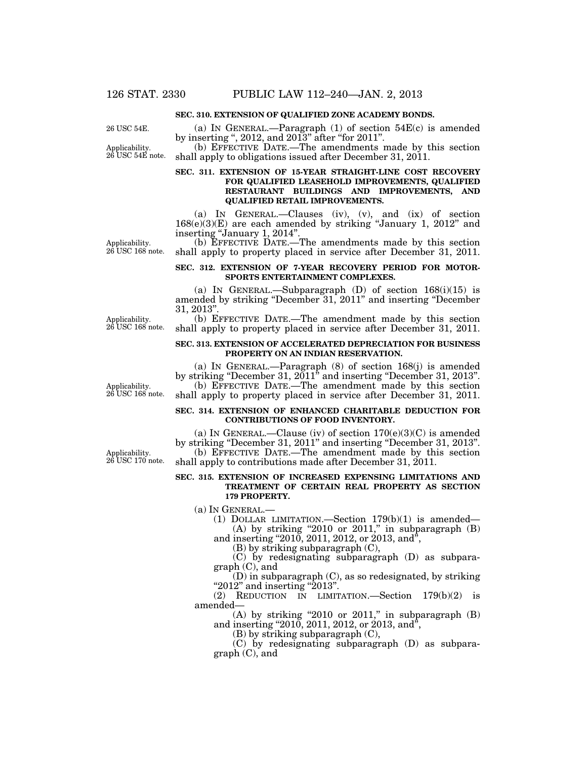**SEC. 310. EXTENSION OF QUALIFIED ZONE ACADEMY BONDS.**

26 USC 54E.

(a) IN GENERAL.—Paragraph (1) of section 54E(c) is amended by inserting ", 2012, and 2013" after "for 2011".

Applicability. 26 USC 54E note.

(b) EFFECTIVE DATE.—The amendments made by this section shall apply to obligations issued after December 31, 2011.

**SEC. 311. EXTENSION OF 15-YEAR STRAIGHT-LINE COST RECOVERY FOR QUALIFIED LEASEHOLD IMPROVEMENTS, QUALIFIED RESTAURANT BUILDINGS AND IMPROVEMENTS, AND QUALIFIED RETAIL IMPROVEMENTS.**

(a) IN GENERAL.—Clauses (iv), (v), and (ix) of section 168(e)(3)(E) are each amended by striking "January 1, 2012" and inserting "January 1, 2014".

Applicability. 26 USC 168 note.

(b) EFFECTIVE DATE.—The amendments made by this section shall apply to property placed in service after December 31, 2011.

**SEC. 312. EXTENSION OF 7-YEAR RECOVERY PERIOD FOR MOTOR-SPORTS ENTERTAINMENT COMPLEXES.**

(a) IN GENERAL.—Subparagraph (D) of section 168(i)(15) is amended by striking "December 31, 2011" and inserting "December 31, 2013".

Applicability. 26 USC 168 note.

(b) EFFECTIVE DATE.—The amendment made by this section shall apply to property placed in service after December 31, 2011.

**SEC. 313. EXTENSION OF ACCELERATED DEPRECIATION FOR BUSINESS PROPERTY ON AN INDIAN RESERVATION.**

(a) IN GENERAL.—Paragraph (8) of section 168(j) is amended by striking "December 31, 2011" and inserting "December 31, 2013".

Applicability. 26 USC 168 note.

(b) EFFECTIVE DATE.—The amendment made by this section shall apply to property placed in service after December 31, 2011.

**SEC. 314. EXTENSION OF ENHANCED CHARITABLE DEDUCTION FOR CONTRIBUTIONS OF FOOD INVENTORY.**

(a) IN GENERAL.—Clause (iv) of section 170(e)(3)(C) is amended by striking "December 31, 2011" and inserting "December 31, 2013".

Applicability. 26 USC 170 note.

(b) EFFECTIVE DATE.—The amendment made by this section shall apply to contributions made after December 31, 2011.

**SEC. 315. EXTENSION OF INCREASED EXPENSING LIMITATIONS AND TREATMENT OF CERTAIN REAL PROPERTY AS SECTION 179 PROPERTY.**

(a) IN GENERAL.—

(1) DOLLAR LIMITATION.—Section 179(b)(1) is amended—

(A) by striking "2010 or 2011," in subparagraph (B) and inserting "2010, 2011, 2012, or 2013, and",

(B) by striking subparagraph (C),

(C) by redesignating subparagraph (D) as subparagraph (C), and

(D) in subparagraph (C), as so redesignated, by striking "2012" and inserting "2013".

(2) REDUCTION IN LIMITATION.—Section 179(b)(2) is amended—

(A) by striking "2010 or 2011," in subparagraph (B) and inserting "2010, 2011, 2012, or 2013, and",

(B) by striking subparagraph (C),

(C) by redesignating subparagraph (D) as subparagraph (C), and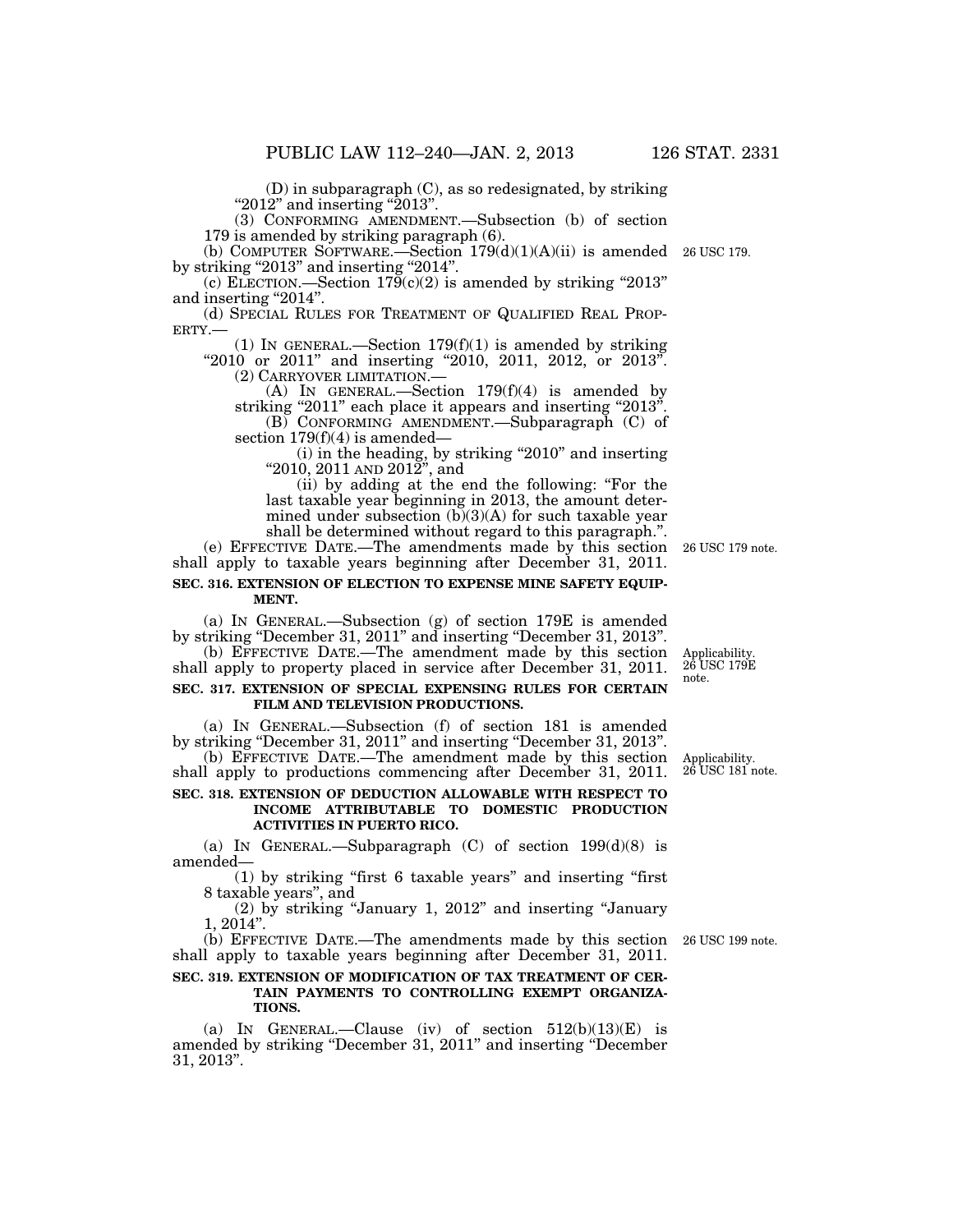(D) in subparagraph (C), as so redesignated, by striking "2012" and inserting "2013".

(3) CONFORMING AMENDMENT.—Subsection (b) of section 179 is amended by striking paragraph (6).

(b) COMPUTER SOFTWARE.—Section 179(d)(1)(A)(ii) is amended by striking "2013" and inserting "2014".

26 USC 179.

(c) ELECTION.—Section 179(c)(2) is amended by striking "2013" and inserting "2014".

(d) SPECIAL RULES FOR TREATMENT OF QUALIFIED REAL PROPERTY.—

(1) IN GENERAL.—Section 179(f)(1) is amended by striking "2010 or 2011" and inserting "2010, 2011, 2012, or 2013".

(2) CARRYOVER LIMITATION.—

(A) IN GENERAL.—Section 179(f)(4) is amended by striking "2011" each place it appears and inserting "2013".

(B) CONFORMING AMENDMENT.—Subparagraph (C) of section 179(f)(4) is amended—

(i) in the heading, by striking "2010" and inserting "2010, 2011 AND 2012", and

(ii) by adding at the end the following: "For the last taxable year beginning in 2013, the amount determined under subsection (b)(3)(A) for such taxable year shall be determined without regard to this paragraph.".

(e) EFFECTIVE DATE.—The amendments made by this section shall apply to taxable years beginning after December 31, 2011.

26 USC 179 note.

**SEC. 316. EXTENSION OF ELECTION TO EXPENSE MINE SAFETY EQUIPMENT.**

(a) IN GENERAL.—Subsection (g) of section 179E is amended by striking "December 31, 2011" and inserting "December 31, 2013".

(b) EFFECTIVE DATE.—The amendment made by this section shall apply to property placed in service after December 31, 2011.

Applicability. 26 USC 179E note.

**SEC. 317. EXTENSION OF SPECIAL EXPENSING RULES FOR CERTAIN FILM AND TELEVISION PRODUCTIONS.**

(a) IN GENERAL.—Subsection (f) of section 181 is amended by striking "December 31, 2011" and inserting "December 31, 2013".

(b) EFFECTIVE DATE.—The amendment made by this section shall apply to productions commencing after December 31, 2011.

Applicability. 26 USC 181 note.

**SEC. 318. EXTENSION OF DEDUCTION ALLOWABLE WITH RESPECT TO INCOME ATTRIBUTABLE TO DOMESTIC PRODUCTION ACTIVITIES IN PUERTO RICO.**

(a) IN GENERAL.—Subparagraph (C) of section 199(d)(8) is amended—

(1) by striking "first 6 taxable years" and inserting "first 8 taxable years", and

(2) by striking "January 1, 2012" and inserting "January 1, 2014".

(b) EFFECTIVE DATE.—The amendments made by this section shall apply to taxable years beginning after December 31, 2011.

26 USC 199 note.

**SEC. 319. EXTENSION OF MODIFICATION OF TAX TREATMENT OF CERTAIN PAYMENTS TO CONTROLLING EXEMPT ORGANIZATIONS.**

(a) IN GENERAL.—Clause (iv) of section 512(b)(13)(E) is amended by striking "December 31, 2011" and inserting "December 31, 2013".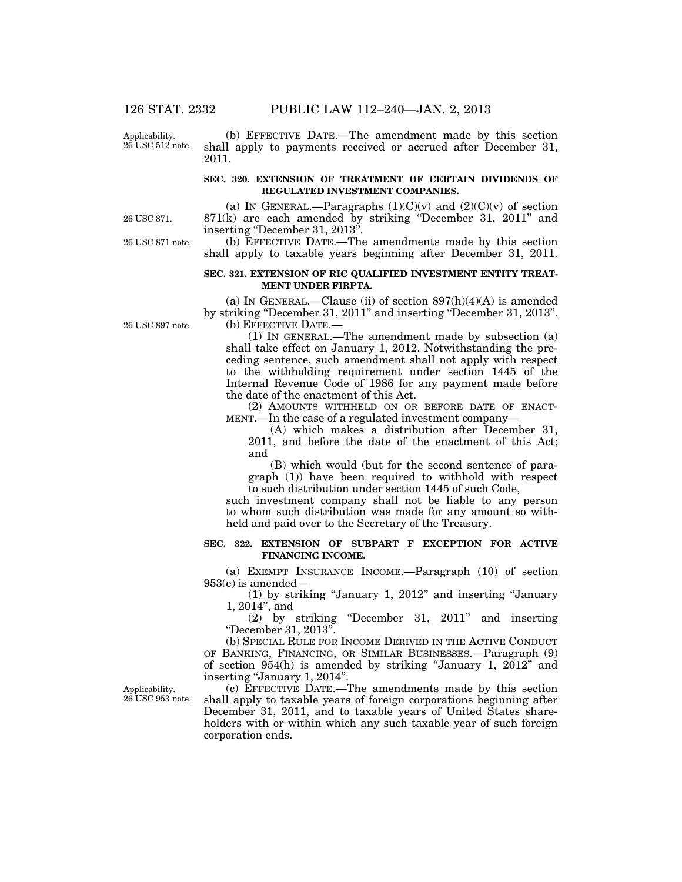(b) EFFECTIVE DATE.—The amendment made by this section shall apply to payments received or accrued after December 31, 2011.

Applicability. 26 USC 512 note.

### SEC. 320. EXTENSION OF TREATMENT OF CERTAIN DIVIDENDS OF REGULATED INVESTMENT COMPANIES.

(a) IN GENERAL.—Paragraphs (1)(C)(v) and (2)(C)(v) of section 871(k) are each amended by striking "December 31, 2011" and inserting "December 31, 2013".

26 USC 871.

(b) EFFECTIVE DATE.—The amendments made by this section shall apply to taxable years beginning after December 31, 2011.

26 USC 871 note.

### SEC. 321. EXTENSION OF RIC QUALIFIED INVESTMENT ENTITY TREATMENT UNDER FIRPTA.

(a) IN GENERAL.—Clause (ii) of section 897(h)(4)(A) is amended by striking "December 31, 2011" and inserting "December 31, 2013".

26 USC 897 note.

(b) EFFECTIVE DATE.—

(1) IN GENERAL.—The amendment made by subsection (a) shall take effect on January 1, 2012. Notwithstanding the preceding sentence, such amendment shall not apply with respect to the withholding requirement under section 1445 of the Internal Revenue Code of 1986 for any payment made before the date of the enactment of this Act.

(2) AMOUNTS WITHHELD ON OR BEFORE DATE OF ENACTMENT.—In the case of a regulated investment company—

(A) which makes a distribution after December 31, 2011, and before the date of the enactment of this Act; and

(B) which would (but for the second sentence of paragraph (1)) have been required to withhold with respect to such distribution under section 1445 of such Code,

such investment company shall not be liable to any person to whom such distribution was made for any amount so withheld and paid over to the Secretary of the Treasury.

### SEC. 322. EXTENSION OF SUBPART F EXCEPTION FOR ACTIVE FINANCING INCOME.

(a) EXEMPT INSURANCE INCOME.—Paragraph (10) of section 953(e) is amended—

(1) by striking "January 1, 2012" and inserting "January 1, 2014", and

(2) by striking "December 31, 2011" and inserting "December 31, 2013".

(b) SPECIAL RULE FOR INCOME DERIVED IN THE ACTIVE CONDUCT OF BANKING, FINANCING, OR SIMILAR BUSINESSES.—Paragraph (9) of section 954(h) is amended by striking "January 1, 2012" and inserting "January 1, 2014".

Applicability. 26 USC 953 note.

(c) EFFECTIVE DATE.—The amendments made by this section shall apply to taxable years of foreign corporations beginning after December 31, 2011, and to taxable years of United States shareholders with or within which any such taxable year of such foreign corporation ends.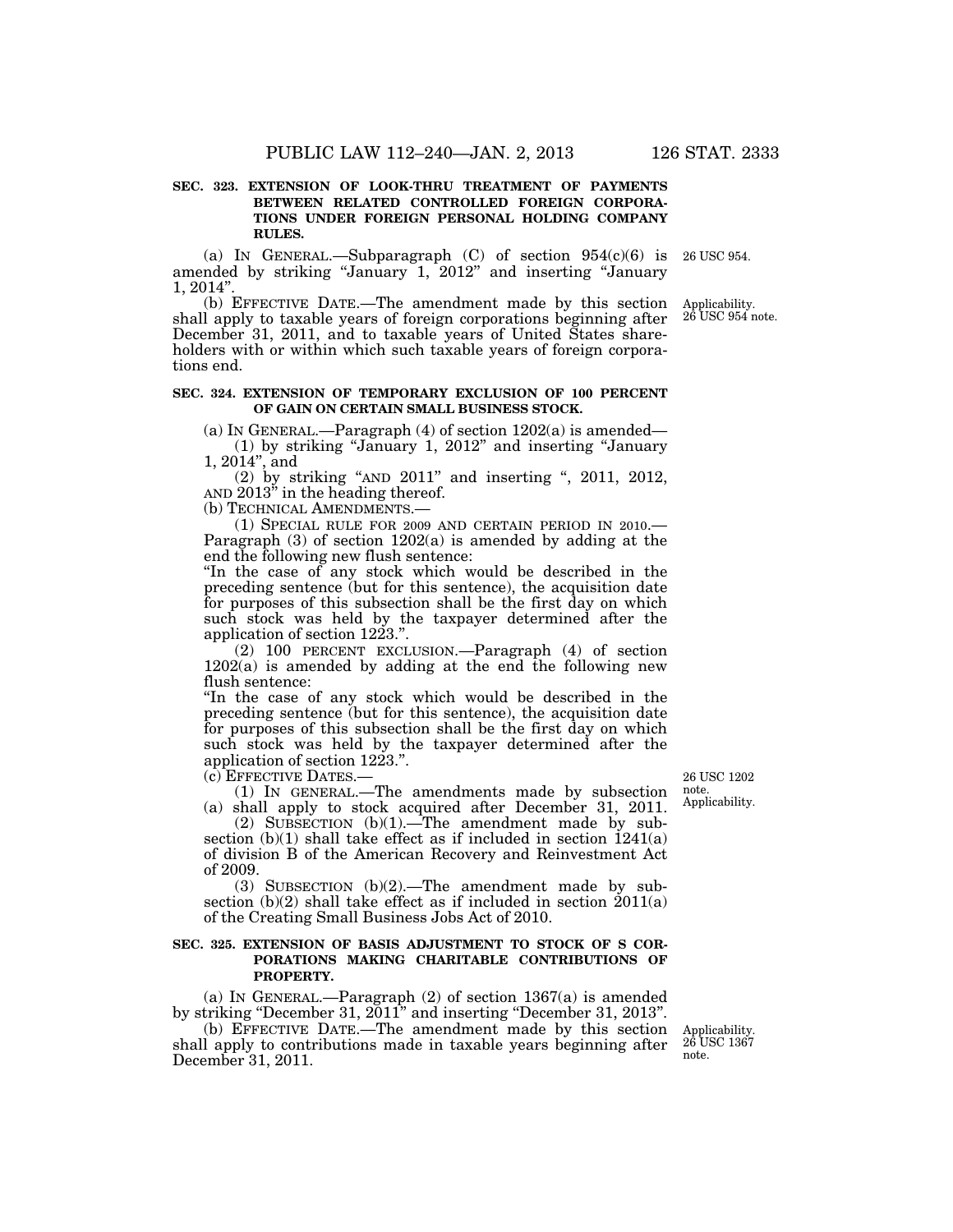### SEC. 323. EXTENSION OF LOOK-THRU TREATMENT OF PAYMENTS BETWEEN RELATED CONTROLLED FOREIGN CORPORATIONS UNDER FOREIGN PERSONAL HOLDING COMPANY RULES.

(a) IN GENERAL.—Subparagraph (C) of section 954(c)(6) is amended by striking "January 1, 2012" and inserting "January 1, 2014".

26 USC 954.

(b) EFFECTIVE DATE.—The amendment made by this section shall apply to taxable years of foreign corporations beginning after December 31, 2011, and to taxable years of United States shareholders with or within which such taxable years of foreign corporations end.

Applicability. 26 USC 954 note.

### SEC. 324. EXTENSION OF TEMPORARY EXCLUSION OF 100 PERCENT OF GAIN ON CERTAIN SMALL BUSINESS STOCK.

(a) IN GENERAL.—Paragraph (4) of section 1202(a) is amended—

(1) by striking "January 1, 2012" and inserting "January 1, 2014", and

(2) by striking "AND 2011" and inserting ", 2011, 2012, AND 2013" in the heading thereof.

(b) TECHNICAL AMENDMENTS.—

(1) SPECIAL RULE FOR 2009 AND CERTAIN PERIOD IN 2010.—Paragraph (3) of section 1202(a) is amended by adding at the end the following new flush sentence:

"In the case of any stock which would be described in the preceding sentence (but for this sentence), the acquisition date for purposes of this subsection shall be the first day on which such stock was held by the taxpayer determined after the application of section 1223.".

(2) 100 PERCENT EXCLUSION.—Paragraph (4) of section 1202(a) is amended by adding at the end the following new flush sentence:

"In the case of any stock which would be described in the preceding sentence (but for this sentence), the acquisition date for purposes of this subsection shall be the first day on which such stock was held by the taxpayer determined after the application of section 1223.".

(c) EFFECTIVE DATES.—

26 USC 1202 note. Applicability.

(1) IN GENERAL.—The amendments made by subsection (a) shall apply to stock acquired after December 31, 2011.

(2) SUBSECTION (b)(1).—The amendment made by subsection (b)(1) shall take effect as if included in section 1241(a) of division B of the American Recovery and Reinvestment Act of 2009.

(3) SUBSECTION (b)(2).—The amendment made by subsection (b)(2) shall take effect as if included in section 2011(a) of the Creating Small Business Jobs Act of 2010.

### SEC. 325. EXTENSION OF BASIS ADJUSTMENT TO STOCK OF S CORPORATIONS MAKING CHARITABLE CONTRIBUTIONS OF PROPERTY.

(a) IN GENERAL.—Paragraph (2) of section 1367(a) is amended by striking "December 31, 2011" and inserting "December 31, 2013".

(b) EFFECTIVE DATE.—The amendment made by this section shall apply to contributions made in taxable years beginning after December 31, 2011.

Applicability. 26 USC 1367 note.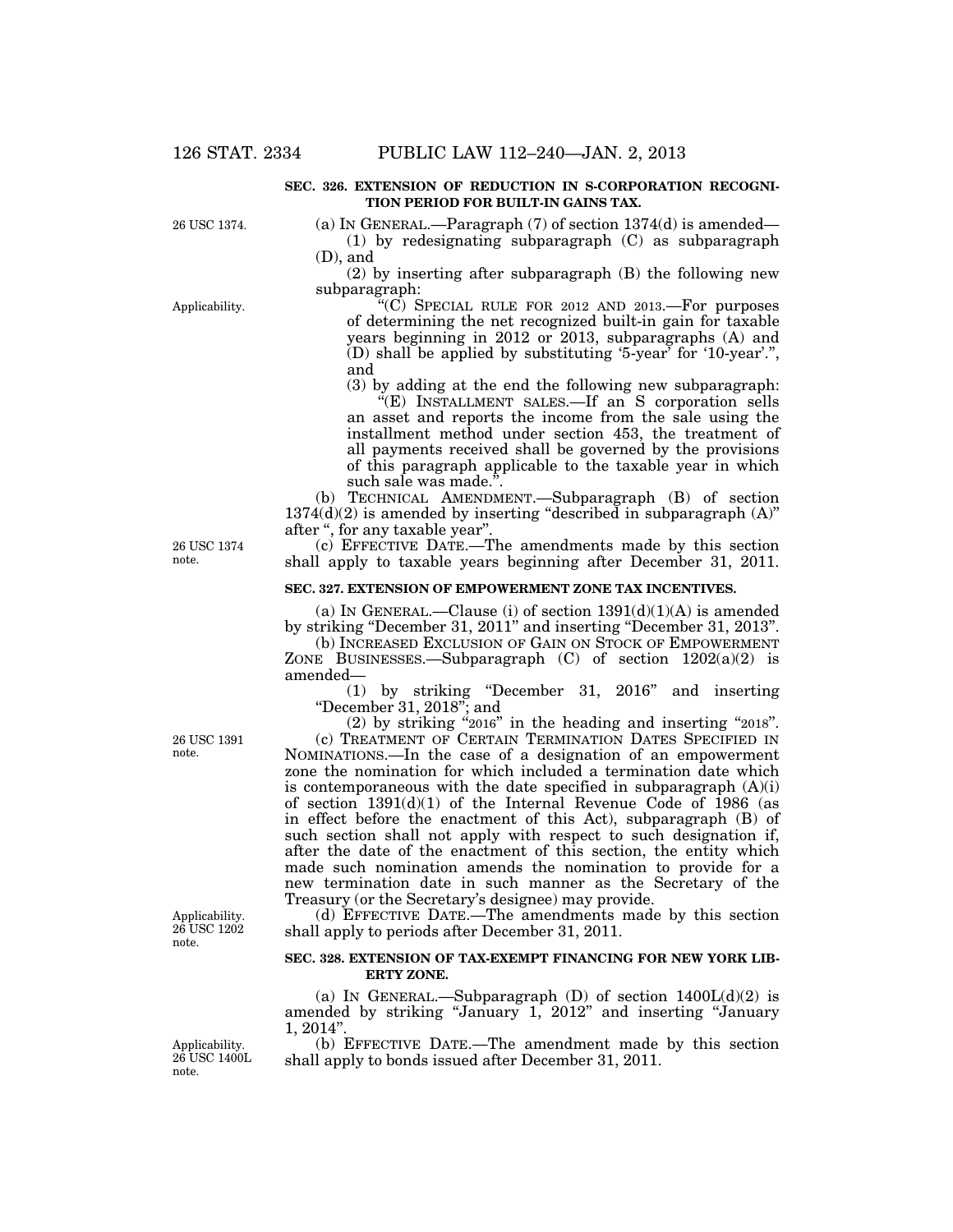**SEC. 326. EXTENSION OF REDUCTION IN S-CORPORATION RECOGNITION PERIOD FOR BUILT-IN GAINS TAX.**

26 USC 1374.

(a) IN GENERAL.—Paragraph (7) of section 1374(d) is amended—

(1) by redesignating subparagraph (C) as subparagraph (D), and

(2) by inserting after subparagraph (B) the following new subparagraph:

Applicability.

"(C) SPECIAL RULE FOR 2012 AND 2013.—For purposes of determining the net recognized built-in gain for taxable years beginning in 2012 or 2013, subparagraphs (A) and (D) shall be applied by substituting '5-year' for '10-year'.", and

(3) by adding at the end the following new subparagraph:

"(E) INSTALLMENT SALES.—If an S corporation sells an asset and reports the income from the sale using the installment method under section 453, the treatment of all payments received shall be governed by the provisions of this paragraph applicable to the taxable year in which such sale was made.".

(b) TECHNICAL AMENDMENT.—Subparagraph (B) of section 1374(d)(2) is amended by inserting "described in subparagraph (A)" after ", for any taxable year".

26 USC 1374 note.

(c) EFFECTIVE DATE.—The amendments made by this section shall apply to taxable years beginning after December 31, 2011.

**SEC. 327. EXTENSION OF EMPOWERMENT ZONE TAX INCENTIVES.**

(a) IN GENERAL.—Clause (i) of section 1391(d)(1)(A) is amended by striking "December 31, 2011" and inserting "December 31, 2013".

(b) INCREASED EXCLUSION OF GAIN ON STOCK OF EMPOWERMENT ZONE BUSINESSES.—Subparagraph (C) of section 1202(a)(2) is amended—

(1) by striking "December 31, 2016" and inserting "December 31, 2018"; and

(2) by striking "2016" in the heading and inserting "2018".

26 USC 1391 note.

(c) TREATMENT OF CERTAIN TERMINATION DATES SPECIFIED IN NOMINATIONS.—In the case of a designation of an empowerment zone the nomination for which included a termination date which is contemporaneous with the date specified in subparagraph (A)(i) of section 1391(d)(1) of the Internal Revenue Code of 1986 (as in effect before the enactment of this Act), subparagraph (B) of such section shall not apply with respect to such designation if, after the date of the enactment of this section, the entity which made such nomination amends the nomination to provide for a new termination date in such manner as the Secretary of the Treasury (or the Secretary's designee) may provide.

Applicability. 26 USC 1202 note.

(d) EFFECTIVE DATE.—The amendments made by this section shall apply to periods after December 31, 2011.

**SEC. 328. EXTENSION OF TAX-EXEMPT FINANCING FOR NEW YORK LIBERTY ZONE.**

(a) IN GENERAL.—Subparagraph (D) of section 1400L(d)(2) is amended by striking "January 1, 2012" and inserting "January 1, 2014".

Applicability. 26 USC 1400L note.

(b) EFFECTIVE DATE.—The amendment made by this section shall apply to bonds issued after December 31, 2011.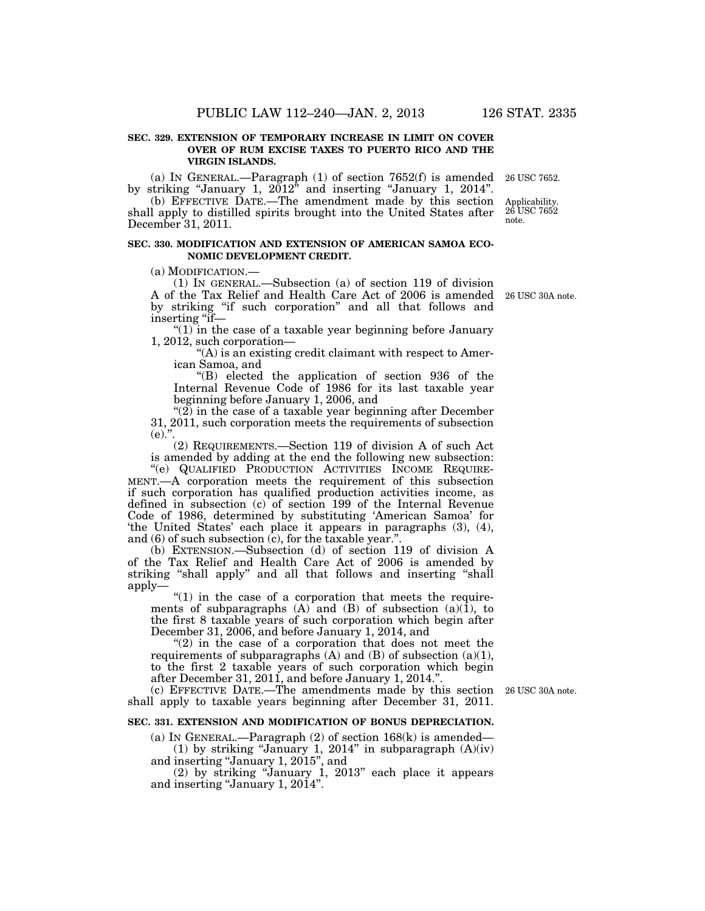**SEC. 329. EXTENSION OF TEMPORARY INCREASE IN LIMIT ON COVER OVER OF RUM EXCISE TAXES TO PUERTO RICO AND THE VIRGIN ISLANDS.**

(a) IN GENERAL.—Paragraph (1) of section 7652(f) is amended by striking "January 1, 2012" and inserting "January 1, 2014".

26 USC 7652.

(b) EFFECTIVE DATE.—The amendment made by this section shall apply to distilled spirits brought into the United States after December 31, 2011.

Applicability. 26 USC 7652 note.

**SEC. 330. MODIFICATION AND EXTENSION OF AMERICAN SAMOA ECONOMIC DEVELOPMENT CREDIT.**

(a) MODIFICATION.—

(1) IN GENERAL.—Subsection (a) of section 119 of division A of the Tax Relief and Health Care Act of 2006 is amended by striking "if such corporation" and all that follows and inserting "if—

26 USC 30A note.

"(1) in the case of a taxable year beginning before January 1, 2012, such corporation—

"(A) is an existing credit claimant with respect to American Samoa, and

"(B) elected the application of section 936 of the Internal Revenue Code of 1986 for its last taxable year beginning before January 1, 2006, and

"(2) in the case of a taxable year beginning after December 31, 2011, such corporation meets the requirements of subsection (e).".

(2) REQUIREMENTS.—Section 119 of division A of such Act is amended by adding at the end the following new subsection:

"(e) QUALIFIED PRODUCTION ACTIVITIES INCOME REQUIREMENT.—A corporation meets the requirement of this subsection if such corporation has qualified production activities income, as defined in subsection (c) of section 199 of the Internal Revenue Code of 1986, determined by substituting 'American Samoa' for 'the United States' each place it appears in paragraphs (3), (4), and (6) of such subsection (c), for the taxable year.".

(b) EXTENSION.—Subsection (d) of section 119 of division A of the Tax Relief and Health Care Act of 2006 is amended by striking "shall apply" and all that follows and inserting "shall apply—

"(1) in the case of a corporation that meets the requirements of subparagraphs (A) and (B) of subsection (a)(1), to the first 8 taxable years of such corporation which begin after December 31, 2006, and before January 1, 2014, and

"(2) in the case of a corporation that does not meet the requirements of subparagraphs (A) and (B) of subsection (a)(1), to the first 2 taxable years of such corporation which begin after December 31, 2011, and before January 1, 2014.".

(c) EFFECTIVE DATE.—The amendments made by this section shall apply to taxable years beginning after December 31, 2011.

26 USC 30A note.

**SEC. 331. EXTENSION AND MODIFICATION OF BONUS DEPRECIATION.**

(a) IN GENERAL.—Paragraph (2) of section 168(k) is amended—

(1) by striking "January 1, 2014" in subparagraph (A)(iv) and inserting "January 1, 2015", and

(2) by striking "January 1, 2013" each place it appears and inserting "January 1, 2014".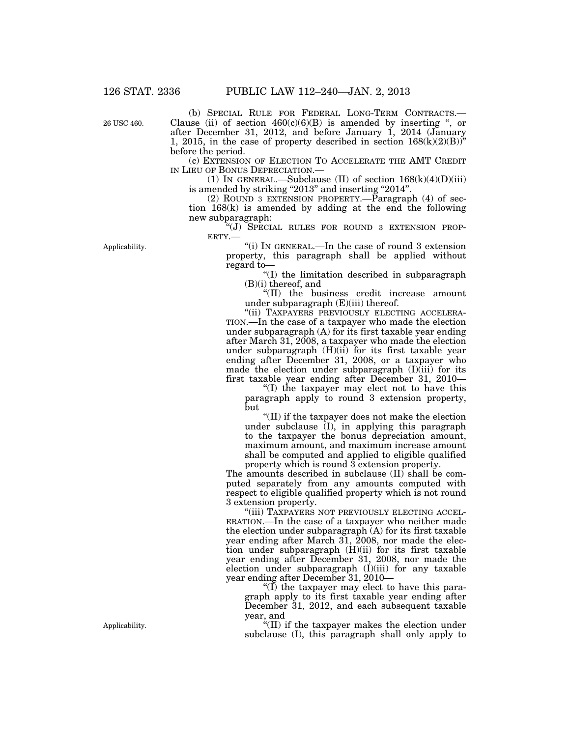(b) SPECIAL RULE FOR FEDERAL LONG-TERM CONTRACTS.—Clause (ii) of section 460(c)(6)(B) is amended by inserting ", or after December 31, 2012, and before January 1, 2014 (January 1, 2015, in the case of property described in section 168(k)(2)(B))" before the period.

26 USC 460.

(c) EXTENSION OF ELECTION TO ACCELERATE THE AMT CREDIT IN LIEU OF BONUS DEPRECIATION.—

(1) IN GENERAL.—Subclause (II) of section 168(k)(4)(D)(iii) is amended by striking "2013" and inserting "2014".

(2) ROUND 3 EXTENSION PROPERTY.—Paragraph (4) of section 168(k) is amended by adding at the end the following new subparagraph:

"(J) SPECIAL RULES FOR ROUND 3 EXTENSION PROPERTY.—

Applicability.

"(i) IN GENERAL.—In the case of round 3 extension property, this paragraph shall be applied without regard to—

"(I) the limitation described in subparagraph (B)(i) thereof, and

"(II) the business credit increase amount under subparagraph (E)(iii) thereof.

"(ii) TAXPAYERS PREVIOUSLY ELECTING ACCELERATION.—In the case of a taxpayer who made the election under subparagraph (A) for its first taxable year ending after March 31, 2008, a taxpayer who made the election under subparagraph (H)(ii) for its first taxable year ending after December 31, 2008, or a taxpayer who made the election under subparagraph (I)(iii) for its first taxable year ending after December 31, 2010—

"(I) the taxpayer may elect not to have this paragraph apply to round 3 extension property, but

"(II) if the taxpayer does not make the election under subclause (I), in applying this paragraph to the taxpayer the bonus depreciation amount, maximum amount, and maximum increase amount shall be computed and applied to eligible qualified property which is round 3 extension property.

The amounts described in subclause (II) shall be computed separately from any amounts computed with respect to eligible qualified property which is not round 3 extension property.

"(iii) TAXPAYERS NOT PREVIOUSLY ELECTING ACCELERATION.—In the case of a taxpayer who neither made the election under subparagraph (A) for its first taxable year ending after March 31, 2008, nor made the election under subparagraph (H)(ii) for its first taxable year ending after December 31, 2008, nor made the election under subparagraph (I)(iii) for any taxable year ending after December 31, 2010—

"(I) the taxpayer may elect to have this paragraph apply to its first taxable year ending after December 31, 2012, and each subsequent taxable year, and

Applicability.

"(II) if the taxpayer makes the election under subclause (I), this paragraph shall only apply to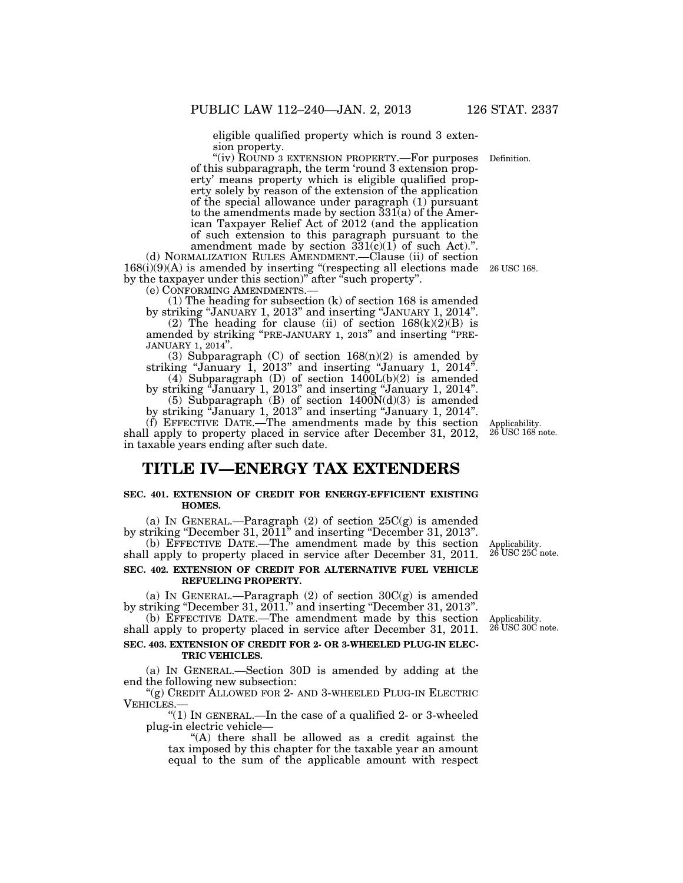eligible qualified property which is round 3 extension property.

"(iv) ROUND 3 EXTENSION PROPERTY.—For purposes of this subparagraph, the term 'round 3 extension property' means property which is eligible qualified property solely by reason of the extension of the application of the special allowance under paragraph (1) pursuant to the amendments made by section 331(a) of the American Taxpayer Relief Act of 2012 (and the application of such extension to this paragraph pursuant to the amendment made by section 331(c)(1) of such Act).".

Definition.

(d) NORMALIZATION RULES AMENDMENT.—Clause (ii) of section 168(i)(9)(A) is amended by inserting "(respecting all elections made by the taxpayer under this section)" after "such property".

26 USC 168.

(e) CONFORMING AMENDMENTS.—

(1) The heading for subsection (k) of section 168 is amended by striking "JANUARY 1, 2013" and inserting "JANUARY 1, 2014".

(2) The heading for clause (ii) of section 168(k)(2)(B) is amended by striking "PRE-JANUARY 1, 2013" and inserting "PRE-JANUARY 1, 2014".

(3) Subparagraph (C) of section 168(n)(2) is amended by striking "January 1, 2013" and inserting "January 1, 2014".

(4) Subparagraph (D) of section 1400L(b)(2) is amended by striking "January 1, 2013" and inserting "January 1, 2014".

(5) Subparagraph (B) of section 1400N(d)(3) is amended by striking "January 1, 2013" and inserting "January 1, 2014".

(f) EFFECTIVE DATE.—The amendments made by this section shall apply to property placed in service after December 31, 2012, in taxable years ending after such date.

Applicability. 26 USC 168 note.

# TITLE IV—ENERGY TAX EXTENDERS

**SEC. 401. EXTENSION OF CREDIT FOR ENERGY-EFFICIENT EXISTING HOMES.**

(a) IN GENERAL.—Paragraph (2) of section 25C(g) is amended by striking "December 31, 2011" and inserting "December 31, 2013".

(b) EFFECTIVE DATE.—The amendment made by this section shall apply to property placed in service after December 31, 2011.

Applicability. 26 USC 25C note.

**SEC. 402. EXTENSION OF CREDIT FOR ALTERNATIVE FUEL VEHICLE REFUELING PROPERTY.**

(a) IN GENERAL.—Paragraph (2) of section 30C(g) is amended by striking "December 31, 2011." and inserting "December 31, 2013".

(b) EFFECTIVE DATE.—The amendment made by this section shall apply to property placed in service after December 31, 2011.

Applicability. 26 USC 30C note.

**SEC. 403. EXTENSION OF CREDIT FOR 2- OR 3-WHEELED PLUG-IN ELECTRIC VEHICLES.**

(a) IN GENERAL.—Section 30D is amended by adding at the end the following new subsection:

"(g) CREDIT ALLOWED FOR 2- AND 3-WHEELED PLUG-IN ELECTRIC VEHICLES.—

"(1) IN GENERAL.—In the case of a qualified 2- or 3-wheeled plug-in electric vehicle—

"(A) there shall be allowed as a credit against the tax imposed by this chapter for the taxable year an amount equal to the sum of the applicable amount with respect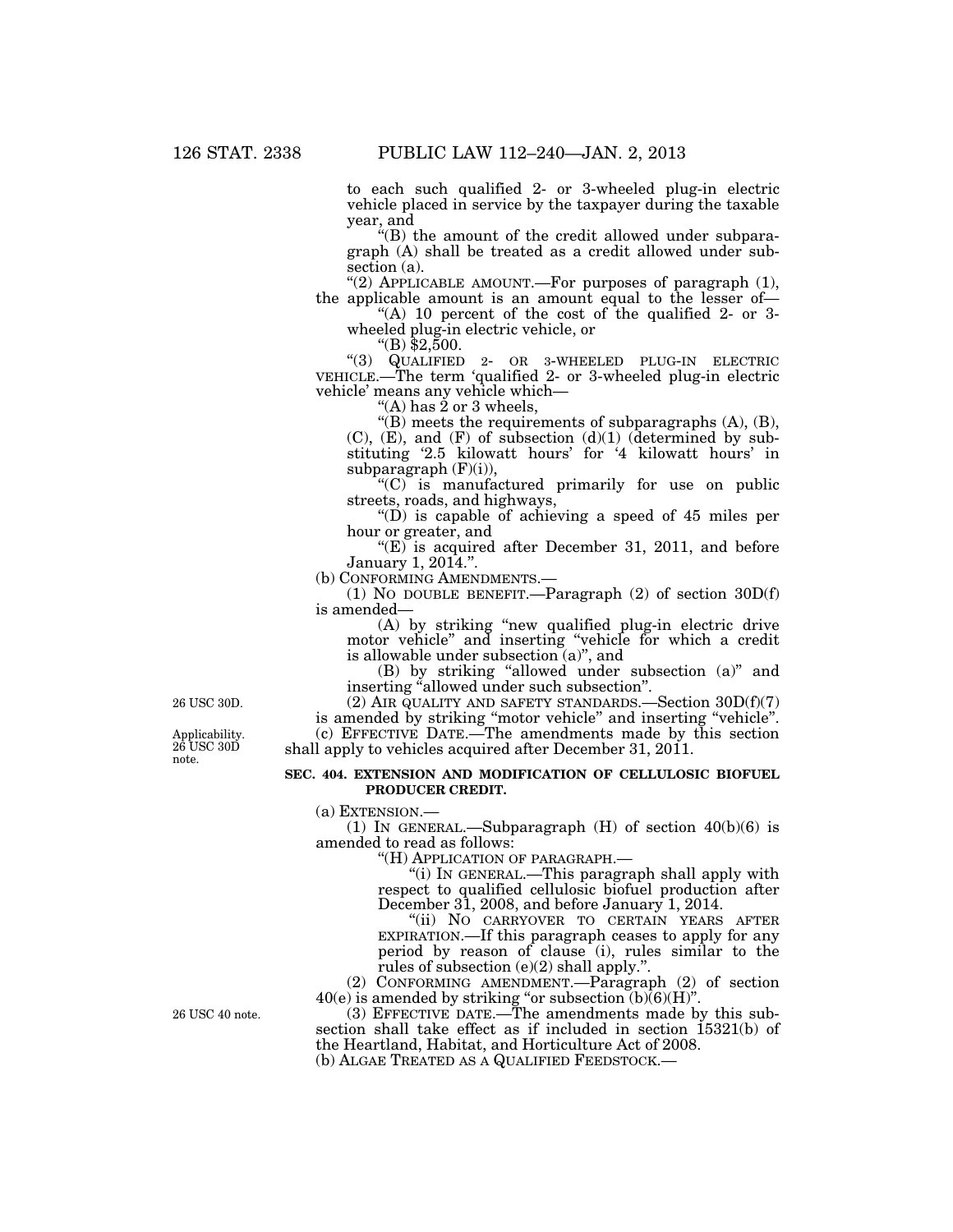to each such qualified 2- or 3-wheeled plug-in electric vehicle placed in service by the taxpayer during the taxable year, and

"(B) the amount of the credit allowed under subparagraph (A) shall be treated as a credit allowed under subsection (a).

"(2) APPLICABLE AMOUNT.—For purposes of paragraph (1), the applicable amount is an amount equal to the lesser of—

"(A) 10 percent of the cost of the qualified 2- or 3-wheeled plug-in electric vehicle, or

"(B) $2,500.

"(3) QUALIFIED 2- OR 3-WHEELED PLUG-IN ELECTRIC VEHICLE.—The term 'qualified 2- or 3-wheeled plug-in electric vehicle' means any vehicle which—

"(A) has 2 or 3 wheels,

"(B) meets the requirements of subparagraphs (A), (B), (C), (E), and (F) of subsection (d)(1) (determined by substituting '2.5 kilowatt hours' for '4 kilowatt hours' in subparagraph (F)(i)),

"(C) is manufactured primarily for use on public streets, roads, and highways,

"(D) is capable of achieving a speed of 45 miles per hour or greater, and

"(E) is acquired after December 31, 2011, and before January 1, 2014.".

(b) CONFORMING AMENDMENTS.—

(1) NO DOUBLE BENEFIT.—Paragraph (2) of section 30D(f) is amended—

(A) by striking "new qualified plug-in electric drive motor vehicle" and inserting "vehicle for which a credit is allowable under subsection (a)", and

(B) by striking "allowed under subsection (a)" and inserting "allowed under such subsection".

26 USC 30D.

(2) AIR QUALITY AND SAFETY STANDARDS.—Section 30D(f)(7) is amended by striking "motor vehicle" and inserting "vehicle".

Applicability. 26 USC 30D note.

(c) EFFECTIVE DATE.—The amendments made by this section shall apply to vehicles acquired after December 31, 2011.

**SEC. 404. EXTENSION AND MODIFICATION OF CELLULOSIC BIOFUEL PRODUCER CREDIT.**

(a) EXTENSION.—

(1) IN GENERAL.—Subparagraph (H) of section 40(b)(6) is amended to read as follows:

"(H) APPLICATION OF PARAGRAPH.—

"(i) IN GENERAL.—This paragraph shall apply with respect to qualified cellulosic biofuel production after December 31, 2008, and before January 1, 2014.

"(ii) NO CARRYOVER TO CERTAIN YEARS AFTER EXPIRATION.—If this paragraph ceases to apply for any period by reason of clause (i), rules similar to the rules of subsection (e)(2) shall apply.".

(2) CONFORMING AMENDMENT.—Paragraph (2) of section 40(e) is amended by striking "or subsection (b)(6)(H)".

26 USC 40 note.

(3) EFFECTIVE DATE.—The amendments made by this subsection shall take effect as if included in section 15321(b) of the Heartland, Habitat, and Horticulture Act of 2008.

(b) ALGAE TREATED AS A QUALIFIED FEEDSTOCK.—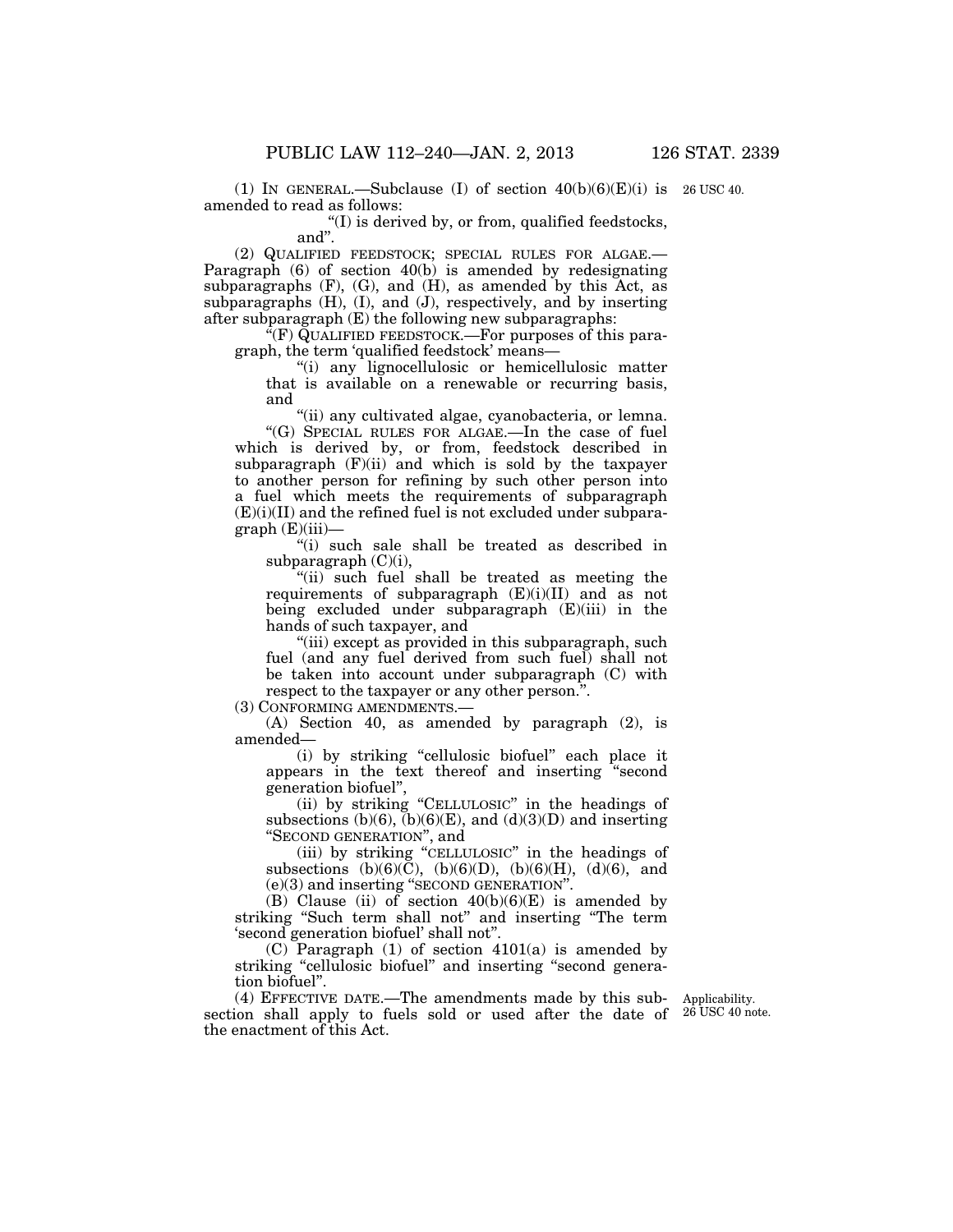(1) IN GENERAL.—Subclause (I) of section 40(b)(6)(E)(i) is amended to read as follows:

"(I) is derived by, or from, qualified feedstocks, and".

(2) QUALIFIED FEEDSTOCK; SPECIAL RULES FOR ALGAE.—Paragraph (6) of section 40(b) is amended by redesignating subparagraphs (F), (G), and (H), as amended by this Act, as subparagraphs (H), (I), and (J), respectively, and by inserting after subparagraph (E) the following new subparagraphs:

"(F) QUALIFIED FEEDSTOCK.—For purposes of this paragraph, the term 'qualified feedstock' means—

"(i) any lignocellulosic or hemicellulosic matter that is available on a renewable or recurring basis, and

"(ii) any cultivated algae, cyanobacteria, or lemna.

"(G) SPECIAL RULES FOR ALGAE.—In the case of fuel which is derived by, or from, feedstock described in subparagraph (F)(ii) and which is sold by the taxpayer to another person for refining by such other person into a fuel which meets the requirements of subparagraph (E)(i)(II) and the refined fuel is not excluded under subparagraph (E)(iii)—

"(i) such sale shall be treated as described in subparagraph (C)(i),

"(ii) such fuel shall be treated as meeting the requirements of subparagraph (E)(i)(II) and as not being excluded under subparagraph (E)(iii) in the hands of such taxpayer, and

"(iii) except as provided in this subparagraph, such fuel (and any fuel derived from such fuel) shall not be taken into account under subparagraph (C) with respect to the taxpayer or any other person.".

(3) CONFORMING AMENDMENTS.—

(A) Section 40, as amended by paragraph (2), is amended—

(i) by striking "cellulosic biofuel" each place it appears in the text thereof and inserting "second generation biofuel",

(ii) by striking "CELLULOSIC" in the headings of subsections (b)(6), (b)(6)(E), and (d)(3)(D) and inserting "SECOND GENERATION", and

(iii) by striking "CELLULOSIC" in the headings of subsections (b)(6)(C), (b)(6)(D), (b)(6)(H), (d)(6), and (e)(3) and inserting "SECOND GENERATION".

(B) Clause (ii) of section 40(b)(6)(E) is amended by striking "Such term shall not" and inserting "The term 'second generation biofuel' shall not".

(C) Paragraph (1) of section 4101(a) is amended by striking "cellulosic biofuel" and inserting "second generation biofuel".

(4) EFFECTIVE DATE.—The amendments made by this subsection shall apply to fuels sold or used after the date of the enactment of this Act.

26 USC 40.

Applicability.
26 USC 40 note.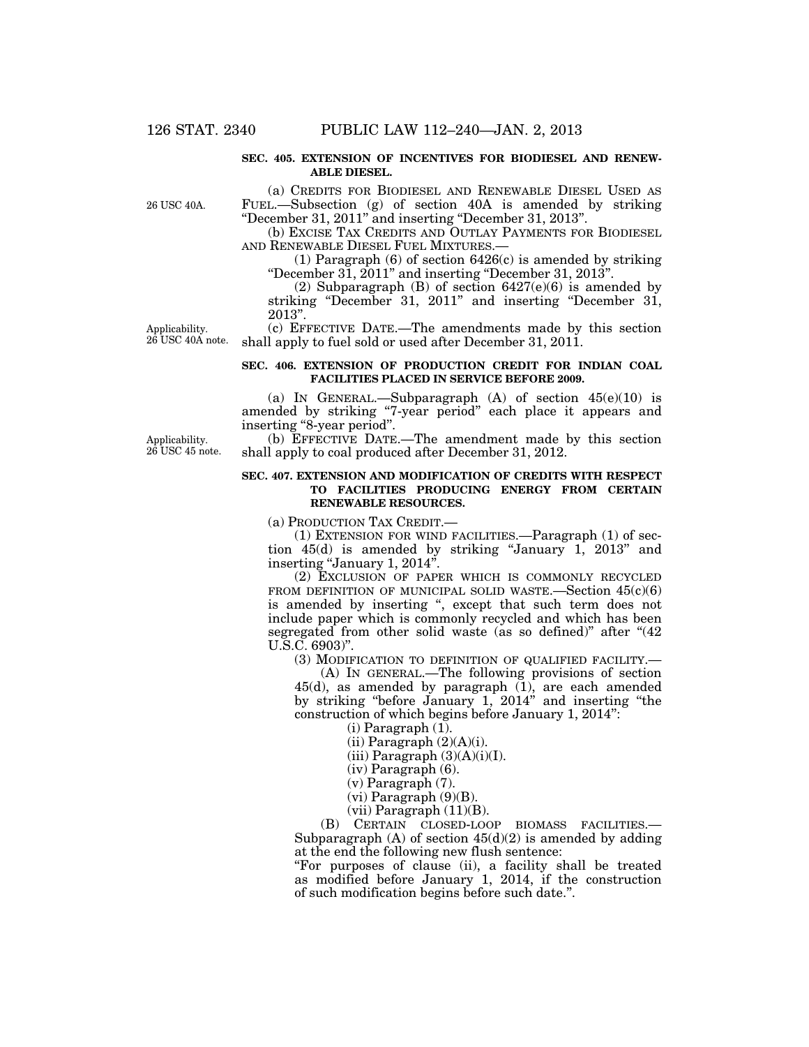**SEC. 405. EXTENSION OF INCENTIVES FOR BIODIESEL AND RENEWABLE DIESEL.**

26 USC 40A.

(a) CREDITS FOR BIODIESEL AND RENEWABLE DIESEL USED AS FUEL.—Subsection (g) of section 40A is amended by striking "December 31, 2011" and inserting "December 31, 2013".

(b) EXCISE TAX CREDITS AND OUTLAY PAYMENTS FOR BIODIESEL AND RENEWABLE DIESEL FUEL MIXTURES.—

(1) Paragraph (6) of section 6426(c) is amended by striking "December 31, 2011" and inserting "December 31, 2013".

(2) Subparagraph (B) of section 6427(e)(6) is amended by striking "December 31, 2011" and inserting "December 31, 2013".

Applicability. 26 USC 40A note.

(c) EFFECTIVE DATE.—The amendments made by this section shall apply to fuel sold or used after December 31, 2011.

**SEC. 406. EXTENSION OF PRODUCTION CREDIT FOR INDIAN COAL FACILITIES PLACED IN SERVICE BEFORE 2009.**

(a) IN GENERAL.—Subparagraph (A) of section 45(e)(10) is amended by striking "7-year period" each place it appears and inserting "8-year period".

Applicability. 26 USC 45 note.

(b) EFFECTIVE DATE.—The amendment made by this section shall apply to coal produced after December 31, 2012.

**SEC. 407. EXTENSION AND MODIFICATION OF CREDITS WITH RESPECT TO FACILITIES PRODUCING ENERGY FROM CERTAIN RENEWABLE RESOURCES.**

(a) PRODUCTION TAX CREDIT.—

(1) EXTENSION FOR WIND FACILITIES.—Paragraph (1) of section 45(d) is amended by striking "January 1, 2013" and inserting "January 1, 2014".

(2) EXCLUSION OF PAPER WHICH IS COMMONLY RECYCLED FROM DEFINITION OF MUNICIPAL SOLID WASTE.—Section 45(c)(6) is amended by inserting ", except that such term does not include paper which is commonly recycled and which has been segregated from other solid waste (as so defined)" after "(42 U.S.C. 6903)".

(3) MODIFICATION TO DEFINITION OF QUALIFIED FACILITY.—

(A) IN GENERAL.—The following provisions of section 45(d), as amended by paragraph (1), are each amended by striking "before January 1, 2014" and inserting "the construction of which begins before January 1, 2014":

(i) Paragraph (1).

(ii) Paragraph (2)(A)(i).

(iii) Paragraph (3)(A)(i)(I).

(iv) Paragraph (6).

(v) Paragraph (7).

(vi) Paragraph (9)(B).

(vii) Paragraph (11)(B).

(B) CERTAIN CLOSED-LOOP BIOMASS FACILITIES.—Subparagraph (A) of section 45(d)(2) is amended by adding at the end the following new flush sentence:

"For purposes of clause (ii), a facility shall be treated as modified before January 1, 2014, if the construction of such modification begins before such date.".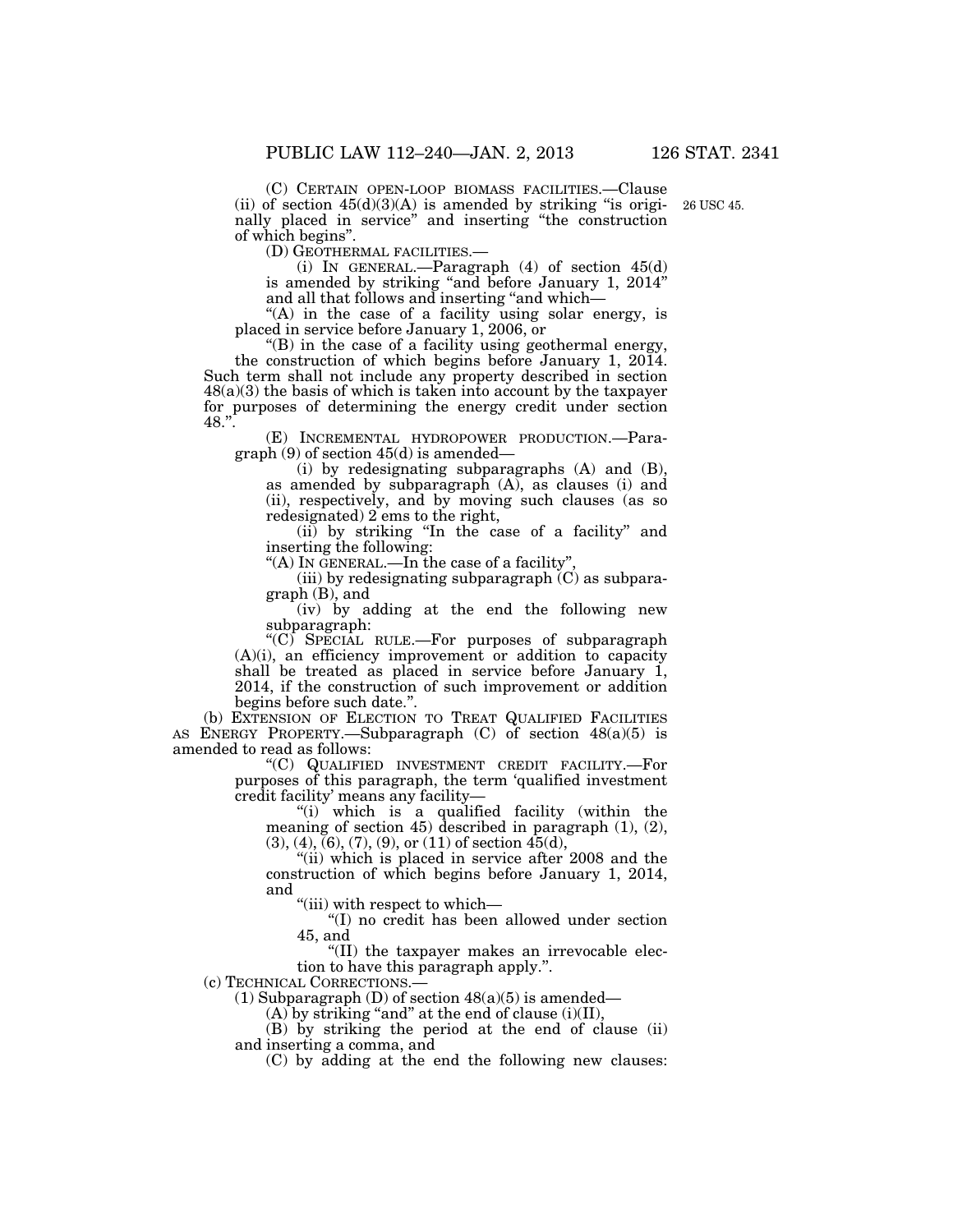(C) CERTAIN OPEN-LOOP BIOMASS FACILITIES.—Clause (ii) of section 45(d)(3)(A) is amended by striking "is originally placed in service" and inserting "the construction of which begins".

26 USC 45.

(D) GEOTHERMAL FACILITIES.—

(i) IN GENERAL.—Paragraph (4) of section 45(d) is amended by striking "and before January 1, 2014" and all that follows and inserting "and which—

"(A) in the case of a facility using solar energy, is placed in service before January 1, 2006, or

"(B) in the case of a facility using geothermal energy, the construction of which begins before January 1, 2014. Such term shall not include any property described in section 48(a)(3) the basis of which is taken into account by the taxpayer for purposes of determining the energy credit under section 48.".

(E) INCREMENTAL HYDROPOWER PRODUCTION.—Paragraph (9) of section 45(d) is amended—

(i) by redesignating subparagraphs (A) and (B), as amended by subparagraph (A), as clauses (i) and (ii), respectively, and by moving such clauses (as so redesignated) 2 ems to the right,

(ii) by striking "In the case of a facility" and inserting the following:

"(A) IN GENERAL.—In the case of a facility",

(iii) by redesignating subparagraph (C) as subparagraph (B), and

(iv) by adding at the end the following new subparagraph:

"(C) SPECIAL RULE.—For purposes of subparagraph (A)(i), an efficiency improvement or addition to capacity shall be treated as placed in service before January 1, 2014, if the construction of such improvement or addition begins before such date.".

(b) EXTENSION OF ELECTION TO TREAT QUALIFIED FACILITIES AS ENERGY PROPERTY.—Subparagraph (C) of section 48(a)(5) is amended to read as follows:

"(C) QUALIFIED INVESTMENT CREDIT FACILITY.—For purposes of this paragraph, the term 'qualified investment credit facility' means any facility—

"(i) which is a qualified facility (within the meaning of section 45) described in paragraph (1), (2), (3), (4), (6), (7), (9), or (11) of section 45(d),

"(ii) which is placed in service after 2008 and the construction of which begins before January 1, 2014, and

"(iii) with respect to which—

"(I) no credit has been allowed under section 45, and

"(II) the taxpayer makes an irrevocable election to have this paragraph apply.".

(c) TECHNICAL CORRECTIONS.—

(1) Subparagraph (D) of section 48(a)(5) is amended—

(A) by striking "and" at the end of clause (i)(II),

(B) by striking the period at the end of clause (ii) and inserting a comma, and

(C) by adding at the end the following new clauses: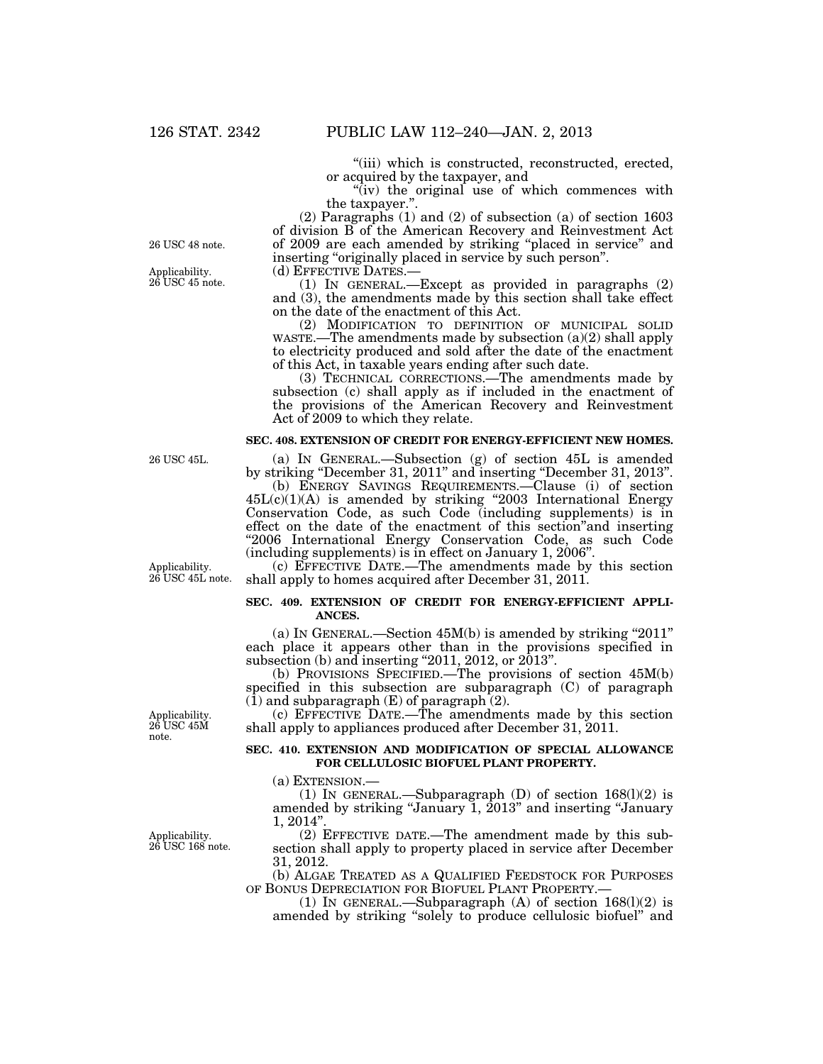"(iii) which is constructed, reconstructed, erected, or acquired by the taxpayer, and

"(iv) the original use of which commences with the taxpayer.".

(2) Paragraphs (1) and (2) of subsection (a) of section 1603 of division B of the American Recovery and Reinvestment Act of 2009 are each amended by striking "placed in service" and inserting "originally placed in service by such person".

26 USC 48 note.

(d) EFFECTIVE DATES.—

Applicability. 26 USC 45 note.

(1) IN GENERAL.—Except as provided in paragraphs (2) and (3), the amendments made by this section shall take effect on the date of the enactment of this Act.

(2) MODIFICATION TO DEFINITION OF MUNICIPAL SOLID WASTE.—The amendments made by subsection (a)(2) shall apply to electricity produced and sold after the date of the enactment of this Act, in taxable years ending after such date.

(3) TECHNICAL CORRECTIONS.—The amendments made by subsection (c) shall apply as if included in the enactment of the provisions of the American Recovery and Reinvestment Act of 2009 to which they relate.

**SEC. 408. EXTENSION OF CREDIT FOR ENERGY-EFFICIENT NEW HOMES.**

26 USC 45L.

(a) IN GENERAL.—Subsection (g) of section 45L is amended by striking "December 31, 2011" and inserting "December 31, 2013".

(b) ENERGY SAVINGS REQUIREMENTS.—Clause (i) of section 45L(c)(1)(A) is amended by striking "2003 International Energy Conservation Code, as such Code (including supplements) is in effect on the date of the enactment of this section"and inserting "2006 International Energy Conservation Code, as such Code (including supplements) is in effect on January 1, 2006".

Applicability. 26 USC 45L note.

(c) EFFECTIVE DATE.—The amendments made by this section shall apply to homes acquired after December 31, 2011.

**SEC. 409. EXTENSION OF CREDIT FOR ENERGY-EFFICIENT APPLIANCES.**

(a) IN GENERAL.—Section 45M(b) is amended by striking "2011" each place it appears other than in the provisions specified in subsection (b) and inserting "2011, 2012, or 2013".

(b) PROVISIONS SPECIFIED.—The provisions of section 45M(b) specified in this subsection are subparagraph (C) of paragraph (1) and subparagraph (E) of paragraph (2).

Applicability. 26 USC 45M note.

(c) EFFECTIVE DATE.—The amendments made by this section shall apply to appliances produced after December 31, 2011.

**SEC. 410. EXTENSION AND MODIFICATION OF SPECIAL ALLOWANCE FOR CELLULOSIC BIOFUEL PLANT PROPERTY.**

(a) EXTENSION.—

(1) IN GENERAL.—Subparagraph (D) of section 168(l)(2) is amended by striking "January 1, 2013" and inserting "January 1, 2014".

Applicability. 26 USC 168 note.

(2) EFFECTIVE DATE.—The amendment made by this subsection shall apply to property placed in service after December 31, 2012.

(b) ALGAE TREATED AS A QUALIFIED FEEDSTOCK FOR PURPOSES OF BONUS DEPRECIATION FOR BIOFUEL PLANT PROPERTY.—

(1) IN GENERAL.—Subparagraph (A) of section 168(l)(2) is amended by striking "solely to produce cellulosic biofuel" and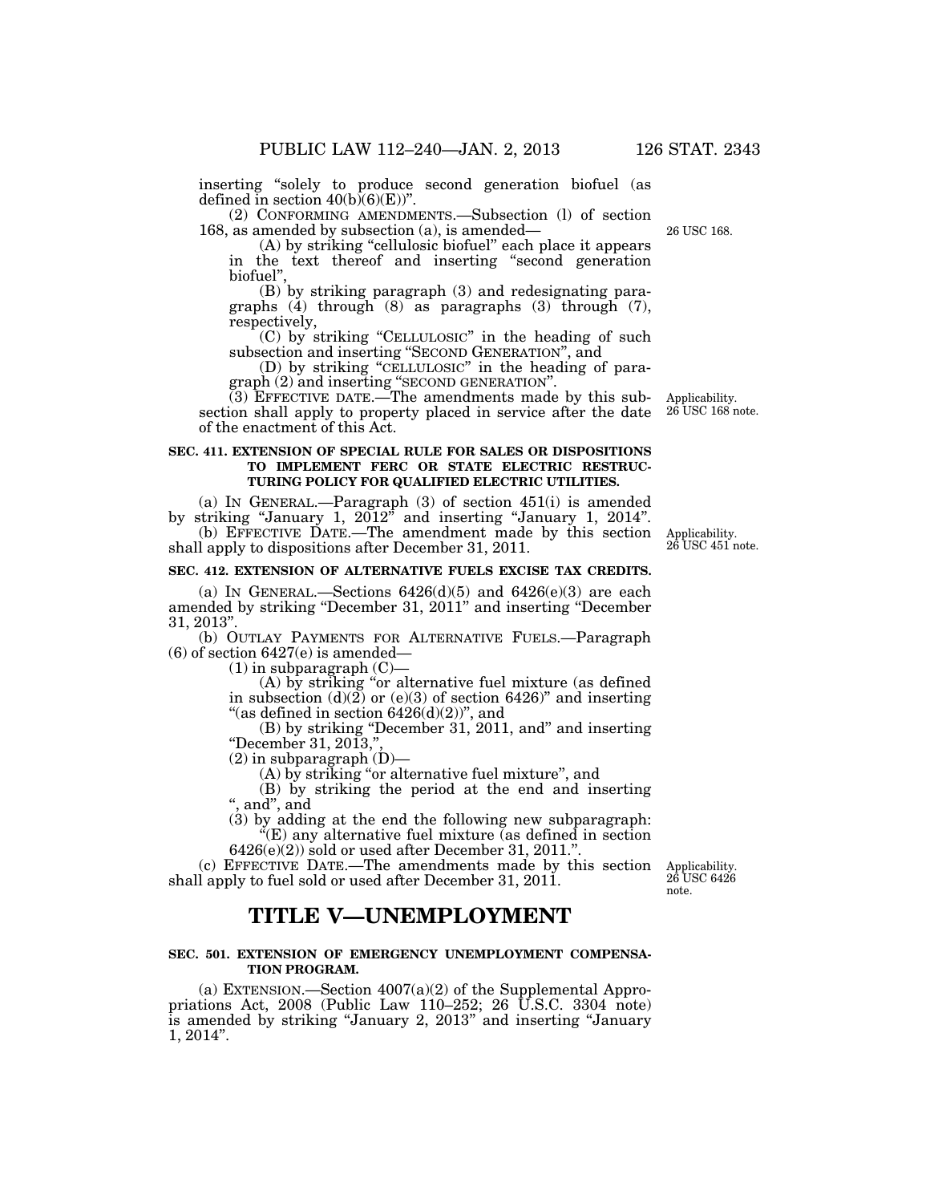inserting "solely to produce second generation biofuel (as defined in section 40(b)(6)(E))".

(2) CONFORMING AMENDMENTS.—Subsection (l) of section 168, as amended by subsection (a), is amended—

26 USC 168.

(A) by striking "cellulosic biofuel" each place it appears in the text thereof and inserting "second generation biofuel",

(B) by striking paragraph (3) and redesignating paragraphs (4) through (8) as paragraphs (3) through (7), respectively,

(C) by striking "CELLULOSIC" in the heading of such subsection and inserting "SECOND GENERATION", and

(D) by striking "CELLULOSIC" in the heading of paragraph (2) and inserting "SECOND GENERATION".

(3) EFFECTIVE DATE.—The amendments made by this subsection shall apply to property placed in service after the date of the enactment of this Act.

Applicability. 26 USC 168 note.

**SEC. 411. EXTENSION OF SPECIAL RULE FOR SALES OR DISPOSITIONS TO IMPLEMENT FERC OR STATE ELECTRIC RESTRUCTURING POLICY FOR QUALIFIED ELECTRIC UTILITIES.**

(a) IN GENERAL.—Paragraph (3) of section 451(i) is amended by striking "January 1, 2012" and inserting "January 1, 2014".

(b) EFFECTIVE DATE.—The amendment made by this section shall apply to dispositions after December 31, 2011.

Applicability. 26 USC 451 note.

**SEC. 412. EXTENSION OF ALTERNATIVE FUELS EXCISE TAX CREDITS.**

(a) IN GENERAL.—Sections 6426(d)(5) and 6426(e)(3) are each amended by striking "December 31, 2011" and inserting "December 31, 2013".

(b) OUTLAY PAYMENTS FOR ALTERNATIVE FUELS.—Paragraph (6) of section 6427(e) is amended—

(1) in subparagraph (C)—

(A) by striking "or alternative fuel mixture (as defined in subsection (d)(2) or (e)(3) of section 6426)" and inserting "(as defined in section 6426(d)(2))", and

(B) by striking "December 31, 2011, and" and inserting "December 31, 2013,",

(2) in subparagraph (D)—

(A) by striking "or alternative fuel mixture", and

(B) by striking the period at the end and inserting ", and", and

(3) by adding at the end the following new subparagraph:

"(E) any alternative fuel mixture (as defined in section 6426(e)(2)) sold or used after December 31, 2011.".

(c) EFFECTIVE DATE.—The amendments made by this section shall apply to fuel sold or used after December 31, 2011.

Applicability. 26 USC 6426 note.

# TITLE V—UNEMPLOYMENT

**SEC. 501. EXTENSION OF EMERGENCY UNEMPLOYMENT COMPENSATION PROGRAM.**

(a) EXTENSION.—Section 4007(a)(2) of the Supplemental Appropriations Act, 2008 (Public Law 110–252; 26 U.S.C. 3304 note) is amended by striking "January 2, 2013" and inserting "January 1, 2014".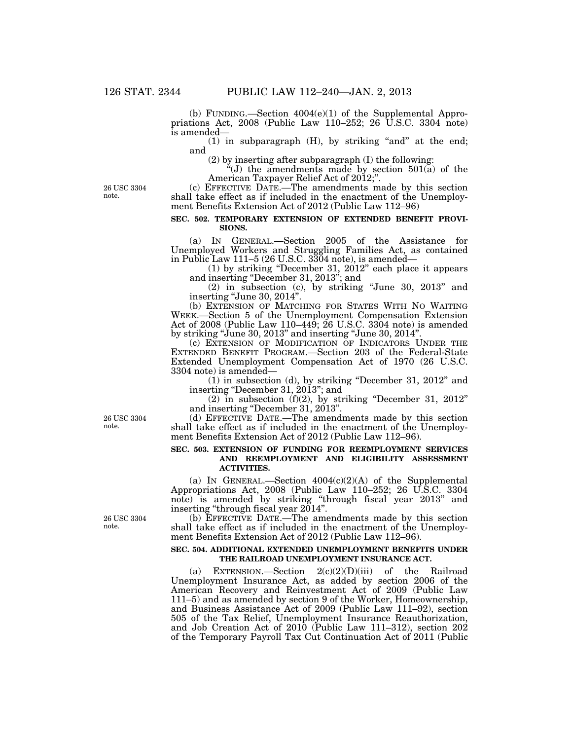(b) FUNDING.—Section 4004(e)(1) of the Supplemental Appropriations Act, 2008 (Public Law 110–252; 26 U.S.C. 3304 note) is amended—

(1) in subparagraph (H), by striking "and" at the end; and

(2) by inserting after subparagraph (I) the following:

"(J) the amendments made by section 501(a) of the American Taxpayer Relief Act of 2012;".

26 USC 3304 note.

(c) EFFECTIVE DATE.—The amendments made by this section shall take effect as if included in the enactment of the Unemployment Benefits Extension Act of 2012 (Public Law 112–96)

**SEC. 502. TEMPORARY EXTENSION OF EXTENDED BENEFIT PROVISIONS.**

(a) IN GENERAL.—Section 2005 of the Assistance for Unemployed Workers and Struggling Families Act, as contained in Public Law 111–5 (26 U.S.C. 3304 note), is amended—

(1) by striking "December 31, 2012" each place it appears and inserting "December 31, 2013"; and

(2) in subsection (c), by striking "June 30, 2013" and inserting "June 30, 2014".

(b) EXTENSION OF MATCHING FOR STATES WITH NO WAITING WEEK.—Section 5 of the Unemployment Compensation Extension Act of 2008 (Public Law 110–449; 26 U.S.C. 3304 note) is amended by striking "June 30, 2013" and inserting "June 30, 2014".

(c) EXTENSION OF MODIFICATION OF INDICATORS UNDER THE EXTENDED BENEFIT PROGRAM.—Section 203 of the Federal-State Extended Unemployment Compensation Act of 1970 (26 U.S.C. 3304 note) is amended—

(1) in subsection (d), by striking "December 31, 2012" and inserting "December 31, 2013"; and

(2) in subsection (f)(2), by striking "December 31, 2012" and inserting "December 31, 2013".

26 USC 3304 note.

(d) EFFECTIVE DATE.—The amendments made by this section shall take effect as if included in the enactment of the Unemployment Benefits Extension Act of 2012 (Public Law 112–96).

**SEC. 503. EXTENSION OF FUNDING FOR REEMPLOYMENT SERVICES AND REEMPLOYMENT AND ELIGIBILITY ASSESSMENT ACTIVITIES.**

(a) IN GENERAL.—Section 4004(c)(2)(A) of the Supplemental Appropriations Act, 2008 (Public Law 110–252; 26 U.S.C. 3304 note) is amended by striking "through fiscal year 2013" and inserting "through fiscal year 2014".

26 USC 3304 note.

(b) EFFECTIVE DATE.—The amendments made by this section shall take effect as if included in the enactment of the Unemployment Benefits Extension Act of 2012 (Public Law 112–96).

**SEC. 504. ADDITIONAL EXTENDED UNEMPLOYMENT BENEFITS UNDER THE RAILROAD UNEMPLOYMENT INSURANCE ACT.**

(a) EXTENSION.—Section 2(c)(2)(D)(iii) of the Railroad Unemployment Insurance Act, as added by section 2006 of the American Recovery and Reinvestment Act of 2009 (Public Law 111–5) and as amended by section 9 of the Worker, Homeownership, and Business Assistance Act of 2009 (Public Law 111–92), section 505 of the Tax Relief, Unemployment Insurance Reauthorization, and Job Creation Act of 2010 (Public Law 111–312), section 202 of the Temporary Payroll Tax Cut Continuation Act of 2011 (Public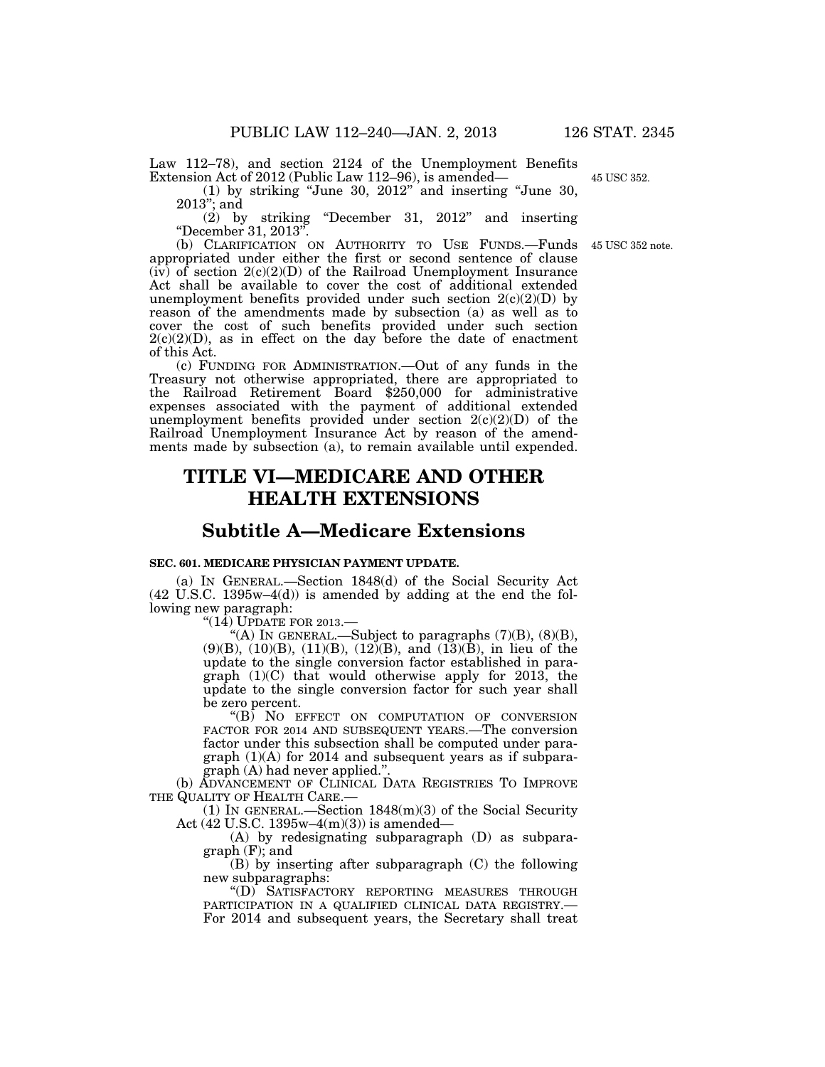Law 112–78), and section 2124 of the Unemployment Benefits Extension Act of 2012 (Public Law 112–96), is amended—

45 USC 352.

(1) by striking "June 30, 2012" and inserting "June 30, 2013"; and

(2) by striking "December 31, 2012" and inserting "December 31, 2013".

(b) CLARIFICATION ON AUTHORITY TO USE FUNDS.—Funds appropriated under either the first or second sentence of clause (iv) of section 2(c)(2)(D) of the Railroad Unemployment Insurance Act shall be available to cover the cost of additional extended unemployment benefits provided under such section 2(c)(2)(D) by reason of the amendments made by subsection (a) as well as to cover the cost of such benefits provided under such section 2(c)(2)(D), as in effect on the day before the date of enactment of this Act.

45 USC 352 note.

(c) FUNDING FOR ADMINISTRATION.—Out of any funds in the Treasury not otherwise appropriated, there are appropriated to the Railroad Retirement Board $250,000 for administrative expenses associated with the payment of additional extended unemployment benefits provided under section 2(c)(2)(D) of the Railroad Unemployment Insurance Act by reason of the amendments made by subsection (a), to remain available until expended.

# TITLE VI—MEDICARE AND OTHER HEALTH EXTENSIONS

## Subtitle A—Medicare Extensions

**SEC. 601. MEDICARE PHYSICIAN PAYMENT UPDATE.**

(a) IN GENERAL.—Section 1848(d) of the Social Security Act (42 U.S.C. 1395w–4(d)) is amended by adding at the end the following new paragraph:

"(14) UPDATE FOR 2013.—

"(A) IN GENERAL.—Subject to paragraphs (7)(B), (8)(B), (9)(B), (10)(B), (11)(B), (12)(B), and (13)(B), in lieu of the update to the single conversion factor established in paragraph (1)(C) that would otherwise apply for 2013, the update to the single conversion factor for such year shall be zero percent.

"(B) NO EFFECT ON COMPUTATION OF CONVERSION FACTOR FOR 2014 AND SUBSEQUENT YEARS.—The conversion factor under this subsection shall be computed under paragraph (1)(A) for 2014 and subsequent years as if subparagraph (A) had never applied.".

(b) ADVANCEMENT OF CLINICAL DATA REGISTRIES TO IMPROVE THE QUALITY OF HEALTH CARE.—

(1) IN GENERAL.—Section 1848(m)(3) of the Social Security Act (42 U.S.C. 1395w–4(m)(3)) is amended—

(A) by redesignating subparagraph (D) as subparagraph (F); and

(B) by inserting after subparagraph (C) the following new subparagraphs:

"(D) SATISFACTORY REPORTING MEASURES THROUGH PARTICIPATION IN A QUALIFIED CLINICAL DATA REGISTRY.—For 2014 and subsequent years, the Secretary shall treat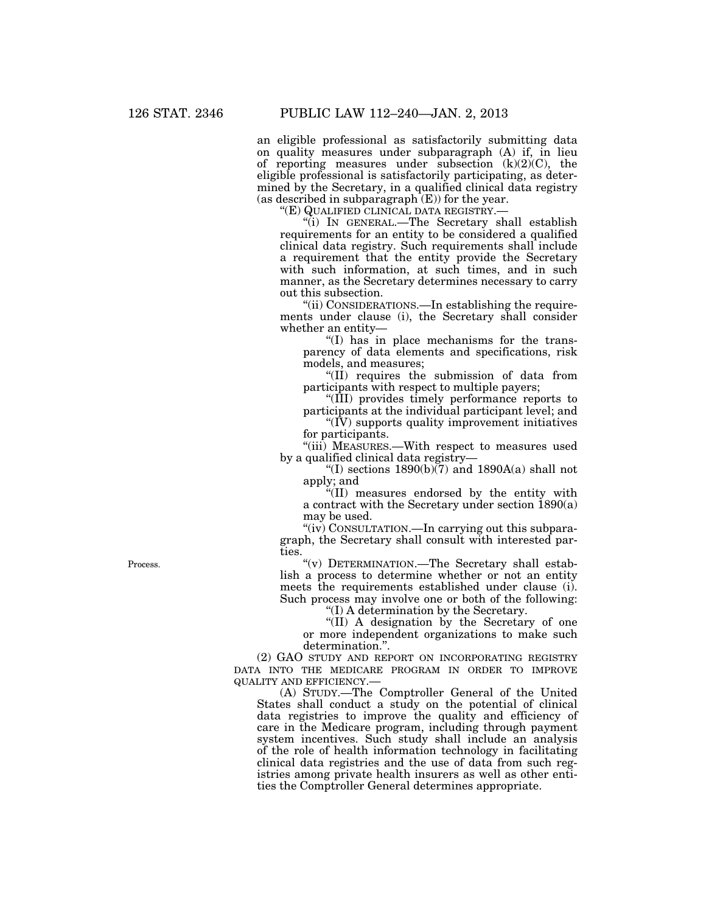an eligible professional as satisfactorily submitting data on quality measures under subparagraph (A) if, in lieu of reporting measures under subsection (k)(2)(C), the eligible professional is satisfactorily participating, as determined by the Secretary, in a qualified clinical data registry (as described in subparagraph (E)) for the year.

"(E) QUALIFIED CLINICAL DATA REGISTRY.—

"(i) IN GENERAL.—The Secretary shall establish requirements for an entity to be considered a qualified clinical data registry. Such requirements shall include a requirement that the entity provide the Secretary with such information, at such times, and in such manner, as the Secretary determines necessary to carry out this subsection.

"(ii) CONSIDERATIONS.—In establishing the requirements under clause (i), the Secretary shall consider whether an entity—

"(I) has in place mechanisms for the transparency of data elements and specifications, risk models, and measures;

"(II) requires the submission of data from participants with respect to multiple payers;

"(III) provides timely performance reports to participants at the individual participant level; and

"(IV) supports quality improvement initiatives for participants.

"(iii) MEASURES.—With respect to measures used by a qualified clinical data registry—

"(I) sections 1890(b)(7) and 1890A(a) shall not apply; and

"(II) measures endorsed by the entity with a contract with the Secretary under section 1890(a) may be used.

"(iv) CONSULTATION.—In carrying out this subparagraph, the Secretary shall consult with interested parties.

Process.

"(v) DETERMINATION.—The Secretary shall establish a process to determine whether or not an entity meets the requirements established under clause (i). Such process may involve one or both of the following:

"(I) A determination by the Secretary.

"(II) A designation by the Secretary of one or more independent organizations to make such determination.".

(2) GAO STUDY AND REPORT ON INCORPORATING REGISTRY DATA INTO THE MEDICARE PROGRAM IN ORDER TO IMPROVE QUALITY AND EFFICIENCY.—

(A) STUDY.—The Comptroller General of the United States shall conduct a study on the potential of clinical data registries to improve the quality and efficiency of care in the Medicare program, including through payment system incentives. Such study shall include an analysis of the role of health information technology in facilitating clinical data registries and the use of data from such registries among private health insurers as well as other entities the Comptroller General determines appropriate.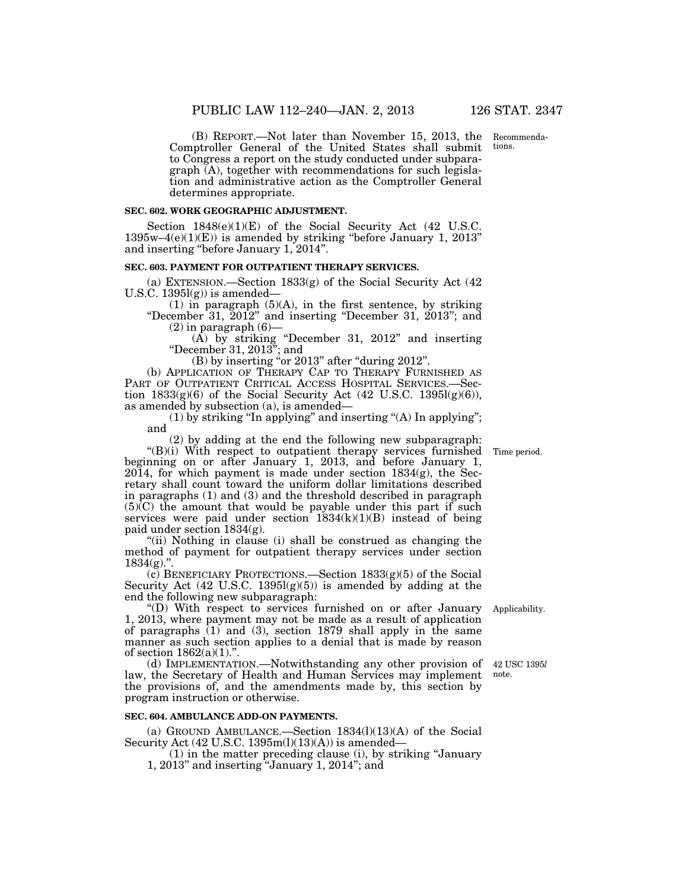(B) REPORT.—Not later than November 15, 2013, the Comptroller General of the United States shall submit to Congress a report on the study conducted under subparagraph (A), together with recommendations for such legislation and administrative action as the Comptroller General determines appropriate.

Recommendations.

**SEC. 602. WORK GEOGRAPHIC ADJUSTMENT.**

Section 1848(e)(1)(E) of the Social Security Act (42 U.S.C. 1395w–4(e)(1)(E)) is amended by striking "before January 1, 2013" and inserting "before January 1, 2014".

**SEC. 603. PAYMENT FOR OUTPATIENT THERAPY SERVICES.**

(a) EXTENSION.—Section 1833(g) of the Social Security Act (42 U.S.C. 1395l(g)) is amended—

(1) in paragraph (5)(A), in the first sentence, by striking "December 31, 2012" and inserting "December 31, 2013"; and

(2) in paragraph (6)—

(A) by striking "December 31, 2012" and inserting "December 31, 2013"; and

(B) by inserting "or 2013" after "during 2012".

(b) APPLICATION OF THERAPY CAP TO THERAPY FURNISHED AS PART OF OUTPATIENT CRITICAL ACCESS HOSPITAL SERVICES.—Section 1833(g)(6) of the Social Security Act (42 U.S.C. 1395l(g)(6)), as amended by subsection (a), is amended—

(1) by striking "In applying" and inserting "(A) In applying"; and

(2) by adding at the end the following new subparagraph:

"(B)(i) With respect to outpatient therapy services furnished beginning on or after January 1, 2013, and before January 1, 2014, for which payment is made under section 1834(g), the Secretary shall count toward the uniform dollar limitations described in paragraphs (1) and (3) and the threshold described in paragraph (5)(C) the amount that would be payable under this part if such services were paid under section 1834(k)(1)(B) instead of being paid under section 1834(g).

Time period.

"(ii) Nothing in clause (i) shall be construed as changing the method of payment for outpatient therapy services under section 1834(g).".

(c) BENEFICIARY PROTECTIONS.—Section 1833(g)(5) of the Social Security Act (42 U.S.C. 1395l(g)(5)) is amended by adding at the end the following new subparagraph:

"(D) With respect to services furnished on or after January 1, 2013, where payment may not be made as a result of application of paragraphs (1) and (3), section 1879 shall apply in the same manner as such section applies to a denial that is made by reason of section 1862(a)(1).".

Applicability.

(d) IMPLEMENTATION.—Notwithstanding any other provision of law, the Secretary of Health and Human Services may implement the provisions of, and the amendments made by, this section by program instruction or otherwise.

42 USC 1395*l* note.

**SEC. 604. AMBULANCE ADD-ON PAYMENTS.**

(a) GROUND AMBULANCE.—Section 1834(l)(13)(A) of the Social Security Act (42 U.S.C. 1395m(l)(13)(A)) is amended—

(1) in the matter preceding clause (i), by striking "January 1, 2013" and inserting "January 1, 2014"; and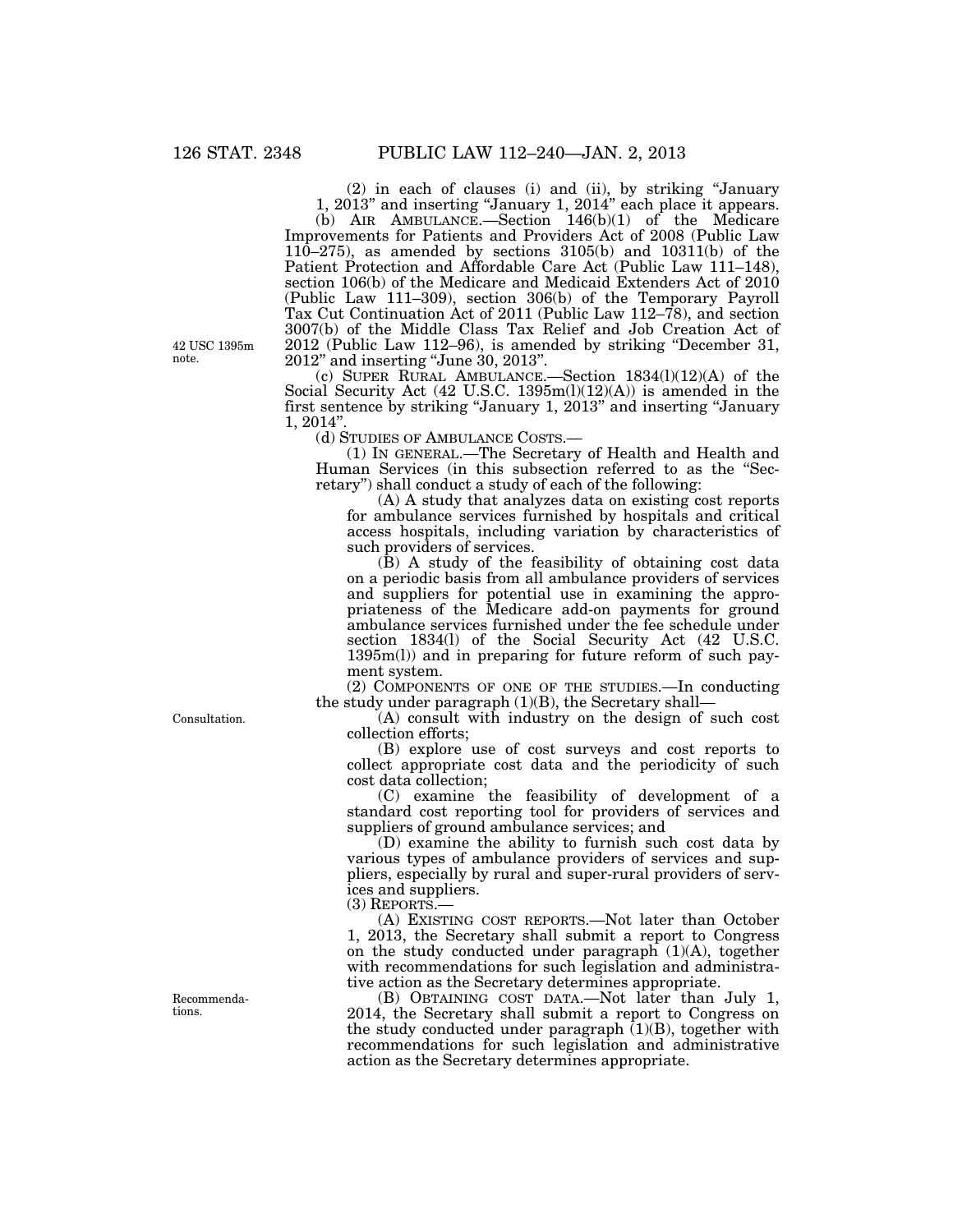(2) in each of clauses (i) and (ii), by striking "January 1, 2013" and inserting "January 1, 2014" each place it appears.

(b) AIR AMBULANCE.—Section 146(b)(1) of the Medicare Improvements for Patients and Providers Act of 2008 (Public Law 110–275), as amended by sections 3105(b) and 10311(b) of the Patient Protection and Affordable Care Act (Public Law 111–148), section 106(b) of the Medicare and Medicaid Extenders Act of 2010 (Public Law 111–309), section 306(b) of the Temporary Payroll Tax Cut Continuation Act of 2011 (Public Law 112–78), and section 3007(b) of the Middle Class Tax Relief and Job Creation Act of 2012 (Public Law 112–96), is amended by striking "December 31, 2012" and inserting "June 30, 2013".

42 USC 1395m note.

(c) SUPER RURAL AMBULANCE.—Section 1834(l)(12)(A) of the Social Security Act (42 U.S.C. 1395m(l)(12)(A)) is amended in the first sentence by striking "January 1, 2013" and inserting "January 1, 2014".

(d) STUDIES OF AMBULANCE COSTS.—

(1) IN GENERAL.—The Secretary of Health and Health and Human Services (in this subsection referred to as the "Secretary") shall conduct a study of each of the following:

(A) A study that analyzes data on existing cost reports for ambulance services furnished by hospitals and critical access hospitals, including variation by characteristics of such providers of services.

(B) A study of the feasibility of obtaining cost data on a periodic basis from all ambulance providers of services and suppliers for potential use in examining the appropriateness of the Medicare add-on payments for ground ambulance services furnished under the fee schedule under section 1834(l) of the Social Security Act (42 U.S.C. 1395m(l)) and in preparing for future reform of such payment system.

(2) COMPONENTS OF ONE OF THE STUDIES.—In conducting the study under paragraph (1)(B), the Secretary shall—

Consultation.

(A) consult with industry on the design of such cost collection efforts;

(B) explore use of cost surveys and cost reports to collect appropriate cost data and the periodicity of such cost data collection;

(C) examine the feasibility of development of a standard cost reporting tool for providers of services and suppliers of ground ambulance services; and

(D) examine the ability to furnish such cost data by various types of ambulance providers of services and suppliers, especially by rural and super-rural providers of services and suppliers.

(3) REPORTS.—

(A) EXISTING COST REPORTS.—Not later than October 1, 2013, the Secretary shall submit a report to Congress on the study conducted under paragraph (1)(A), together with recommendations for such legislation and administrative action as the Secretary determines appropriate.

Recommendations.

(B) OBTAINING COST DATA.—Not later than July 1, 2014, the Secretary shall submit a report to Congress on the study conducted under paragraph (1)(B), together with recommendations for such legislation and administrative action as the Secretary determines appropriate.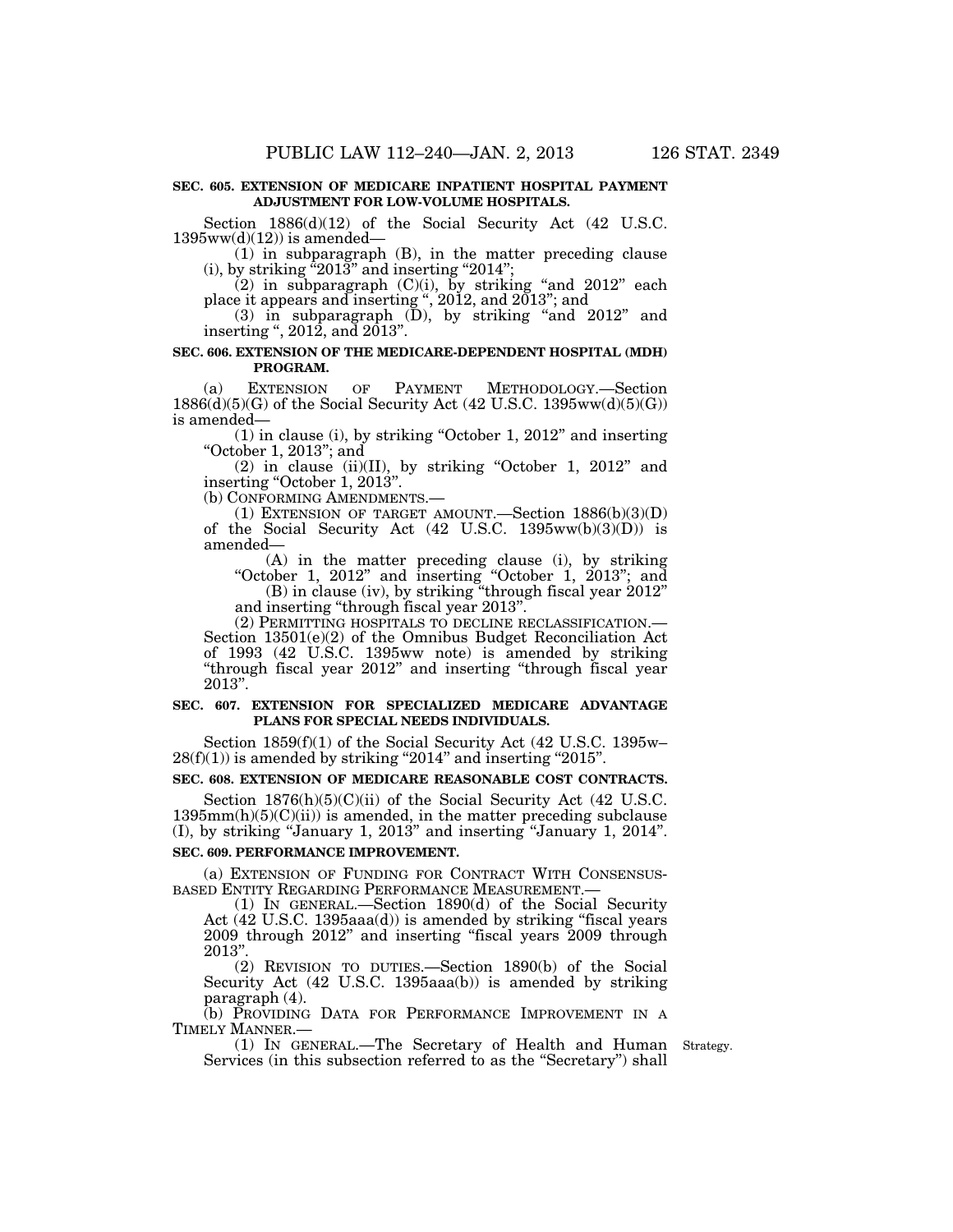**SEC. 605. EXTENSION OF MEDICARE INPATIENT HOSPITAL PAYMENT ADJUSTMENT FOR LOW-VOLUME HOSPITALS.**

Section 1886(d)(12) of the Social Security Act (42 U.S.C. 1395ww(d)(12)) is amended—

(1) in subparagraph (B), in the matter preceding clause (i), by striking "2013" and inserting "2014";

(2) in subparagraph (C)(i), by striking "and 2012" each place it appears and inserting ", 2012, and 2013"; and

(3) in subparagraph (D), by striking "and 2012" and inserting ", 2012, and 2013".

**SEC. 606. EXTENSION OF THE MEDICARE-DEPENDENT HOSPITAL (MDH) PROGRAM.**

(a) EXTENSION OF PAYMENT METHODOLOGY.—Section 1886(d)(5)(G) of the Social Security Act (42 U.S.C. 1395ww(d)(5)(G)) is amended—

(1) in clause (i), by striking "October 1, 2012" and inserting "October 1, 2013"; and

(2) in clause (ii)(II), by striking "October 1, 2012" and inserting "October 1, 2013".

(b) CONFORMING AMENDMENTS.—

(1) EXTENSION OF TARGET AMOUNT.—Section 1886(b)(3)(D) of the Social Security Act (42 U.S.C. 1395ww(b)(3)(D)) is amended—

(A) in the matter preceding clause (i), by striking "October 1, 2012" and inserting "October 1, 2013"; and

(B) in clause (iv), by striking "through fiscal year 2012" and inserting "through fiscal year 2013".

(2) PERMITTING HOSPITALS TO DECLINE RECLASSIFICATION.—Section 13501(e)(2) of the Omnibus Budget Reconciliation Act of 1993 (42 U.S.C. 1395ww note) is amended by striking "through fiscal year 2012" and inserting "through fiscal year 2013".

**SEC. 607. EXTENSION FOR SPECIALIZED MEDICARE ADVANTAGE PLANS FOR SPECIAL NEEDS INDIVIDUALS.**

Section 1859(f)(1) of the Social Security Act (42 U.S.C. 1395w–28(f)(1)) is amended by striking "2014" and inserting "2015".

**SEC. 608. EXTENSION OF MEDICARE REASONABLE COST CONTRACTS.**

Section 1876(h)(5)(C)(ii) of the Social Security Act (42 U.S.C. 1395mm(h)(5)(C)(ii)) is amended, in the matter preceding subclause (I), by striking "January 1, 2013" and inserting "January 1, 2014".

**SEC. 609. PERFORMANCE IMPROVEMENT.**

(a) EXTENSION OF FUNDING FOR CONTRACT WITH CONSENSUS-BASED ENTITY REGARDING PERFORMANCE MEASUREMENT.—

(1) IN GENERAL.—Section 1890(d) of the Social Security Act (42 U.S.C. 1395aaa(d)) is amended by striking "fiscal years 2009 through 2012" and inserting "fiscal years 2009 through 2013".

(2) REVISION TO DUTIES.—Section 1890(b) of the Social Security Act (42 U.S.C. 1395aaa(b)) is amended by striking paragraph (4).

(b) PROVIDING DATA FOR PERFORMANCE IMPROVEMENT IN A TIMELY MANNER.—

(1) IN GENERAL.—The Secretary of Health and Human Services (in this subsection referred to as the "Secretary") shall

Strategy.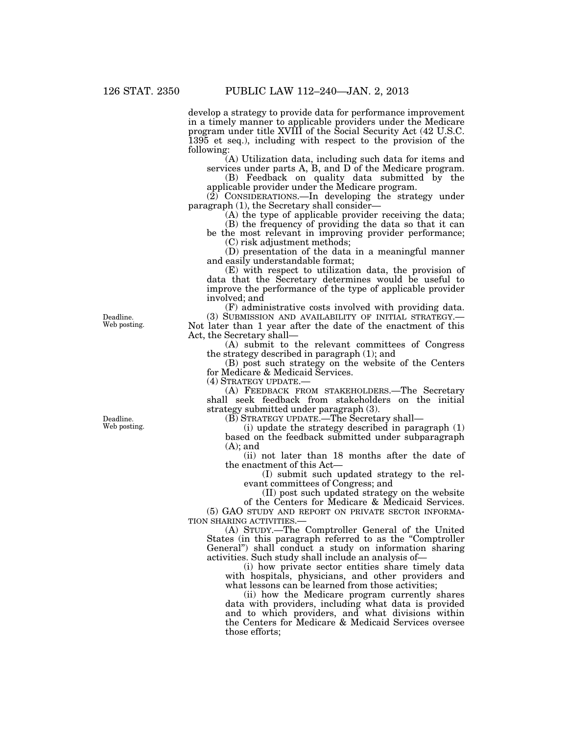develop a strategy to provide data for performance improvement in a timely manner to applicable providers under the Medicare program under title XVIII of the Social Security Act (42 U.S.C. 1395 et seq.), including with respect to the provision of the following:

(A) Utilization data, including such data for items and services under parts A, B, and D of the Medicare program.

(B) Feedback on quality data submitted by the applicable provider under the Medicare program.

(2) CONSIDERATIONS.—In developing the strategy under paragraph (1), the Secretary shall consider—

(A) the type of applicable provider receiving the data;

(B) the frequency of providing the data so that it can be the most relevant in improving provider performance;

(C) risk adjustment methods;

(D) presentation of the data in a meaningful manner and easily understandable format;

(E) with respect to utilization data, the provision of data that the Secretary determines would be useful to improve the performance of the type of applicable provider involved; and

(F) administrative costs involved with providing data.

Deadline. Web posting.

(3) SUBMISSION AND AVAILABILITY OF INITIAL STRATEGY.—Not later than 1 year after the date of the enactment of this Act, the Secretary shall—

(A) submit to the relevant committees of Congress the strategy described in paragraph (1); and

(B) post such strategy on the website of the Centers for Medicare & Medicaid Services.

(4) STRATEGY UPDATE.—

(A) FEEDBACK FROM STAKEHOLDERS.—The Secretary shall seek feedback from stakeholders on the initial strategy submitted under paragraph (3).

Deadline. Web posting.

(B) STRATEGY UPDATE.—The Secretary shall—

(i) update the strategy described in paragraph (1) based on the feedback submitted under subparagraph (A); and

(ii) not later than 18 months after the date of the enactment of this Act—

(I) submit such updated strategy to the relevant committees of Congress; and

(II) post such updated strategy on the website of the Centers for Medicare & Medicaid Services.

(5) GAO STUDY AND REPORT ON PRIVATE SECTOR INFORMATION SHARING ACTIVITIES.—

(A) STUDY.—The Comptroller General of the United States (in this paragraph referred to as the "Comptroller General") shall conduct a study on information sharing activities. Such study shall include an analysis of—

(i) how private sector entities share timely data with hospitals, physicians, and other providers and what lessons can be learned from those activities;

(ii) how the Medicare program currently shares data with providers, including what data is provided and to which providers, and what divisions within the Centers for Medicare & Medicaid Services oversee those efforts;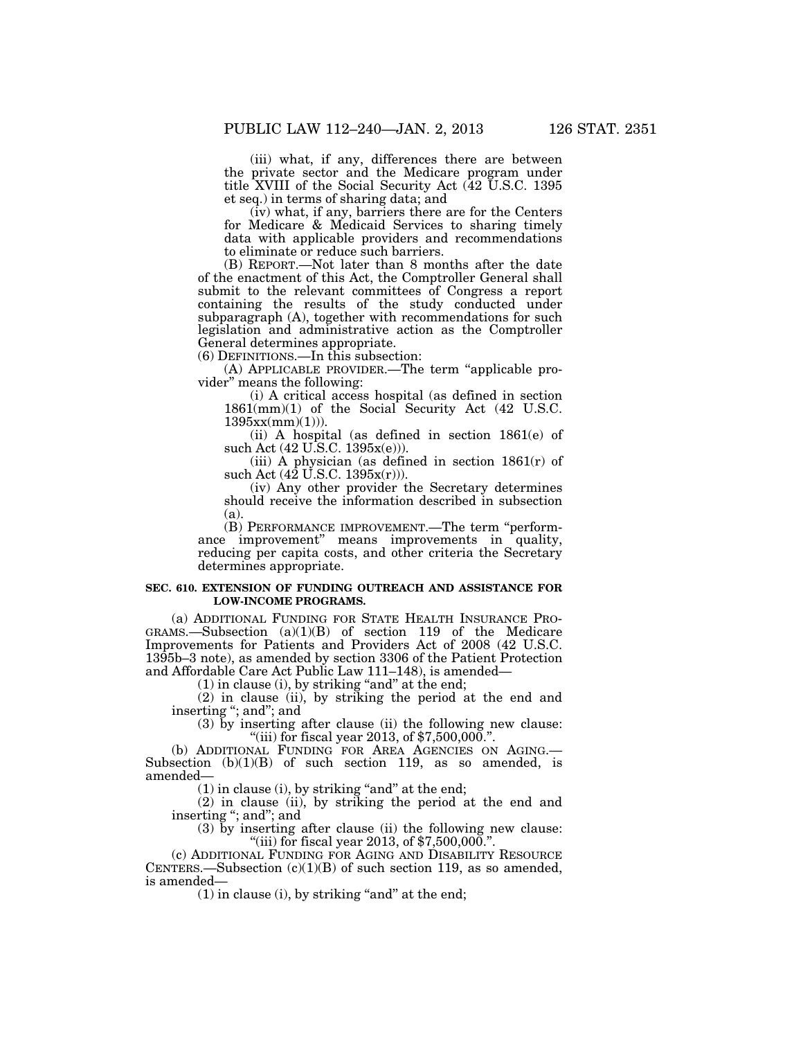(iii) what, if any, differences there are between the private sector and the Medicare program under title XVIII of the Social Security Act (42 U.S.C. 1395 et seq.) in terms of sharing data; and

(iv) what, if any, barriers there are for the Centers for Medicare & Medicaid Services to sharing timely data with applicable providers and recommendations to eliminate or reduce such barriers.

(B) REPORT.—Not later than 8 months after the date of the enactment of this Act, the Comptroller General shall submit to the relevant committees of Congress a report containing the results of the study conducted under subparagraph (A), together with recommendations for such legislation and administrative action as the Comptroller General determines appropriate.

(6) DEFINITIONS.—In this subsection:

(A) APPLICABLE PROVIDER.—The term "applicable provider" means the following:

(i) A critical access hospital (as defined in section 1861(mm)(1) of the Social Security Act (42 U.S.C. 1395xx(mm)(1))).

(ii) A hospital (as defined in section 1861(e) of such Act (42 U.S.C. 1395x(e))).

(iii) A physician (as defined in section 1861(r) of such Act (42 U.S.C. 1395x(r))).

(iv) Any other provider the Secretary determines should receive the information described in subsection (a).

(B) PERFORMANCE IMPROVEMENT.—The term "performance improvement" means improvements in quality, reducing per capita costs, and other criteria the Secretary determines appropriate.

**SEC. 610. EXTENSION OF FUNDING OUTREACH AND ASSISTANCE FOR LOW-INCOME PROGRAMS.**

(a) ADDITIONAL FUNDING FOR STATE HEALTH INSURANCE PROGRAMS.—Subsection (a)(1)(B) of section 119 of the Medicare Improvements for Patients and Providers Act of 2008 (42 U.S.C. 1395b–3 note), as amended by section 3306 of the Patient Protection and Affordable Care Act Public Law 111–148), is amended—

(1) in clause (i), by striking "and" at the end;

(2) in clause (ii), by striking the period at the end and inserting "; and"; and

(3) by inserting after clause (ii) the following new clause:

"(iii) for fiscal year 2013, of $7,500,000.".

(b) ADDITIONAL FUNDING FOR AREA AGENCIES ON AGING.—Subsection (b)(1)(B) of such section 119, as so amended, is amended—

(1) in clause (i), by striking "and" at the end;

(2) in clause (ii), by striking the period at the end and inserting "; and"; and

(3) by inserting after clause (ii) the following new clause:

"(iii) for fiscal year 2013, of $7,500,000.".

(c) ADDITIONAL FUNDING FOR AGING AND DISABILITY RESOURCE CENTERS.—Subsection (c)(1)(B) of such section 119, as so amended, is amended—

(1) in clause (i), by striking "and" at the end;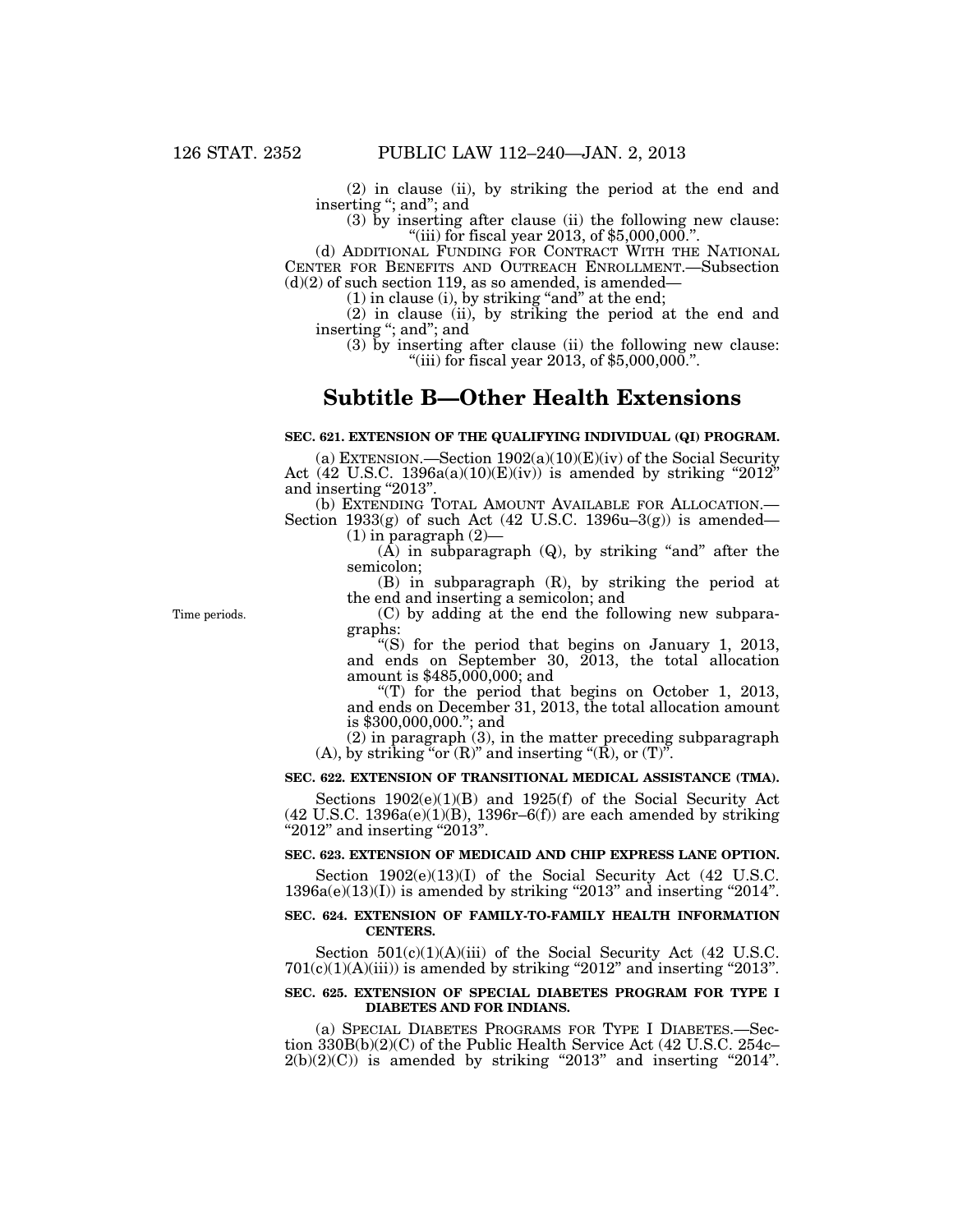(2) in clause (ii), by striking the period at the end and inserting "; and"; and

(3) by inserting after clause (ii) the following new clause: "(iii) for fiscal year 2013, of $5,000,000.".

(d) ADDITIONAL FUNDING FOR CONTRACT WITH THE NATIONAL CENTER FOR BENEFITS AND OUTREACH ENROLLMENT.—Subsection (d)(2) of such section 119, as so amended, is amended—

(1) in clause (i), by striking "and" at the end;

(2) in clause (ii), by striking the period at the end and inserting "; and"; and

(3) by inserting after clause (ii) the following new clause: "(iii) for fiscal year 2013, of $5,000,000.".

## Subtitle B—Other Health Extensions

### SEC. 621. EXTENSION OF THE QUALIFYING INDIVIDUAL (QI) PROGRAM.

(a) EXTENSION.—Section 1902(a)(10)(E)(iv) of the Social Security Act (42 U.S.C. 1396a(a)(10)(E)(iv)) is amended by striking "2012" and inserting "2013".

(b) EXTENDING TOTAL AMOUNT AVAILABLE FOR ALLOCATION.—Section 1933(g) of such Act (42 U.S.C. 1396u–3(g)) is amended—

(1) in paragraph (2)—

(A) in subparagraph (Q), by striking "and" after the semicolon;

(B) in subparagraph (R), by striking the period at the end and inserting a semicolon; and

Time periods.

(C) by adding at the end the following new subparagraphs:

"(S) for the period that begins on January 1, 2013, and ends on September 30, 2013, the total allocation amount is $485,000,000; and

"(T) for the period that begins on October 1, 2013, and ends on December 31, 2013, the total allocation amount is $300,000,000."; and

(2) in paragraph (3), in the matter preceding subparagraph (A), by striking "or (R)" and inserting "(R), or (T)".

### SEC. 622. EXTENSION OF TRANSITIONAL MEDICAL ASSISTANCE (TMA).

Sections 1902(e)(1)(B) and 1925(f) of the Social Security Act (42 U.S.C. 1396a(e)(1)(B), 1396r–6(f)) are each amended by striking "2012" and inserting "2013".

### SEC. 623. EXTENSION OF MEDICAID AND CHIP EXPRESS LANE OPTION.

Section 1902(e)(13)(I) of the Social Security Act (42 U.S.C. 1396a(e)(13)(I)) is amended by striking "2013" and inserting "2014".

### SEC. 624. EXTENSION OF FAMILY-TO-FAMILY HEALTH INFORMATION CENTERS.

Section 501(c)(1)(A)(iii) of the Social Security Act (42 U.S.C. 701(c)(1)(A)(iii)) is amended by striking "2012" and inserting "2013".

### SEC. 625. EXTENSION OF SPECIAL DIABETES PROGRAM FOR TYPE I DIABETES AND FOR INDIANS.

(a) SPECIAL DIABETES PROGRAMS FOR TYPE I DIABETES.—Section 330B(b)(2)(C) of the Public Health Service Act (42 U.S.C. 254c–2(b)(2)(C)) is amended by striking "2013" and inserting "2014".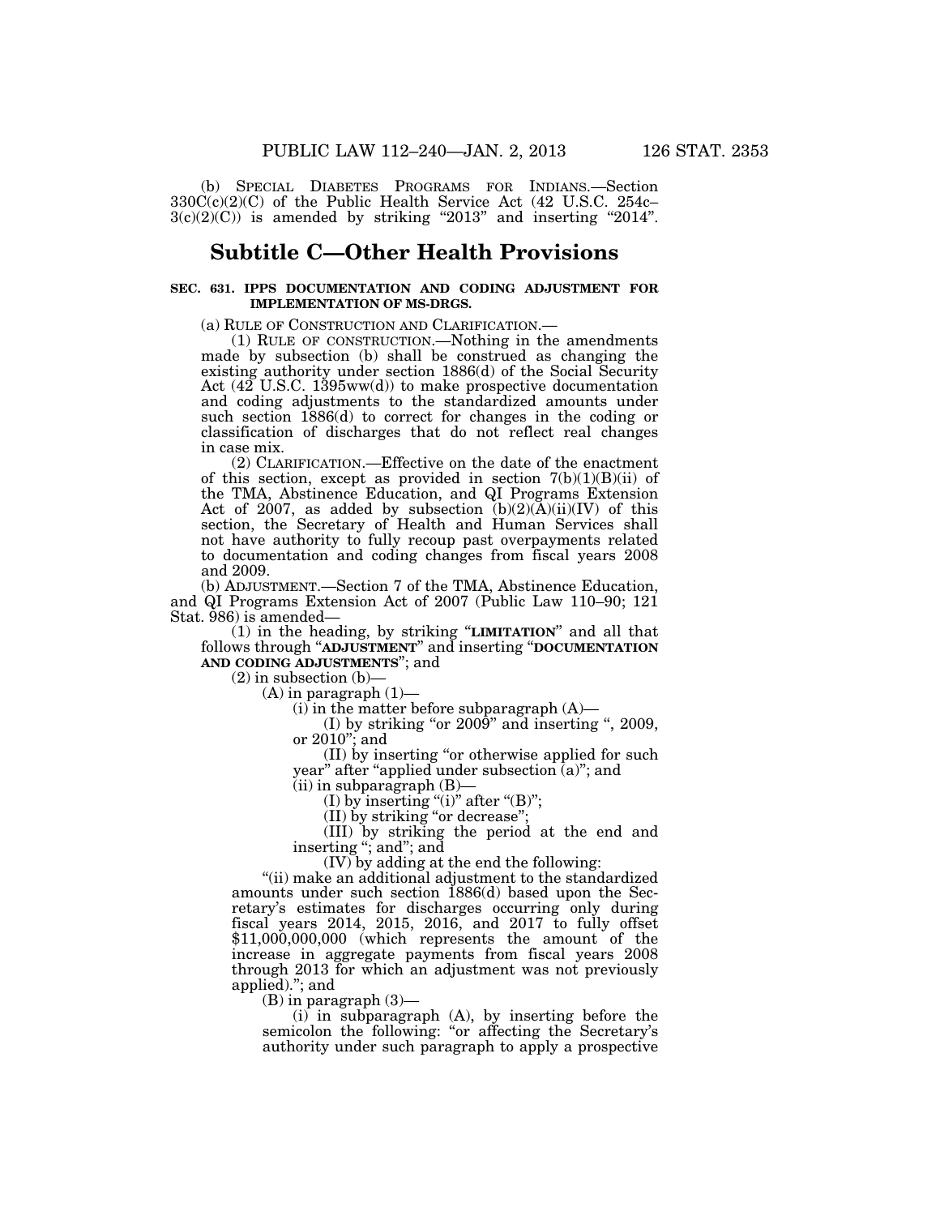(b) SPECIAL DIABETES PROGRAMS FOR INDIANS.—Section 330C(c)(2)(C) of the Public Health Service Act (42 U.S.C. 254c–3(c)(2)(C)) is amended by striking "2013" and inserting "2014".

## Subtitle C—Other Health Provisions

### SEC. 631. IPPS DOCUMENTATION AND CODING ADJUSTMENT FOR IMPLEMENTATION OF MS-DRGS.

(a) RULE OF CONSTRUCTION AND CLARIFICATION.—

(1) RULE OF CONSTRUCTION.—Nothing in the amendments made by subsection (b) shall be construed as changing the existing authority under section 1886(d) of the Social Security Act (42 U.S.C. 1395ww(d)) to make prospective documentation and coding adjustments to the standardized amounts under such section 1886(d) to correct for changes in the coding or classification of discharges that do not reflect real changes in case mix.

(2) CLARIFICATION.—Effective on the date of the enactment of this section, except as provided in section 7(b)(1)(B)(ii) of the TMA, Abstinence Education, and QI Programs Extension Act of 2007, as added by subsection (b)(2)(A)(ii)(IV) of this section, the Secretary of Health and Human Services shall not have authority to fully recoup past overpayments related to documentation and coding changes from fiscal years 2008 and 2009.

(b) ADJUSTMENT.—Section 7 of the TMA, Abstinence Education, and QI Programs Extension Act of 2007 (Public Law 110–90; 121 Stat. 986) is amended—

(1) in the heading, by striking "**LIMITATION**" and all that follows through "**ADJUSTMENT**" and inserting "**DOCUMENTATION AND CODING ADJUSTMENTS**"; and

(2) in subsection (b)—

(A) in paragraph (1)—

(i) in the matter before subparagraph (A)—

(I) by striking "or 2009" and inserting ", 2009, or 2010"; and

(II) by inserting "or otherwise applied for such year" after "applied under subsection (a)"; and

(ii) in subparagraph (B)—

(I) by inserting "(i)" after "(B)";

(II) by striking "or decrease";

(III) by striking the period at the end and inserting "; and"; and

(IV) by adding at the end the following:

"(ii) make an additional adjustment to the standardized amounts under such section 1886(d) based upon the Secretary's estimates for discharges occurring only during fiscal years 2014, 2015, 2016, and 2017 to fully offset $11,000,000,000 (which represents the amount of the increase in aggregate payments from fiscal years 2008 through 2013 for which an adjustment was not previously applied)."; and

(B) in paragraph (3)—

(i) in subparagraph (A), by inserting before the semicolon the following: "or affecting the Secretary's authority under such paragraph to apply a prospective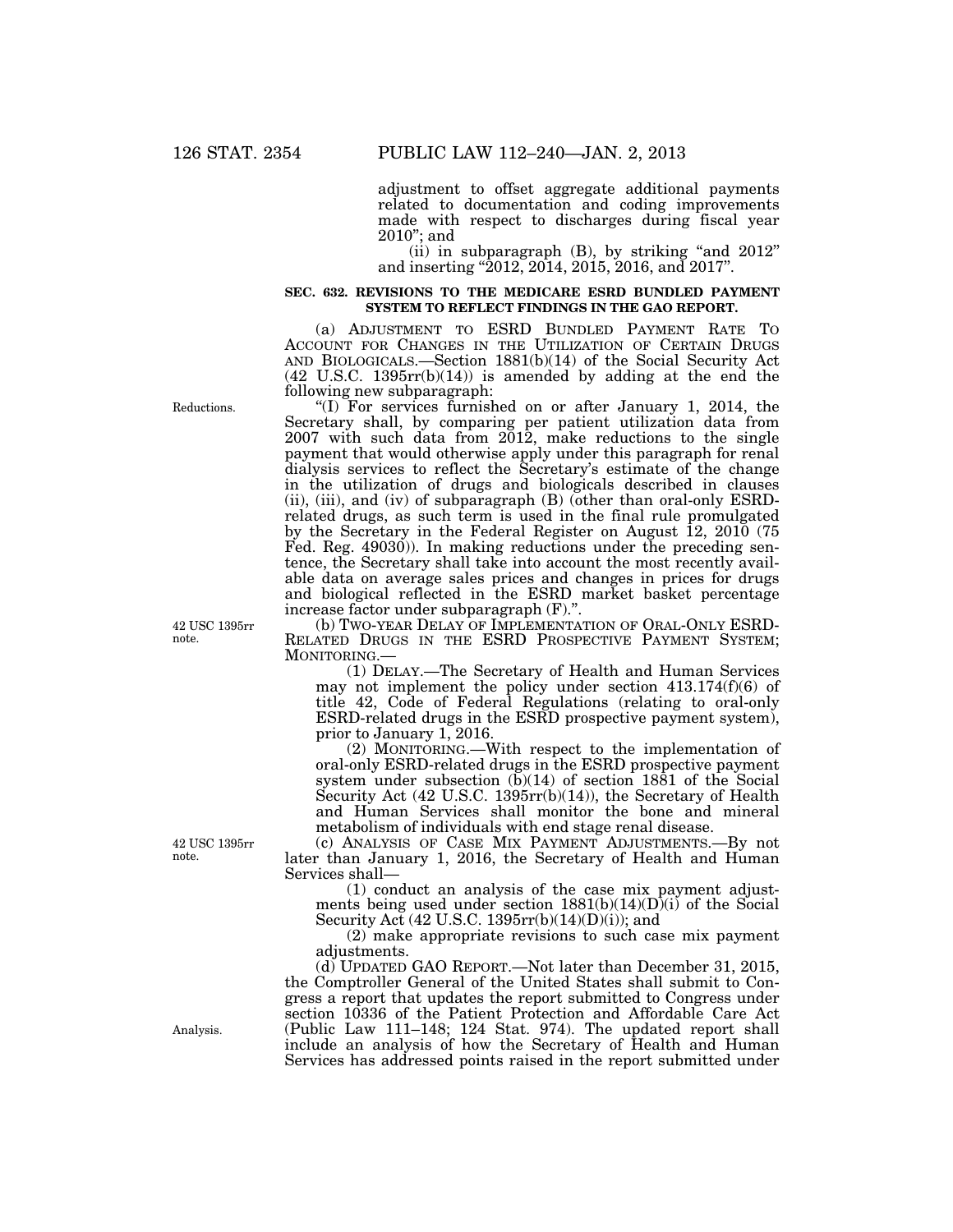adjustment to offset aggregate additional payments related to documentation and coding improvements made with respect to discharges during fiscal year 2010"; and

(ii) in subparagraph (B), by striking "and 2012" and inserting "2012, 2014, 2015, 2016, and 2017".

**SEC. 632. REVISIONS TO THE MEDICARE ESRD BUNDLED PAYMENT SYSTEM TO REFLECT FINDINGS IN THE GAO REPORT.**

(a) ADJUSTMENT TO ESRD BUNDLED PAYMENT RATE TO ACCOUNT FOR CHANGES IN THE UTILIZATION OF CERTAIN DRUGS AND BIOLOGICALS.—Section 1881(b)(14) of the Social Security Act (42 U.S.C. 1395rr(b)(14)) is amended by adding at the end the following new subparagraph:

Reductions.

"(I) For services furnished on or after January 1, 2014, the Secretary shall, by comparing per patient utilization data from 2007 with such data from 2012, make reductions to the single payment that would otherwise apply under this paragraph for renal dialysis services to reflect the Secretary's estimate of the change in the utilization of drugs and biologicals described in clauses (ii), (iii), and (iv) of subparagraph (B) (other than oral-only ESRD-related drugs, as such term is used in the final rule promulgated by the Secretary in the Federal Register on August 12, 2010 (75 Fed. Reg. 49030)). In making reductions under the preceding sentence, the Secretary shall take into account the most recently available data on average sales prices and changes in prices for drugs and biological reflected in the ESRD market basket percentage increase factor under subparagraph (F).".

42 USC 1395rr note.

(b) TWO-YEAR DELAY OF IMPLEMENTATION OF ORAL-ONLY ESRD-RELATED DRUGS IN THE ESRD PROSPECTIVE PAYMENT SYSTEM; MONITORING.—

(1) DELAY.—The Secretary of Health and Human Services may not implement the policy under section 413.174(f)(6) of title 42, Code of Federal Regulations (relating to oral-only ESRD-related drugs in the ESRD prospective payment system), prior to January 1, 2016.

(2) MONITORING.—With respect to the implementation of oral-only ESRD-related drugs in the ESRD prospective payment system under subsection (b)(14) of section 1881 of the Social Security Act (42 U.S.C. 1395rr(b)(14)), the Secretary of Health and Human Services shall monitor the bone and mineral metabolism of individuals with end stage renal disease.

42 USC 1395rr note.

(c) ANALYSIS OF CASE MIX PAYMENT ADJUSTMENTS.—By not later than January 1, 2016, the Secretary of Health and Human Services shall—

(1) conduct an analysis of the case mix payment adjustments being used under section 1881(b)(14)(D)(i) of the Social Security Act (42 U.S.C. 1395rr(b)(14)(D)(i)); and

(2) make appropriate revisions to such case mix payment adjustments.

Analysis.

(d) UPDATED GAO REPORT.—Not later than December 31, 2015, the Comptroller General of the United States shall submit to Congress a report that updates the report submitted to Congress under section 10336 of the Patient Protection and Affordable Care Act (Public Law 111–148; 124 Stat. 974). The updated report shall include an analysis of how the Secretary of Health and Human Services has addressed points raised in the report submitted under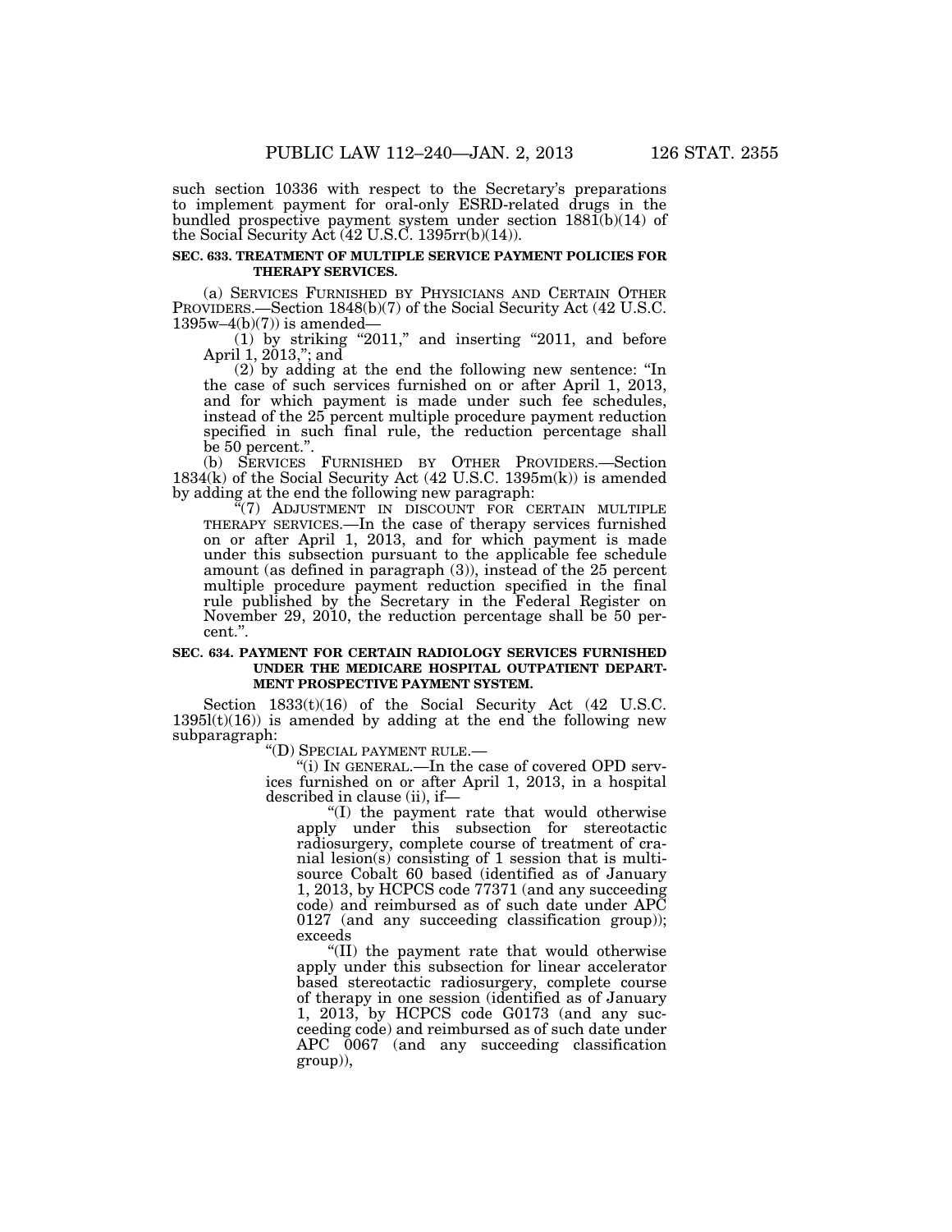such section 10336 with respect to the Secretary's preparations to implement payment for oral-only ESRD-related drugs in the bundled prospective payment system under section 1881(b)(14) of the Social Security Act (42 U.S.C. 1395rr(b)(14)).

**SEC. 633. TREATMENT OF MULTIPLE SERVICE PAYMENT POLICIES FOR THERAPY SERVICES.**

(a) SERVICES FURNISHED BY PHYSICIANS AND CERTAIN OTHER PROVIDERS.—Section 1848(b)(7) of the Social Security Act (42 U.S.C. 1395w–4(b)(7)) is amended—

(1) by striking "2011," and inserting "2011, and before April 1, 2013,"; and

(2) by adding at the end the following new sentence: "In the case of such services furnished on or after April 1, 2013, and for which payment is made under such fee schedules, instead of the 25 percent multiple procedure payment reduction specified in such final rule, the reduction percentage shall be 50 percent.".

(b) SERVICES FURNISHED BY OTHER PROVIDERS.—Section 1834(k) of the Social Security Act (42 U.S.C. 1395m(k)) is amended by adding at the end the following new paragraph:

"(7) ADJUSTMENT IN DISCOUNT FOR CERTAIN MULTIPLE THERAPY SERVICES.—In the case of therapy services furnished on or after April 1, 2013, and for which payment is made under this subsection pursuant to the applicable fee schedule amount (as defined in paragraph (3)), instead of the 25 percent multiple procedure payment reduction specified in the final rule published by the Secretary in the Federal Register on November 29, 2010, the reduction percentage shall be 50 percent.".

**SEC. 634. PAYMENT FOR CERTAIN RADIOLOGY SERVICES FURNISHED UNDER THE MEDICARE HOSPITAL OUTPATIENT DEPARTMENT PROSPECTIVE PAYMENT SYSTEM.**

Section 1833(t)(16) of the Social Security Act (42 U.S.C. 1395l(t)(16)) is amended by adding at the end the following new subparagraph:

"(D) SPECIAL PAYMENT RULE.—

"(i) IN GENERAL.—In the case of covered OPD services furnished on or after April 1, 2013, in a hospital described in clause (ii), if—

"(I) the payment rate that would otherwise apply under this subsection for stereotactic radiosurgery, complete course of treatment of cranial lesion(s) consisting of 1 session that is multi-source Cobalt 60 based (identified as of January 1, 2013, by HCPCS code 77371 (and any succeeding code) and reimbursed as of such date under APC 0127 (and any succeeding classification group)); exceeds

"(II) the payment rate that would otherwise apply under this subsection for linear accelerator based stereotactic radiosurgery, complete course of therapy in one session (identified as of January 1, 2013, by HCPCS code G0173 (and any succeeding code) and reimbursed as of such date under APC 0067 (and any succeeding classification group)),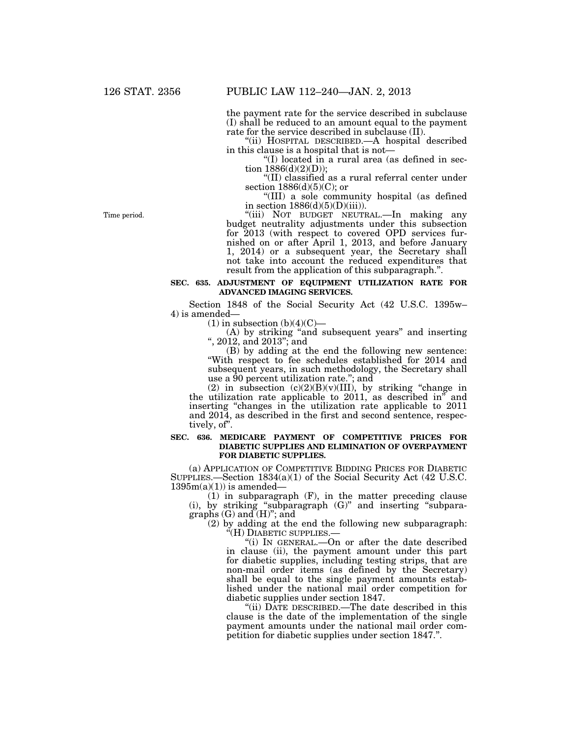the payment rate for the service described in subclause (I) shall be reduced to an amount equal to the payment rate for the service described in subclause (II).

"(ii) HOSPITAL DESCRIBED.—A hospital described in this clause is a hospital that is not—

"(I) located in a rural area (as defined in section 1886(d)(2)(D));

"(II) classified as a rural referral center under section 1886(d)(5)(C); or

"(III) a sole community hospital (as defined in section 1886(d)(5)(D)(iii)).

Time period.

"(iii) NOT BUDGET NEUTRAL.—In making any budget neutrality adjustments under this subsection for 2013 (with respect to covered OPD services furnished on or after April 1, 2013, and before January 1, 2014) or a subsequent year, the Secretary shall not take into account the reduced expenditures that result from the application of this subparagraph.".

**SEC. 635. ADJUSTMENT OF EQUIPMENT UTILIZATION RATE FOR ADVANCED IMAGING SERVICES.**

Section 1848 of the Social Security Act (42 U.S.C. 1395w–4) is amended—

(1) in subsection (b)(4)(C)—

(A) by striking "and subsequent years" and inserting ", 2012, and 2013"; and

(B) by adding at the end the following new sentence: "With respect to fee schedules established for 2014 and subsequent years, in such methodology, the Secretary shall use a 90 percent utilization rate."; and

(2) in subsection (c)(2)(B)(v)(III), by striking "change in the utilization rate applicable to 2011, as described in" and inserting "changes in the utilization rate applicable to 2011 and 2014, as described in the first and second sentence, respectively, of".

**SEC. 636. MEDICARE PAYMENT OF COMPETITIVE PRICES FOR DIABETIC SUPPLIES AND ELIMINATION OF OVERPAYMENT FOR DIABETIC SUPPLIES.**

(a) APPLICATION OF COMPETITIVE BIDDING PRICES FOR DIABETIC SUPPLIES.—Section 1834(a)(1) of the Social Security Act (42 U.S.C. 1395m(a)(1)) is amended—

(1) in subparagraph (F), in the matter preceding clause (i), by striking "subparagraph (G)" and inserting "subparagraphs (G) and (H)"; and

(2) by adding at the end the following new subparagraph:

"(H) DIABETIC SUPPLIES.—

"(i) IN GENERAL.—On or after the date described in clause (ii), the payment amount under this part for diabetic supplies, including testing strips, that are non-mail order items (as defined by the Secretary) shall be equal to the single payment amounts established under the national mail order competition for diabetic supplies under section 1847.

"(ii) DATE DESCRIBED.—The date described in this clause is the date of the implementation of the single payment amounts under the national mail order competition for diabetic supplies under section 1847.".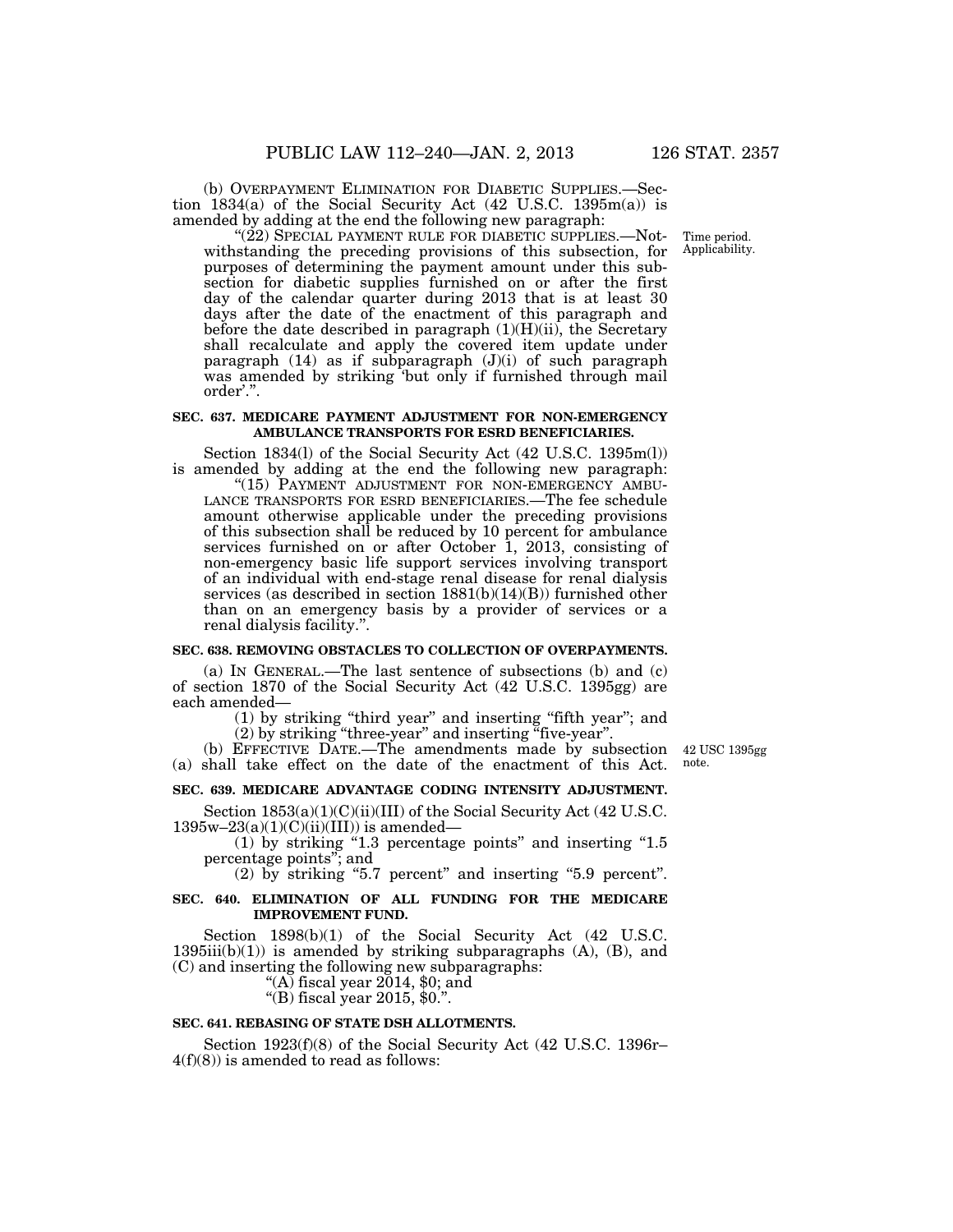(b) OVERPAYMENT ELIMINATION FOR DIABETIC SUPPLIES.—Section 1834(a) of the Social Security Act (42 U.S.C. 1395m(a)) is amended by adding at the end the following new paragraph:

"(22) SPECIAL PAYMENT RULE FOR DIABETIC SUPPLIES.—Notwithstanding the preceding provisions of this subsection, for purposes of determining the payment amount under this subsection for diabetic supplies furnished on or after the first day of the calendar quarter during 2013 that is at least 30 days after the date of the enactment of this paragraph and before the date described in paragraph (1)(H)(ii), the Secretary shall recalculate and apply the covered item update under paragraph (14) as if subparagraph (J)(i) of such paragraph was amended by striking 'but only if furnished through mail order'.".

Time period. Applicability.

**SEC. 637. MEDICARE PAYMENT ADJUSTMENT FOR NON-EMERGENCY AMBULANCE TRANSPORTS FOR ESRD BENEFICIARIES.**

Section 1834(l) of the Social Security Act (42 U.S.C. 1395m(l)) is amended by adding at the end the following new paragraph:

"(15) PAYMENT ADJUSTMENT FOR NON-EMERGENCY AMBULANCE TRANSPORTS FOR ESRD BENEFICIARIES.—The fee schedule amount otherwise applicable under the preceding provisions of this subsection shall be reduced by 10 percent for ambulance services furnished on or after October 1, 2013, consisting of non-emergency basic life support services involving transport of an individual with end-stage renal disease for renal dialysis services (as described in section 1881(b)(14)(B)) furnished other than on an emergency basis by a provider of services or a renal dialysis facility.".

**SEC. 638. REMOVING OBSTACLES TO COLLECTION OF OVERPAYMENTS.**

(a) IN GENERAL.—The last sentence of subsections (b) and (c) of section 1870 of the Social Security Act (42 U.S.C. 1395gg) are each amended—

(1) by striking "third year" and inserting "fifth year"; and

(2) by striking "three-year" and inserting "five-year".

(b) EFFECTIVE DATE.—The amendments made by subsection (a) shall take effect on the date of the enactment of this Act.

42 USC 1395gg note.

**SEC. 639. MEDICARE ADVANTAGE CODING INTENSITY ADJUSTMENT.**

Section 1853(a)(1)(C)(ii)(III) of the Social Security Act (42 U.S.C. 1395w–23(a)(1)(C)(ii)(III)) is amended—

(1) by striking "1.3 percentage points" and inserting "1.5 percentage points"; and

(2) by striking "5.7 percent" and inserting "5.9 percent".

**SEC. 640. ELIMINATION OF ALL FUNDING FOR THE MEDICARE IMPROVEMENT FUND.**

Section 1898(b)(1) of the Social Security Act (42 U.S.C. 1395iii(b)(1)) is amended by striking subparagraphs (A), (B), and (C) and inserting the following new subparagraphs:

"(A) fiscal year 2014, $0; and

"(B) fiscal year 2015, $0.".

**SEC. 641. REBASING OF STATE DSH ALLOTMENTS.**

Section 1923(f)(8) of the Social Security Act (42 U.S.C. 1396r–4(f)(8)) is amended to read as follows: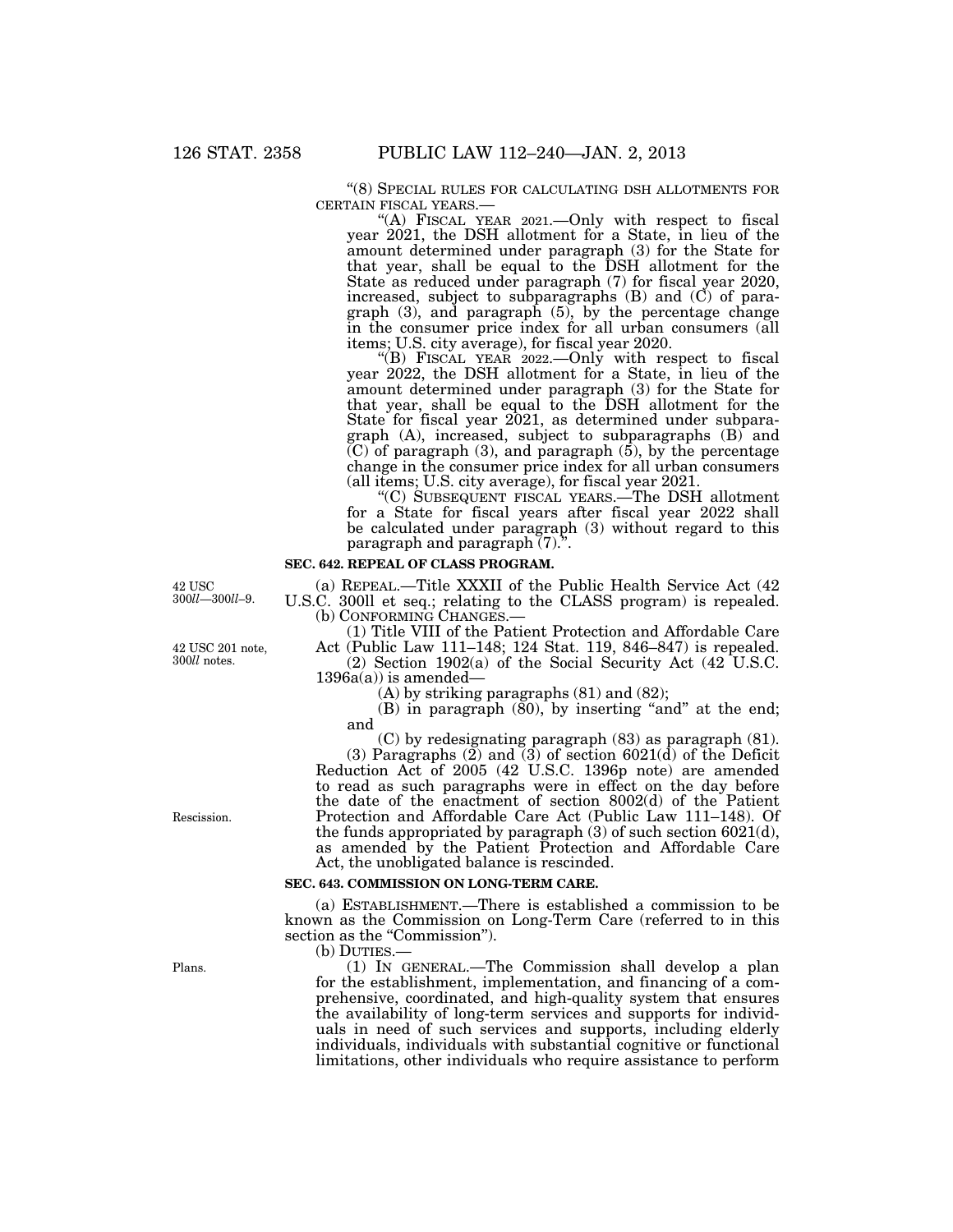"(8) SPECIAL RULES FOR CALCULATING DSH ALLOTMENTS FOR CERTAIN FISCAL YEARS.—

"(A) FISCAL YEAR 2021.—Only with respect to fiscal year 2021, the DSH allotment for a State, in lieu of the amount determined under paragraph (3) for the State for that year, shall be equal to the DSH allotment for the State as reduced under paragraph (7) for fiscal year 2020, increased, subject to subparagraphs (B) and (C) of paragraph (3), and paragraph (5), by the percentage change in the consumer price index for all urban consumers (all items; U.S. city average), for fiscal year 2020.

"(B) FISCAL YEAR 2022.—Only with respect to fiscal year 2022, the DSH allotment for a State, in lieu of the amount determined under paragraph (3) for the State for that year, shall be equal to the DSH allotment for the State for fiscal year 2021, as determined under subparagraph (A), increased, subject to subparagraphs (B) and (C) of paragraph (3), and paragraph (5), by the percentage change in the consumer price index for all urban consumers (all items; U.S. city average), for fiscal year 2021.

"(C) SUBSEQUENT FISCAL YEARS.—The DSH allotment for a State for fiscal years after fiscal year 2022 shall be calculated under paragraph (3) without regard to this paragraph and paragraph (7).".

**SEC. 642. REPEAL OF CLASS PROGRAM.**

42 USC 300*ll*—300*ll*–9.

(a) REPEAL.—Title XXXII of the Public Health Service Act (42 U.S.C. 300ll et seq.; relating to the CLASS program) is repealed.

(b) CONFORMING CHANGES.—

42 USC 201 note, 300*ll* notes.

(1) Title VIII of the Patient Protection and Affordable Care Act (Public Law 111–148; 124 Stat. 119, 846–847) is repealed.

(2) Section 1902(a) of the Social Security Act (42 U.S.C. 1396a(a)) is amended—

(A) by striking paragraphs (81) and (82);

(B) in paragraph (80), by inserting "and" at the end; and

(C) by redesignating paragraph (83) as paragraph (81).

(3) Paragraphs (2) and (3) of section 6021(d) of the Deficit Reduction Act of 2005 (42 U.S.C. 1396p note) are amended to read as such paragraphs were in effect on the day before the date of the enactment of section 8002(d) of the Patient Protection and Affordable Care Act (Public Law 111–148). Of the funds appropriated by paragraph (3) of such section 6021(d), as amended by the Patient Protection and Affordable Care Act, the unobligated balance is rescinded.

Rescission.

**SEC. 643. COMMISSION ON LONG-TERM CARE.**

(a) ESTABLISHMENT.—There is established a commission to be known as the Commission on Long-Term Care (referred to in this section as the "Commission").

(b) DUTIES.—

Plans.

(1) IN GENERAL.—The Commission shall develop a plan for the establishment, implementation, and financing of a comprehensive, coordinated, and high-quality system that ensures the availability of long-term services and supports for individuals in need of such services and supports, including elderly individuals, individuals with substantial cognitive or functional limitations, other individuals who require assistance to perform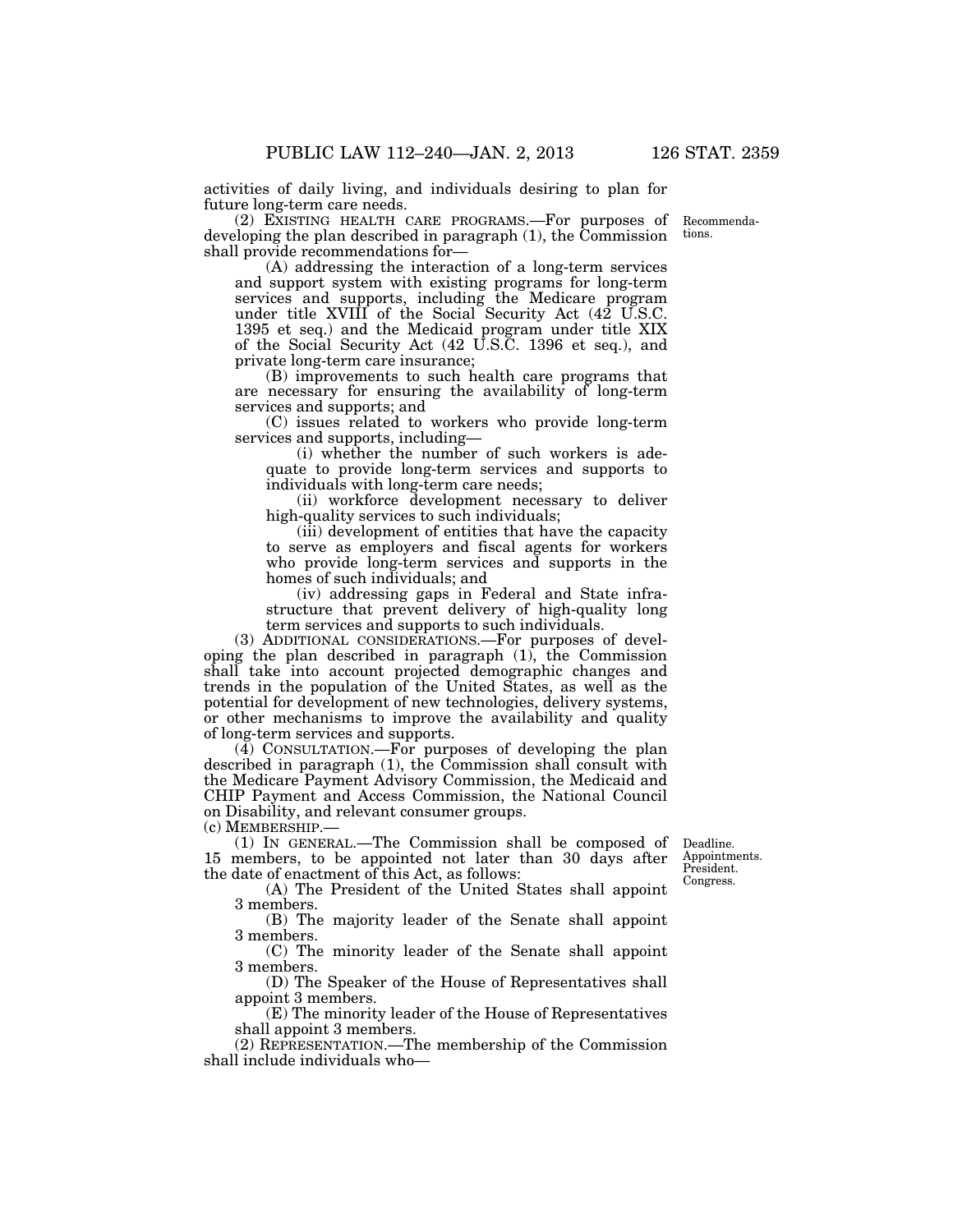activities of daily living, and individuals desiring to plan for future long-term care needs.

(2) EXISTING HEALTH CARE PROGRAMS.—For purposes of developing the plan described in paragraph (1), the Commission shall provide recommendations for—

Recommendations.

(A) addressing the interaction of a long-term services and support system with existing programs for long-term services and supports, including the Medicare program under title XVIII of the Social Security Act (42 U.S.C. 1395 et seq.) and the Medicaid program under title XIX of the Social Security Act (42 U.S.C. 1396 et seq.), and private long-term care insurance;

(B) improvements to such health care programs that are necessary for ensuring the availability of long-term services and supports; and

(C) issues related to workers who provide long-term services and supports, including—

(i) whether the number of such workers is adequate to provide long-term services and supports to individuals with long-term care needs;

(ii) workforce development necessary to deliver high-quality services to such individuals;

(iii) development of entities that have the capacity to serve as employers and fiscal agents for workers who provide long-term services and supports in the homes of such individuals; and

(iv) addressing gaps in Federal and State infrastructure that prevent delivery of high-quality long term services and supports to such individuals.

(3) ADDITIONAL CONSIDERATIONS.—For purposes of developing the plan described in paragraph (1), the Commission shall take into account projected demographic changes and trends in the population of the United States, as well as the potential for development of new technologies, delivery systems, or other mechanisms to improve the availability and quality of long-term services and supports.

(4) CONSULTATION.—For purposes of developing the plan described in paragraph (1), the Commission shall consult with the Medicare Payment Advisory Commission, the Medicaid and CHIP Payment and Access Commission, the National Council on Disability, and relevant consumer groups.

(c) MEMBERSHIP.—

(1) IN GENERAL.—The Commission shall be composed of 15 members, to be appointed not later than 30 days after the date of enactment of this Act, as follows:

Deadline. Appointments. President. Congress.

(A) The President of the United States shall appoint 3 members.

(B) The majority leader of the Senate shall appoint 3 members.

(C) The minority leader of the Senate shall appoint 3 members.

(D) The Speaker of the House of Representatives shall appoint 3 members.

(E) The minority leader of the House of Representatives shall appoint 3 members.

(2) REPRESENTATION.—The membership of the Commission shall include individuals who—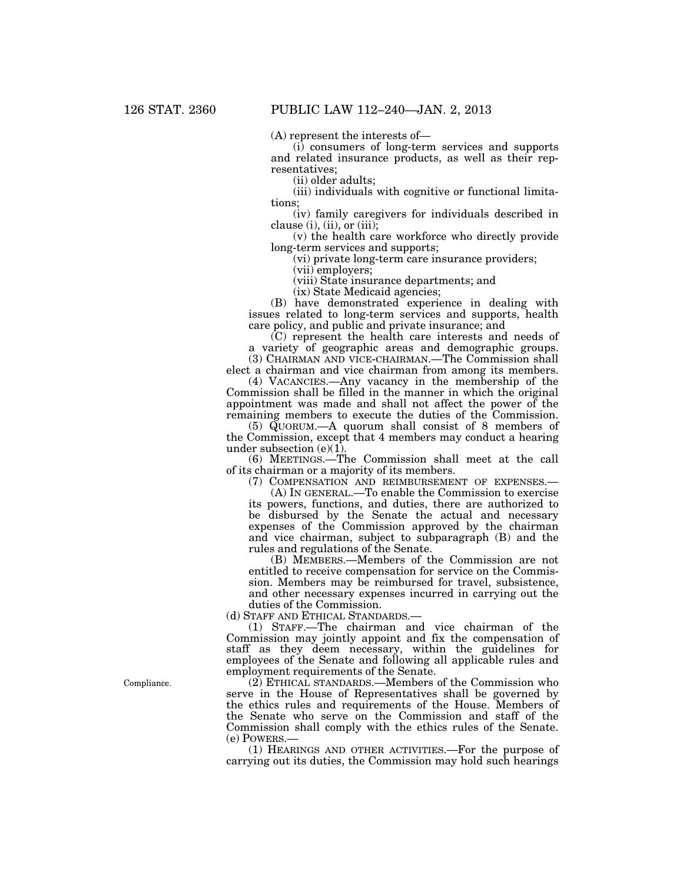(A) represent the interests of—

(i) consumers of long-term services and supports and related insurance products, as well as their representatives;

(ii) older adults;

(iii) individuals with cognitive or functional limitations;

(iv) family caregivers for individuals described in clause (i), (ii), or (iii);

(v) the health care workforce who directly provide long-term services and supports;

(vi) private long-term care insurance providers;

(vii) employers;

(viii) State insurance departments; and

(ix) State Medicaid agencies;

(B) have demonstrated experience in dealing with issues related to long-term services and supports, health care policy, and public and private insurance; and

(C) represent the health care interests and needs of a variety of geographic areas and demographic groups.

(3) CHAIRMAN AND VICE-CHAIRMAN.—The Commission shall elect a chairman and vice chairman from among its members.

(4) VACANCIES.—Any vacancy in the membership of the Commission shall be filled in the manner in which the original appointment was made and shall not affect the power of the remaining members to execute the duties of the Commission.

(5) QUORUM.—A quorum shall consist of 8 members of the Commission, except that 4 members may conduct a hearing under subsection (e)(1).

(6) MEETINGS.—The Commission shall meet at the call of its chairman or a majority of its members.

(7) COMPENSATION AND REIMBURSEMENT OF EXPENSES.—

(A) IN GENERAL.—To enable the Commission to exercise its powers, functions, and duties, there are authorized to be disbursed by the Senate the actual and necessary expenses of the Commission approved by the chairman and vice chairman, subject to subparagraph (B) and the rules and regulations of the Senate.

(B) MEMBERS.—Members of the Commission are not entitled to receive compensation for service on the Commission. Members may be reimbursed for travel, subsistence, and other necessary expenses incurred in carrying out the duties of the Commission.

(d) STAFF AND ETHICAL STANDARDS.—

(1) STAFF.—The chairman and vice chairman of the Commission may jointly appoint and fix the compensation of staff as they deem necessary, within the guidelines for employees of the Senate and following all applicable rules and employment requirements of the Senate.

Compliance.

(2) ETHICAL STANDARDS.—Members of the Commission who serve in the House of Representatives shall be governed by the ethics rules and requirements of the House. Members of the Senate who serve on the Commission and staff of the Commission shall comply with the ethics rules of the Senate.

(e) POWERS.—

(1) HEARINGS AND OTHER ACTIVITIES.—For the purpose of carrying out its duties, the Commission may hold such hearings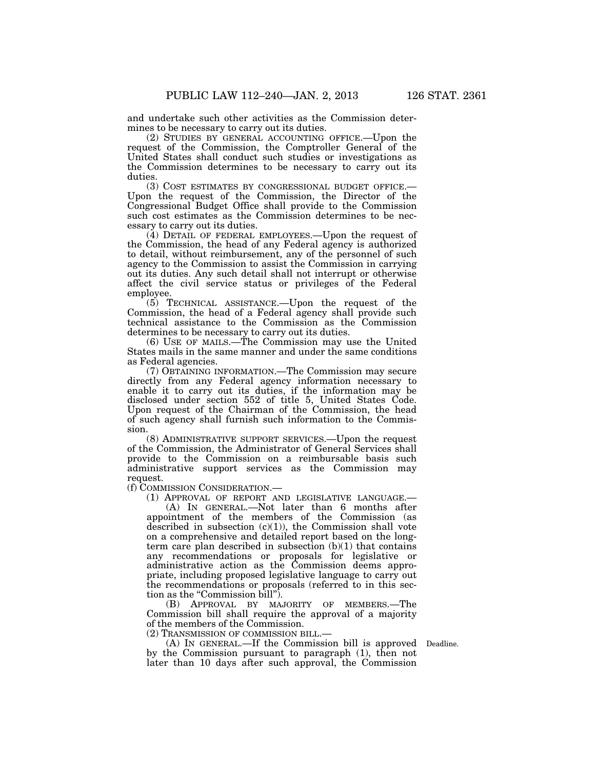and undertake such other activities as the Commission determines to be necessary to carry out its duties.

(2) STUDIES BY GENERAL ACCOUNTING OFFICE.—Upon the request of the Commission, the Comptroller General of the United States shall conduct such studies or investigations as the Commission determines to be necessary to carry out its duties.

(3) COST ESTIMATES BY CONGRESSIONAL BUDGET OFFICE.—Upon the request of the Commission, the Director of the Congressional Budget Office shall provide to the Commission such cost estimates as the Commission determines to be necessary to carry out its duties.

(4) DETAIL OF FEDERAL EMPLOYEES.—Upon the request of the Commission, the head of any Federal agency is authorized to detail, without reimbursement, any of the personnel of such agency to the Commission to assist the Commission in carrying out its duties. Any such detail shall not interrupt or otherwise affect the civil service status or privileges of the Federal employee.

(5) TECHNICAL ASSISTANCE.—Upon the request of the Commission, the head of a Federal agency shall provide such technical assistance to the Commission as the Commission determines to be necessary to carry out its duties.

(6) USE OF MAILS.—The Commission may use the United States mails in the same manner and under the same conditions as Federal agencies.

(7) OBTAINING INFORMATION.—The Commission may secure directly from any Federal agency information necessary to enable it to carry out its duties, if the information may be disclosed under section 552 of title 5, United States Code. Upon request of the Chairman of the Commission, the head of such agency shall furnish such information to the Commission.

(8) ADMINISTRATIVE SUPPORT SERVICES.—Upon the request of the Commission, the Administrator of General Services shall provide to the Commission on a reimbursable basis such administrative support services as the Commission may request.

(f) COMMISSION CONSIDERATION.—

(1) APPROVAL OF REPORT AND LEGISLATIVE LANGUAGE.—

(A) IN GENERAL.—Not later than 6 months after appointment of the members of the Commission (as described in subsection (c)(1)), the Commission shall vote on a comprehensive and detailed report based on the long-term care plan described in subsection (b)(1) that contains any recommendations or proposals for legislative or administrative action as the Commission deems appropriate, including proposed legislative language to carry out the recommendations or proposals (referred to in this section as the "Commission bill").

(B) APPROVAL BY MAJORITY OF MEMBERS.—The Commission bill shall require the approval of a majority of the members of the Commission.

(2) TRANSMISSION OF COMMISSION BILL.—

(A) IN GENERAL.—If the Commission bill is approved by the Commission pursuant to paragraph (1), then not later than 10 days after such approval, the Commission

Deadline.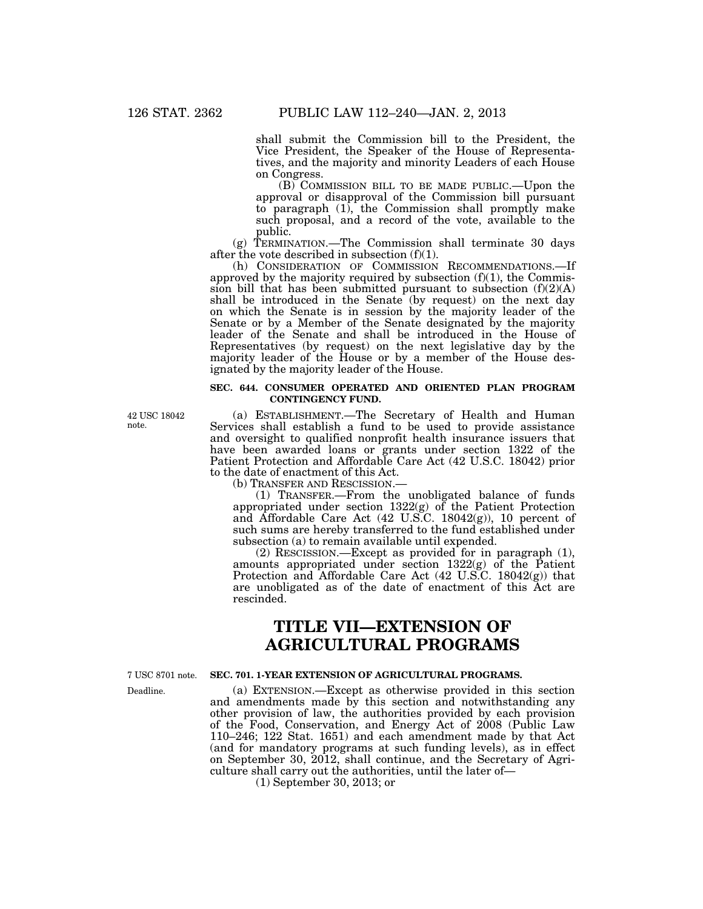shall submit the Commission bill to the President, the Vice President, the Speaker of the House of Representatives, and the majority and minority Leaders of each House on Congress.

(B) COMMISSION BILL TO BE MADE PUBLIC.—Upon the approval or disapproval of the Commission bill pursuant to paragraph (1), the Commission shall promptly make such proposal, and a record of the vote, available to the public.

(g) TERMINATION.—The Commission shall terminate 30 days after the vote described in subsection (f)(1).

(h) CONSIDERATION OF COMMISSION RECOMMENDATIONS.—If approved by the majority required by subsection (f)(1), the Commission bill that has been submitted pursuant to subsection (f)(2)(A) shall be introduced in the Senate (by request) on the next day on which the Senate is in session by the majority leader of the Senate or by a Member of the Senate designated by the majority leader of the Senate and shall be introduced in the House of Representatives (by request) on the next legislative day by the majority leader of the House or by a member of the House designated by the majority leader of the House.

**SEC. 644. CONSUMER OPERATED AND ORIENTED PLAN PROGRAM CONTINGENCY FUND.**

42 USC 18042 note.

(a) ESTABLISHMENT.—The Secretary of Health and Human Services shall establish a fund to be used to provide assistance and oversight to qualified nonprofit health insurance issuers that have been awarded loans or grants under section 1322 of the Patient Protection and Affordable Care Act (42 U.S.C. 18042) prior to the date of enactment of this Act.

(b) TRANSFER AND RESCISSION.—

(1) TRANSFER.—From the unobligated balance of funds appropriated under section 1322(g) of the Patient Protection and Affordable Care Act (42 U.S.C. 18042(g)), 10 percent of such sums are hereby transferred to the fund established under subsection (a) to remain available until expended.

(2) RESCISSION.—Except as provided for in paragraph (1), amounts appropriated under section 1322(g) of the Patient Protection and Affordable Care Act (42 U.S.C. 18042(g)) that are unobligated as of the date of enactment of this Act are rescinded.

# TITLE VII—EXTENSION OF AGRICULTURAL PROGRAMS

7 USC 8701 note.

**SEC. 701. 1-YEAR EXTENSION OF AGRICULTURAL PROGRAMS.**

Deadline.

(a) EXTENSION.—Except as otherwise provided in this section and amendments made by this section and notwithstanding any other provision of law, the authorities provided by each provision of the Food, Conservation, and Energy Act of 2008 (Public Law 110–246; 122 Stat. 1651) and each amendment made by that Act (and for mandatory programs at such funding levels), as in effect on September 30, 2012, shall continue, and the Secretary of Agriculture shall carry out the authorities, until the later of—

(1) September 30, 2013; or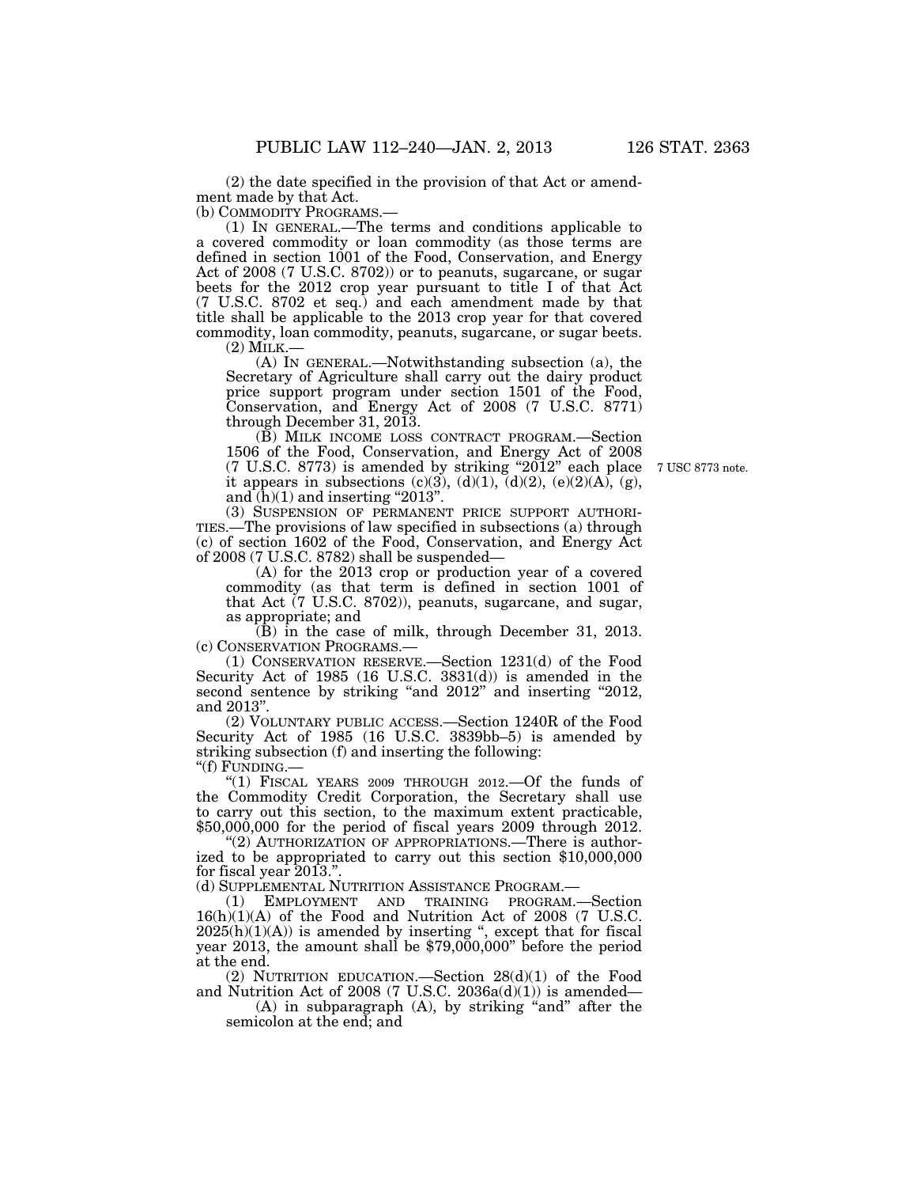(2) the date specified in the provision of that Act or amendment made by that Act.

(b) COMMODITY PROGRAMS.—

(1) IN GENERAL.—The terms and conditions applicable to a covered commodity or loan commodity (as those terms are defined in section 1001 of the Food, Conservation, and Energy Act of 2008 (7 U.S.C. 8702)) or to peanuts, sugarcane, or sugar beets for the 2012 crop year pursuant to title I of that Act (7 U.S.C. 8702 et seq.) and each amendment made by that title shall be applicable to the 2013 crop year for that covered commodity, loan commodity, peanuts, sugarcane, or sugar beets.

(2) MILK.—

(A) IN GENERAL.—Notwithstanding subsection (a), the Secretary of Agriculture shall carry out the dairy product price support program under section 1501 of the Food, Conservation, and Energy Act of 2008 (7 U.S.C. 8771) through December 31, 2013.

(B) MILK INCOME LOSS CONTRACT PROGRAM.—Section 1506 of the Food, Conservation, and Energy Act of 2008 (7 U.S.C. 8773) is amended by striking "2012" each place it appears in subsections (c)(3), (d)(1), (d)(2), (e)(2)(A), (g), and (h)(1) and inserting "2013".

7 USC 8773 note.

(3) SUSPENSION OF PERMANENT PRICE SUPPORT AUTHORITIES.—The provisions of law specified in subsections (a) through (c) of section 1602 of the Food, Conservation, and Energy Act of 2008 (7 U.S.C. 8782) shall be suspended—

(A) for the 2013 crop or production year of a covered commodity (as that term is defined in section 1001 of that Act (7 U.S.C. 8702)), peanuts, sugarcane, and sugar, as appropriate; and

(B) in the case of milk, through December 31, 2013.

(c) CONSERVATION PROGRAMS.—

(1) CONSERVATION RESERVE.—Section 1231(d) of the Food Security Act of 1985 (16 U.S.C. 3831(d)) is amended in the second sentence by striking "and 2012" and inserting "2012, and 2013".

(2) VOLUNTARY PUBLIC ACCESS.—Section 1240R of the Food Security Act of 1985 (16 U.S.C. 3839bb–5) is amended by striking subsection (f) and inserting the following:

"(f) FUNDING.—

"(1) FISCAL YEARS 2009 THROUGH 2012.—Of the funds of the Commodity Credit Corporation, the Secretary shall use to carry out this section, to the maximum extent practicable, $50,000,000 for the period of fiscal years 2009 through 2012.

"(2) AUTHORIZATION OF APPROPRIATIONS.—There is authorized to be appropriated to carry out this section $10,000,000 for fiscal year 2013.".

(d) SUPPLEMENTAL NUTRITION ASSISTANCE PROGRAM.—

(1) EMPLOYMENT AND TRAINING PROGRAM.—Section 16(h)(1)(A) of the Food and Nutrition Act of 2008 (7 U.S.C. 2025(h)(1)(A)) is amended by inserting ", except that for fiscal year 2013, the amount shall be $79,000,000" before the period at the end.

(2) NUTRITION EDUCATION.—Section 28(d)(1) of the Food and Nutrition Act of 2008 (7 U.S.C. 2036a(d)(1)) is amended—

(A) in subparagraph (A), by striking "and" after the semicolon at the end; and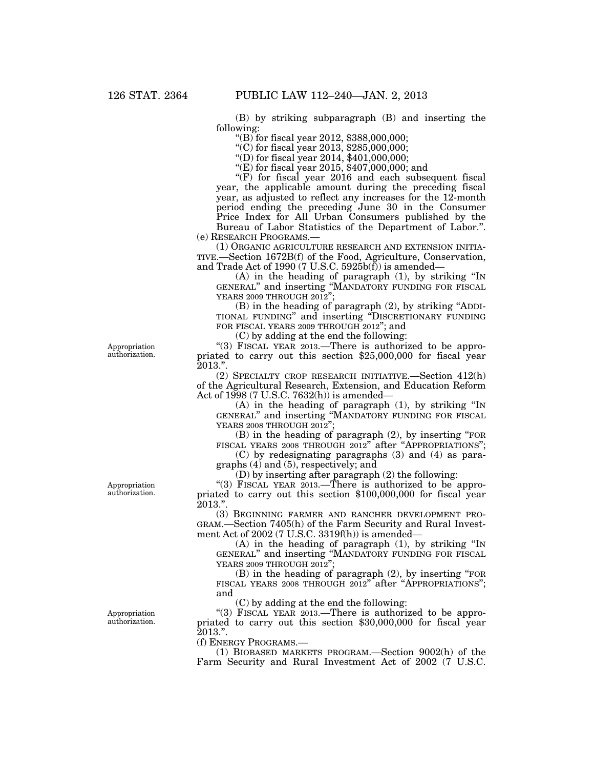(B) by striking subparagraph (B) and inserting the following:

"(B) for fiscal year 2012, $388,000,000;

"(C) for fiscal year 2013, $285,000,000;

"(D) for fiscal year 2014, $401,000,000;

"(E) for fiscal year 2015, $407,000,000; and

"(F) for fiscal year 2016 and each subsequent fiscal year, the applicable amount during the preceding fiscal year, as adjusted to reflect any increases for the 12-month period ending the preceding June 30 in the Consumer Price Index for All Urban Consumers published by the Bureau of Labor Statistics of the Department of Labor.".

(e) RESEARCH PROGRAMS.—

(1) ORGANIC AGRICULTURE RESEARCH AND EXTENSION INITIATIVE.—Section 1672B(f) of the Food, Agriculture, Conservation, and Trade Act of 1990 (7 U.S.C. 5925b(f)) is amended—

(A) in the heading of paragraph (1), by striking "IN GENERAL" and inserting "MANDATORY FUNDING FOR FISCAL YEARS 2009 THROUGH 2012";

(B) in the heading of paragraph (2), by striking "ADDITIONAL FUNDING" and inserting "DISCRETIONARY FUNDING FOR FISCAL YEARS 2009 THROUGH 2012"; and

(C) by adding at the end the following:

Appropriation authorization.

"(3) FISCAL YEAR 2013.—There is authorized to be appropriated to carry out this section $25,000,000 for fiscal year 2013.".

(2) SPECIALTY CROP RESEARCH INITIATIVE.—Section 412(h) of the Agricultural Research, Extension, and Education Reform Act of 1998 (7 U.S.C. 7632(h)) is amended—

(A) in the heading of paragraph (1), by striking "IN GENERAL" and inserting "MANDATORY FUNDING FOR FISCAL YEARS 2008 THROUGH 2012";

(B) in the heading of paragraph (2), by inserting "FOR FISCAL YEARS 2008 THROUGH 2012" after "APPROPRIATIONS";

(C) by redesignating paragraphs (3) and (4) as paragraphs (4) and (5), respectively; and

(D) by inserting after paragraph (2) the following:

Appropriation authorization.

"(3) FISCAL YEAR 2013.—There is authorized to be appropriated to carry out this section $100,000,000 for fiscal year 2013.".

(3) BEGINNING FARMER AND RANCHER DEVELOPMENT PROGRAM.—Section 7405(h) of the Farm Security and Rural Investment Act of 2002 (7 U.S.C. 3319f(h)) is amended—

(A) in the heading of paragraph (1), by striking "IN GENERAL" and inserting "MANDATORY FUNDING FOR FISCAL YEARS 2009 THROUGH 2012";

(B) in the heading of paragraph (2), by inserting "FOR FISCAL YEARS 2008 THROUGH 2012" after "APPROPRIATIONS"; and

(C) by adding at the end the following:

Appropriation authorization.

"(3) FISCAL YEAR 2013.—There is authorized to be appropriated to carry out this section $30,000,000 for fiscal year 2013.".

(f) ENERGY PROGRAMS.—

(1) BIOBASED MARKETS PROGRAM.—Section 9002(h) of the Farm Security and Rural Investment Act of 2002 (7 U.S.C.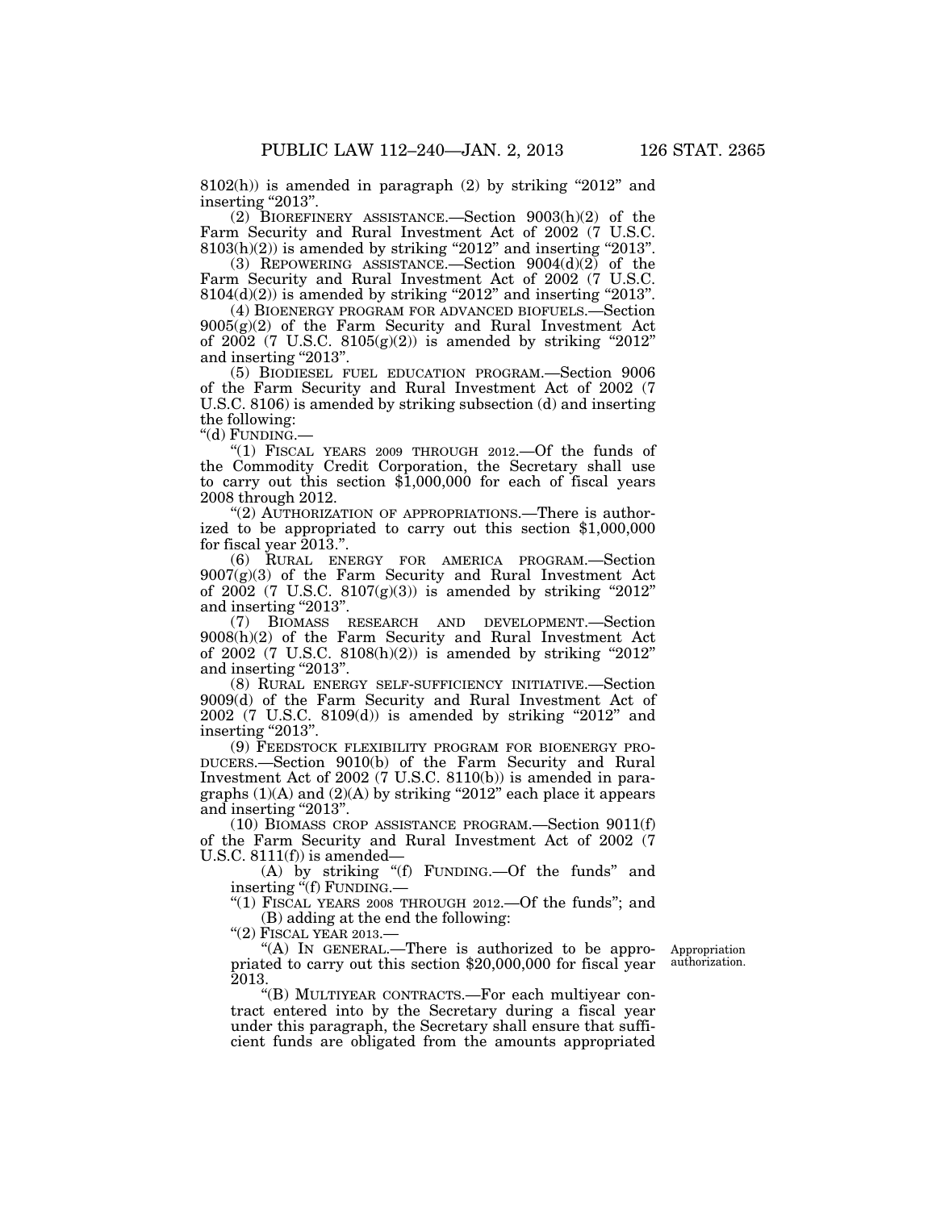8102(h)) is amended in paragraph (2) by striking "2012" and inserting "2013".

(2) BIOREFINERY ASSISTANCE.—Section 9003(h)(2) of the Farm Security and Rural Investment Act of 2002 (7 U.S.C. 8103(h)(2)) is amended by striking "2012" and inserting "2013".

(3) REPOWERING ASSISTANCE.—Section 9004(d)(2) of the Farm Security and Rural Investment Act of 2002 (7 U.S.C. 8104(d)(2)) is amended by striking "2012" and inserting "2013".

(4) BIOENERGY PROGRAM FOR ADVANCED BIOFUELS.—Section 9005(g)(2) of the Farm Security and Rural Investment Act of 2002 (7 U.S.C. 8105(g)(2)) is amended by striking "2012" and inserting "2013".

(5) BIODIESEL FUEL EDUCATION PROGRAM.—Section 9006 of the Farm Security and Rural Investment Act of 2002 (7 U.S.C. 8106) is amended by striking subsection (d) and inserting the following:

"(d) FUNDING.—

"(1) FISCAL YEARS 2009 THROUGH 2012.—Of the funds of the Commodity Credit Corporation, the Secretary shall use to carry out this section $1,000,000 for each of fiscal years 2008 through 2012.

"(2) AUTHORIZATION OF APPROPRIATIONS.—There is authorized to be appropriated to carry out this section $1,000,000 for fiscal year 2013.".

(6) RURAL ENERGY FOR AMERICA PROGRAM.—Section 9007(g)(3) of the Farm Security and Rural Investment Act of 2002 (7 U.S.C. 8107(g)(3)) is amended by striking "2012" and inserting "2013".

(7) BIOMASS RESEARCH AND DEVELOPMENT.—Section 9008(h)(2) of the Farm Security and Rural Investment Act of 2002 (7 U.S.C. 8108(h)(2)) is amended by striking "2012" and inserting "2013".

(8) RURAL ENERGY SELF-SUFFICIENCY INITIATIVE.—Section 9009(d) of the Farm Security and Rural Investment Act of 2002 (7 U.S.C. 8109(d)) is amended by striking "2012" and inserting "2013".

(9) FEEDSTOCK FLEXIBILITY PROGRAM FOR BIOENERGY PRODUCERS.—Section 9010(b) of the Farm Security and Rural Investment Act of 2002 (7 U.S.C. 8110(b)) is amended in paragraphs (1)(A) and (2)(A) by striking "2012" each place it appears and inserting "2013".

(10) BIOMASS CROP ASSISTANCE PROGRAM.—Section 9011(f) of the Farm Security and Rural Investment Act of 2002 (7 U.S.C. 8111(f)) is amended—

(A) by striking "(f) FUNDING.—Of the funds" and inserting "(f) FUNDING.—

"(1) FISCAL YEARS 2008 THROUGH 2012.—Of the funds"; and

(B) adding at the end the following:

"(2) FISCAL YEAR 2013.—

Appropriation authorization.

"(A) IN GENERAL.—There is authorized to be appropriated to carry out this section $20,000,000 for fiscal year 2013.

"(B) MULTIYEAR CONTRACTS.—For each multiyear contract entered into by the Secretary during a fiscal year under this paragraph, the Secretary shall ensure that sufficient funds are obligated from the amounts appropriated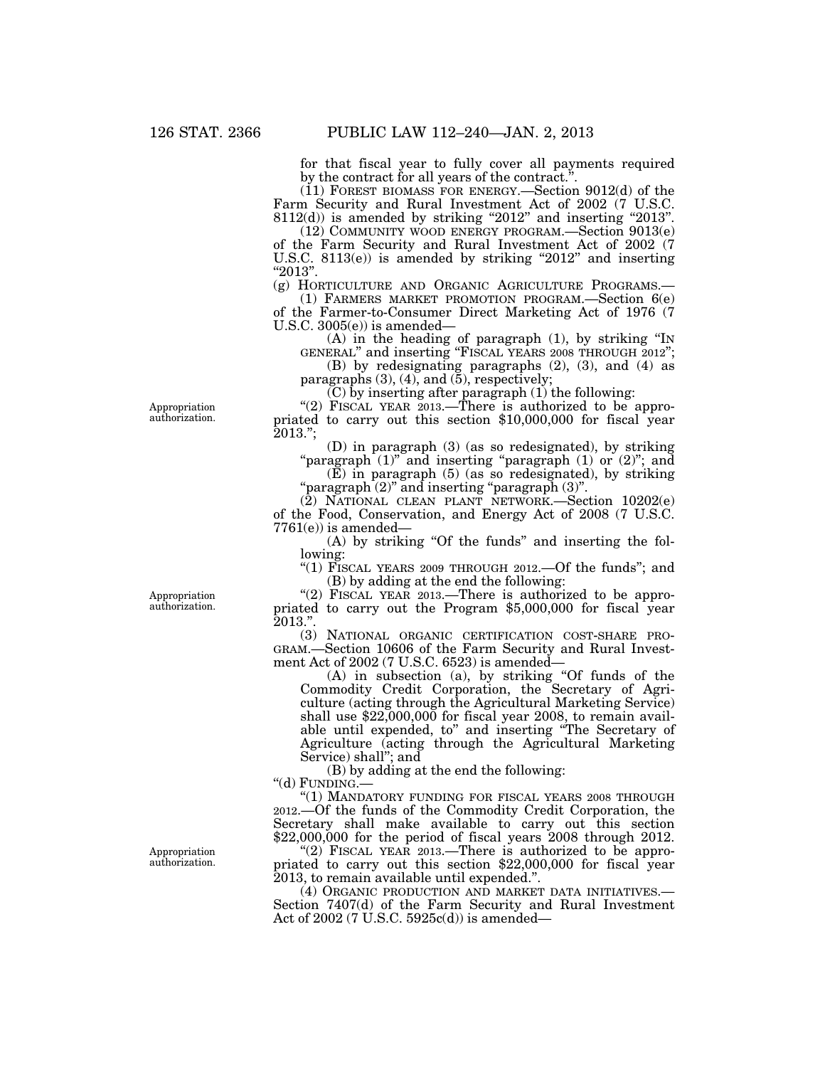for that fiscal year to fully cover all payments required by the contract for all years of the contract.".

(11) FOREST BIOMASS FOR ENERGY.—Section 9012(d) of the Farm Security and Rural Investment Act of 2002 (7 U.S.C. 8112(d)) is amended by striking "2012" and inserting "2013".

(12) COMMUNITY WOOD ENERGY PROGRAM.—Section 9013(e) of the Farm Security and Rural Investment Act of 2002 (7 U.S.C. 8113(e)) is amended by striking "2012" and inserting "2013".

(g) HORTICULTURE AND ORGANIC AGRICULTURE PROGRAMS.—

(1) FARMERS MARKET PROMOTION PROGRAM.—Section 6(e) of the Farmer-to-Consumer Direct Marketing Act of 1976 (7 U.S.C. 3005(e)) is amended—

(A) in the heading of paragraph (1), by striking "IN GENERAL" and inserting "FISCAL YEARS 2008 THROUGH 2012";

(B) by redesignating paragraphs (2), (3), and (4) as paragraphs (3), (4), and (5), respectively;

(C) by inserting after paragraph (1) the following:

Appropriation authorization.

"(2) FISCAL YEAR 2013.—There is authorized to be appropriated to carry out this section $10,000,000 for fiscal year 2013.";

(D) in paragraph (3) (as so redesignated), by striking "paragraph (1)" and inserting "paragraph (1) or (2)"; and

(E) in paragraph (5) (as so redesignated), by striking "paragraph (2)" and inserting "paragraph (3)".

(2) NATIONAL CLEAN PLANT NETWORK.—Section 10202(e) of the Food, Conservation, and Energy Act of 2008 (7 U.S.C. 7761(e)) is amended—

(A) by striking "Of the funds" and inserting the following:

"(1) FISCAL YEARS 2009 THROUGH 2012.—Of the funds"; and

(B) by adding at the end the following:

Appropriation authorization.

"(2) FISCAL YEAR 2013.—There is authorized to be appropriated to carry out the Program $5,000,000 for fiscal year 2013.".

(3) NATIONAL ORGANIC CERTIFICATION COST-SHARE PROGRAM.—Section 10606 of the Farm Security and Rural Investment Act of 2002 (7 U.S.C. 6523) is amended—

(A) in subsection (a), by striking "Of funds of the Commodity Credit Corporation, the Secretary of Agriculture (acting through the Agricultural Marketing Service) shall use $22,000,000 for fiscal year 2008, to remain available until expended, to" and inserting "The Secretary of Agriculture (acting through the Agricultural Marketing Service) shall"; and

(B) by adding at the end the following:

"(d) FUNDING.—

"(1) MANDATORY FUNDING FOR FISCAL YEARS 2008 THROUGH 2012.—Of the funds of the Commodity Credit Corporation, the Secretary shall make available to carry out this section $22,000,000 for the period of fiscal years 2008 through 2012.

Appropriation authorization.

"(2) FISCAL YEAR 2013.—There is authorized to be appropriated to carry out this section $22,000,000 for fiscal year 2013, to remain available until expended.".

(4) ORGANIC PRODUCTION AND MARKET DATA INITIATIVES.—Section 7407(d) of the Farm Security and Rural Investment Act of 2002 (7 U.S.C. 5925c(d)) is amended—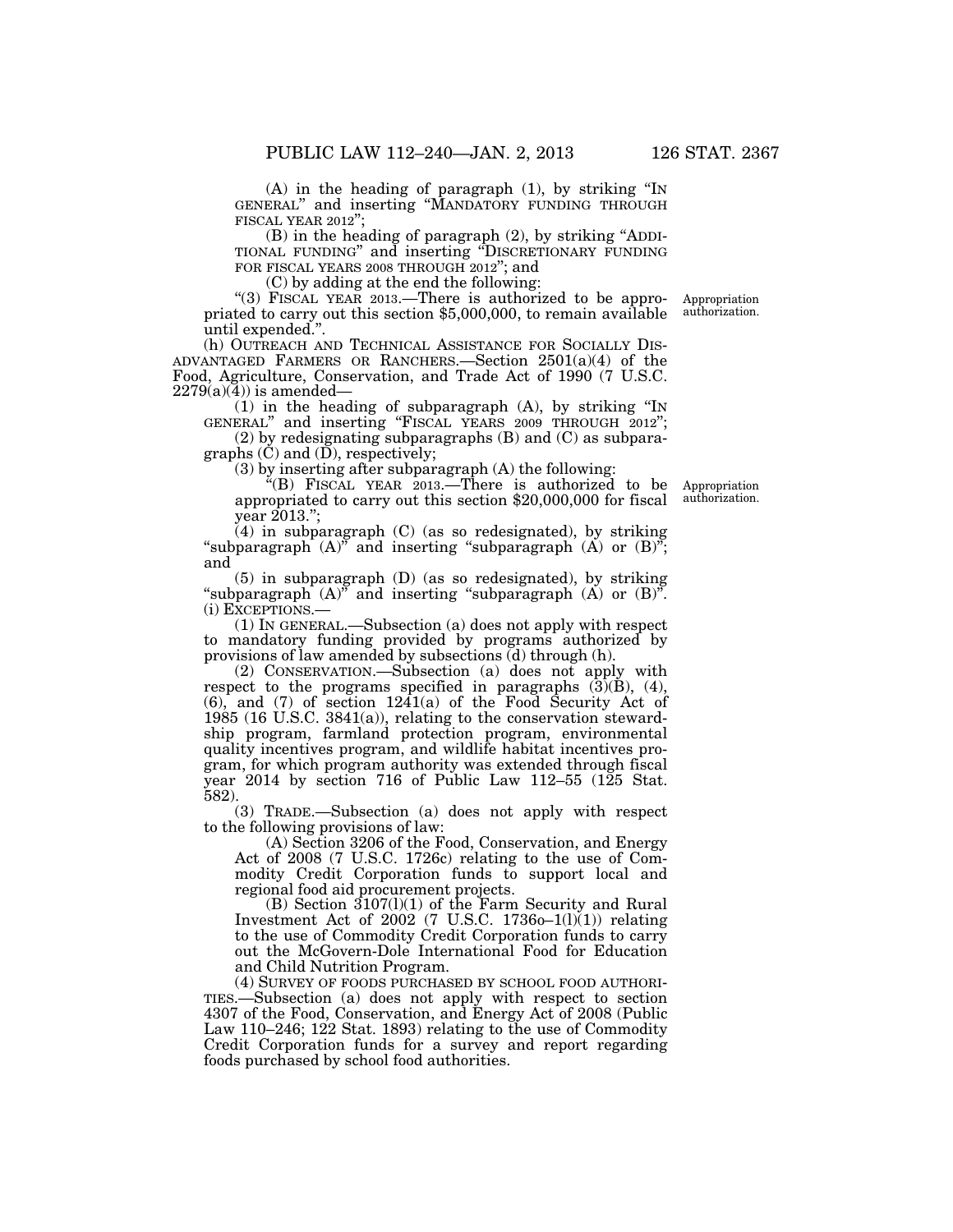(A) in the heading of paragraph (1), by striking "IN GENERAL" and inserting "MANDATORY FUNDING THROUGH FISCAL YEAR 2012";

(B) in the heading of paragraph (2), by striking "ADDITIONAL FUNDING" and inserting "DISCRETIONARY FUNDING FOR FISCAL YEARS 2008 THROUGH 2012"; and

(C) by adding at the end the following:

"(3) FISCAL YEAR 2013.—There is authorized to be appropriated to carry out this section $5,000,000, to remain available until expended.".

Appropriation authorization.

(h) OUTREACH AND TECHNICAL ASSISTANCE FOR SOCIALLY DISADVANTAGED FARMERS OR RANCHERS.—Section 2501(a)(4) of the Food, Agriculture, Conservation, and Trade Act of 1990 (7 U.S.C. 2279(a)(4)) is amended—

(1) in the heading of subparagraph (A), by striking "IN GENERAL" and inserting "FISCAL YEARS 2009 THROUGH 2012";

(2) by redesignating subparagraphs (B) and (C) as subparagraphs (C) and (D), respectively;

(3) by inserting after subparagraph (A) the following:

"(B) FISCAL YEAR 2013.—There is authorized to be appropriated to carry out this section $20,000,000 for fiscal year 2013.";

Appropriation authorization.

(4) in subparagraph (C) (as so redesignated), by striking "subparagraph (A)" and inserting "subparagraph (A) or (B)"; and

(5) in subparagraph (D) (as so redesignated), by striking "subparagraph (A)" and inserting "subparagraph (A) or (B)".

(i) EXCEPTIONS.—

(1) IN GENERAL.—Subsection (a) does not apply with respect to mandatory funding provided by programs authorized by provisions of law amended by subsections (d) through (h).

(2) CONSERVATION.—Subsection (a) does not apply with respect to the programs specified in paragraphs (3)(B), (4), (6), and (7) of section 1241(a) of the Food Security Act of 1985 (16 U.S.C. 3841(a)), relating to the conservation stewardship program, farmland protection program, environmental quality incentives program, and wildlife habitat incentives program, for which program authority was extended through fiscal year 2014 by section 716 of Public Law 112–55 (125 Stat. 582).

(3) TRADE.—Subsection (a) does not apply with respect to the following provisions of law:

(A) Section 3206 of the Food, Conservation, and Energy Act of 2008 (7 U.S.C. 1726c) relating to the use of Commodity Credit Corporation funds to support local and regional food aid procurement projects.

(B) Section 3107(l)(1) of the Farm Security and Rural Investment Act of 2002 (7 U.S.C. 1736o–1(l)(1)) relating to the use of Commodity Credit Corporation funds to carry out the McGovern-Dole International Food for Education and Child Nutrition Program.

(4) SURVEY OF FOODS PURCHASED BY SCHOOL FOOD AUTHORITIES.—Subsection (a) does not apply with respect to section 4307 of the Food, Conservation, and Energy Act of 2008 (Public Law 110–246; 122 Stat. 1893) relating to the use of Commodity Credit Corporation funds for a survey and report regarding foods purchased by school food authorities.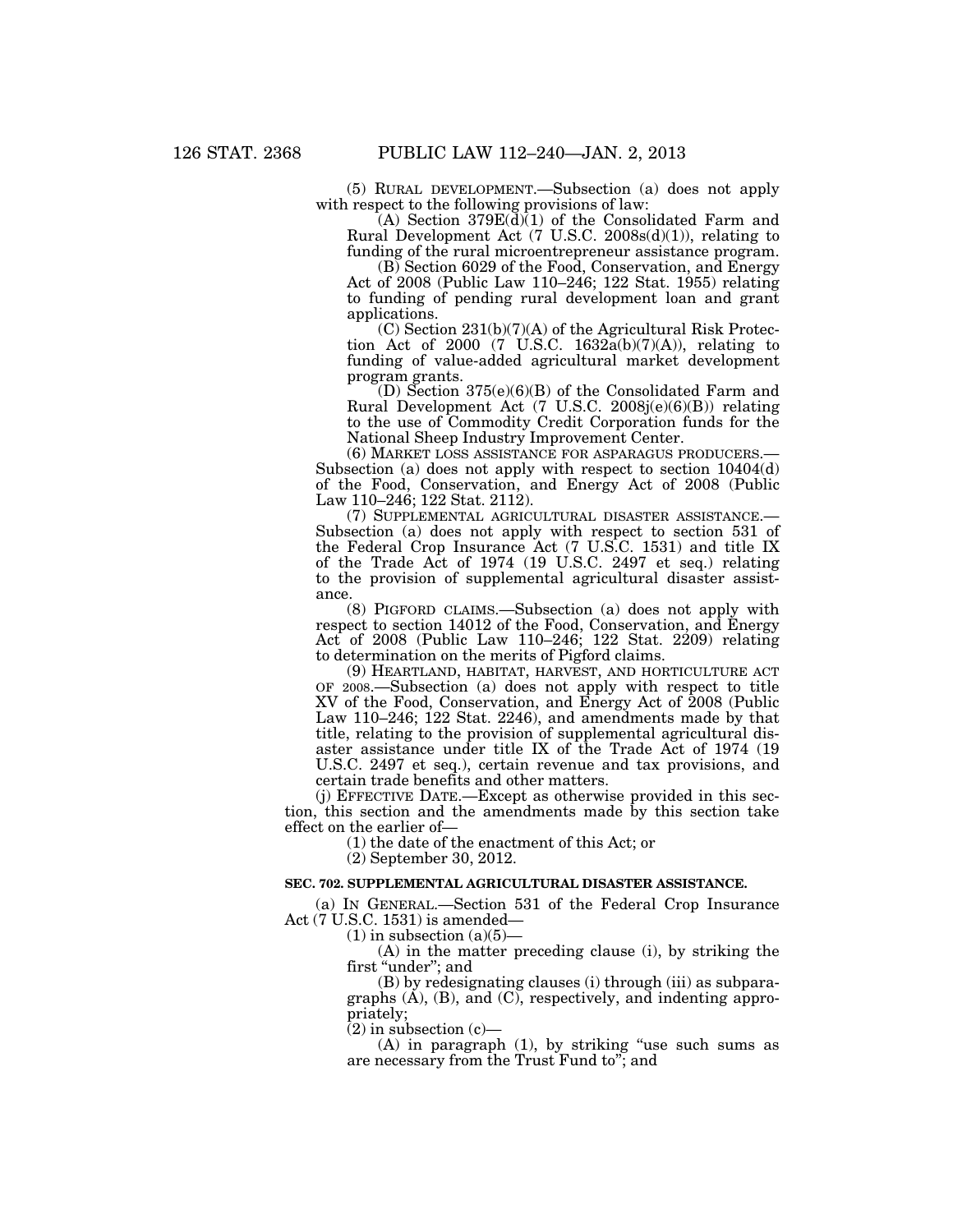(5) RURAL DEVELOPMENT.—Subsection (a) does not apply with respect to the following provisions of law:

(A) Section 379E(d)(1) of the Consolidated Farm and Rural Development Act (7 U.S.C. 2008s(d)(1)), relating to funding of the rural microentrepreneur assistance program.

(B) Section 6029 of the Food, Conservation, and Energy Act of 2008 (Public Law 110–246; 122 Stat. 1955) relating to funding of pending rural development loan and grant applications.

(C) Section 231(b)(7)(A) of the Agricultural Risk Protection Act of 2000 (7 U.S.C. 1632a(b)(7)(A)), relating to funding of value-added agricultural market development program grants.

(D) Section 375(e)(6)(B) of the Consolidated Farm and Rural Development Act (7 U.S.C. 2008j(e)(6)(B)) relating to the use of Commodity Credit Corporation funds for the National Sheep Industry Improvement Center.

(6) MARKET LOSS ASSISTANCE FOR ASPARAGUS PRODUCERS.—Subsection (a) does not apply with respect to section 10404(d) of the Food, Conservation, and Energy Act of 2008 (Public Law 110–246; 122 Stat. 2112).

(7) SUPPLEMENTAL AGRICULTURAL DISASTER ASSISTANCE.—Subsection (a) does not apply with respect to section 531 of the Federal Crop Insurance Act (7 U.S.C. 1531) and title IX of the Trade Act of 1974 (19 U.S.C. 2497 et seq.) relating to the provision of supplemental agricultural disaster assistance.

(8) PIGFORD CLAIMS.—Subsection (a) does not apply with respect to section 14012 of the Food, Conservation, and Energy Act of 2008 (Public Law 110–246; 122 Stat. 2209) relating to determination on the merits of Pigford claims.

(9) HEARTLAND, HABITAT, HARVEST, AND HORTICULTURE ACT OF 2008.—Subsection (a) does not apply with respect to title XV of the Food, Conservation, and Energy Act of 2008 (Public Law 110–246; 122 Stat. 2246), and amendments made by that title, relating to the provision of supplemental agricultural disaster assistance under title IX of the Trade Act of 1974 (19 U.S.C. 2497 et seq.), certain revenue and tax provisions, and certain trade benefits and other matters.

(j) EFFECTIVE DATE.—Except as otherwise provided in this section, this section and the amendments made by this section take effect on the earlier of—

(1) the date of the enactment of this Act; or

(2) September 30, 2012.

**SEC. 702. SUPPLEMENTAL AGRICULTURAL DISASTER ASSISTANCE.**

(a) IN GENERAL.—Section 531 of the Federal Crop Insurance Act (7 U.S.C. 1531) is amended—

(1) in subsection (a)(5)—

(A) in the matter preceding clause (i), by striking the first "under"; and

(B) by redesignating clauses (i) through (iii) as subparagraphs (A), (B), and (C), respectively, and indenting appropriately;

(2) in subsection (c)—

(A) in paragraph (1), by striking "use such sums as are necessary from the Trust Fund to"; and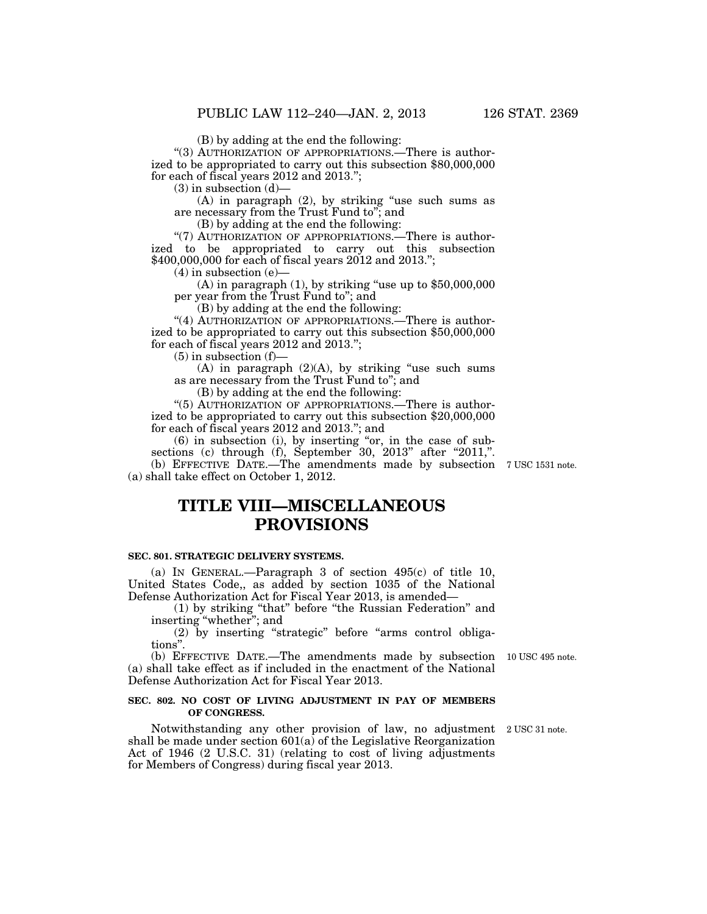(B) by adding at the end the following:

"(3) AUTHORIZATION OF APPROPRIATIONS.—There is authorized to be appropriated to carry out this subsection $80,000,000 for each of fiscal years 2012 and 2013.";

(3) in subsection (d)—

(A) in paragraph (2), by striking "use such sums as are necessary from the Trust Fund to"; and

(B) by adding at the end the following:

"(7) AUTHORIZATION OF APPROPRIATIONS.—There is authorized to be appropriated to carry out this subsection $400,000,000 for each of fiscal years 2012 and 2013.";

(4) in subsection (e)—

(A) in paragraph (1), by striking "use up to $50,000,000 per year from the Trust Fund to"; and

(B) by adding at the end the following:

"(4) AUTHORIZATION OF APPROPRIATIONS.—There is authorized to be appropriated to carry out this subsection $50,000,000 for each of fiscal years 2012 and 2013.";

(5) in subsection (f)—

(A) in paragraph (2)(A), by striking "use such sums as are necessary from the Trust Fund to"; and

(B) by adding at the end the following:

"(5) AUTHORIZATION OF APPROPRIATIONS.—There is authorized to be appropriated to carry out this subsection $20,000,000 for each of fiscal years 2012 and 2013."; and

(6) in subsection (i), by inserting "or, in the case of subsections (c) through (f), September 30, 2013" after "2011,".

(b) EFFECTIVE DATE.—The amendments made by subsection (a) shall take effect on October 1, 2012.

7 USC 1531 note.

# TITLE VIII—MISCELLANEOUS PROVISIONS

### SEC. 801. STRATEGIC DELIVERY SYSTEMS.

(a) IN GENERAL.—Paragraph 3 of section 495(c) of title 10, United States Code,, as added by section 1035 of the National Defense Authorization Act for Fiscal Year 2013, is amended—

(1) by striking "that" before "the Russian Federation" and inserting "whether"; and

(2) by inserting "strategic" before "arms control obligations".

(b) EFFECTIVE DATE.—The amendments made by subsection (a) shall take effect as if included in the enactment of the National Defense Authorization Act for Fiscal Year 2013.

10 USC 495 note.

### SEC. 802. NO COST OF LIVING ADJUSTMENT IN PAY OF MEMBERS OF CONGRESS.

2 USC 31 note.

Notwithstanding any other provision of law, no adjustment shall be made under section 601(a) of the Legislative Reorganization Act of 1946 (2 U.S.C. 31) (relating to cost of living adjustments for Members of Congress) during fiscal year 2013.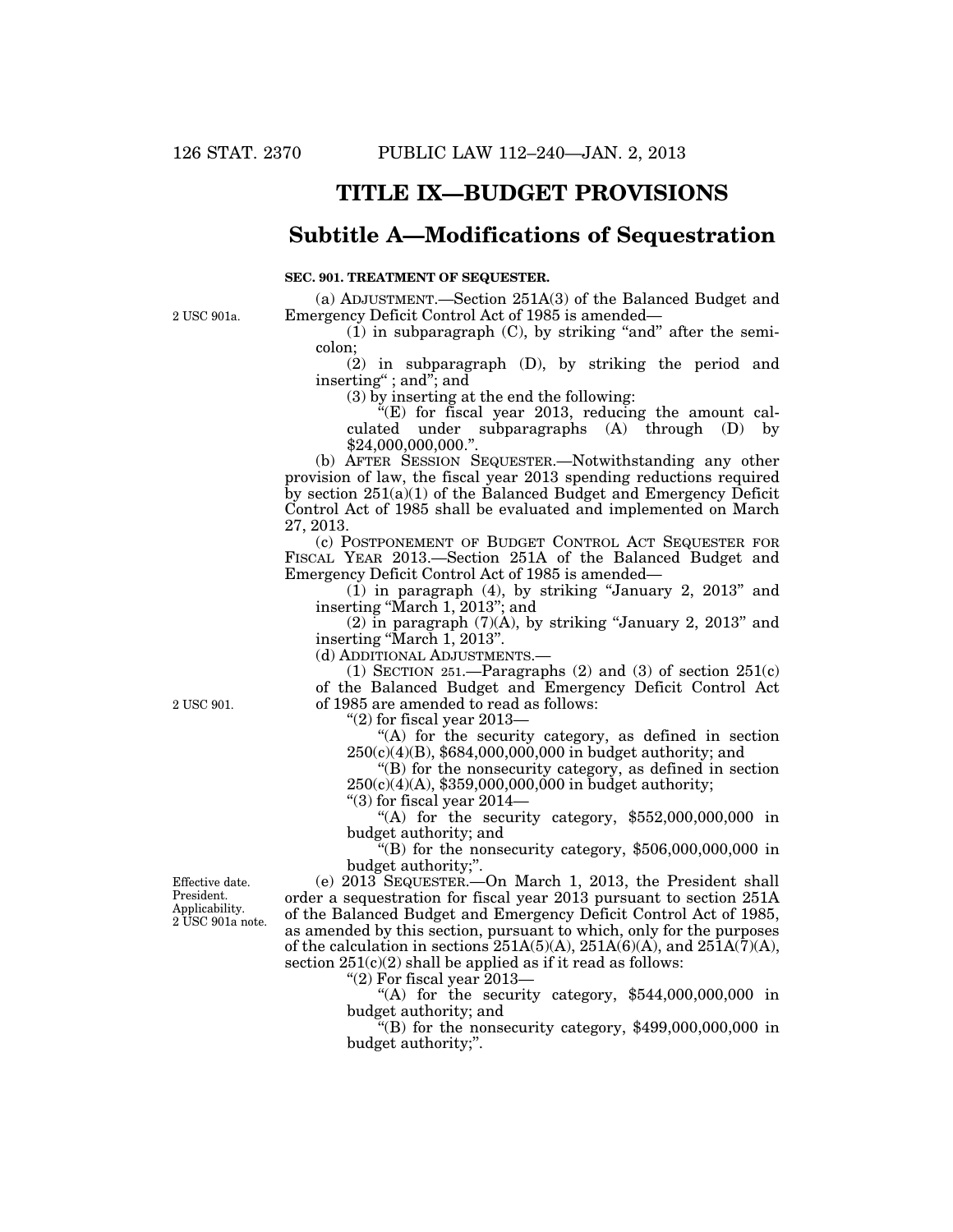# TITLE IX—BUDGET PROVISIONS

## Subtitle A—Modifications of Sequestration

### SEC. 901. TREATMENT OF SEQUESTER.

2 USC 901a.

(a) ADJUSTMENT.—Section 251A(3) of the Balanced Budget and Emergency Deficit Control Act of 1985 is amended—

(1) in subparagraph (C), by striking "and" after the semicolon;

(2) in subparagraph (D), by striking the period and inserting " ; and"; and

(3) by inserting at the end the following:

"(E) for fiscal year 2013, reducing the amount calculated under subparagraphs (A) through (D) by $24,000,000,000.".

(b) AFTER SESSION SEQUESTER.—Notwithstanding any other provision of law, the fiscal year 2013 spending reductions required by section 251(a)(1) of the Balanced Budget and Emergency Deficit Control Act of 1985 shall be evaluated and implemented on March 27, 2013.

(c) POSTPONEMENT OF BUDGET CONTROL ACT SEQUESTER FOR FISCAL YEAR 2013.—Section 251A of the Balanced Budget and Emergency Deficit Control Act of 1985 is amended—

(1) in paragraph (4), by striking "January 2, 2013" and inserting "March 1, 2013"; and

(2) in paragraph (7)(A), by striking "January 2, 2013" and inserting "March 1, 2013".

(d) ADDITIONAL ADJUSTMENTS.—

2 USC 901.

(1) SECTION 251.—Paragraphs (2) and (3) of section 251(c) of the Balanced Budget and Emergency Deficit Control Act of 1985 are amended to read as follows:

"(2) for fiscal year 2013—

"(A) for the security category, as defined in section 250(c)(4)(B), $684,000,000,000 in budget authority; and

"(B) for the nonsecurity category, as defined in section 250(c)(4)(A), $359,000,000,000 in budget authority;

"(3) for fiscal year 2014—

"(A) for the security category, $552,000,000,000 in budget authority; and

"(B) for the nonsecurity category, $506,000,000,000 in budget authority;".

Effective date. President. Applicability. 2 USC 901a note.

(e) 2013 SEQUESTER.—On March 1, 2013, the President shall order a sequestration for fiscal year 2013 pursuant to section 251A of the Balanced Budget and Emergency Deficit Control Act of 1985, as amended by this section, pursuant to which, only for the purposes of the calculation in sections 251A(5)(A), 251A(6)(A), and 251A(7)(A), section 251(c)(2) shall be applied as if it read as follows:

"(2) For fiscal year 2013—

"(A) for the security category, $544,000,000,000 in budget authority; and

"(B) for the nonsecurity category, $499,000,000,000 in budget authority;".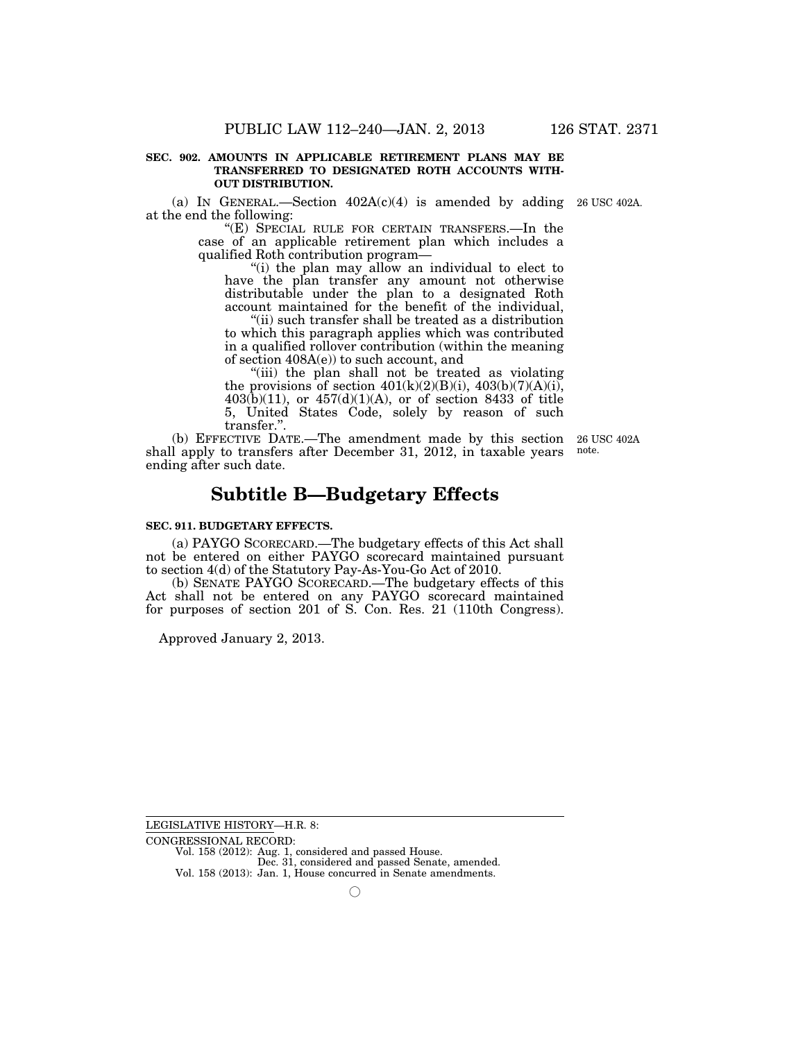**SEC. 902. AMOUNTS IN APPLICABLE RETIREMENT PLANS MAY BE TRANSFERRED TO DESIGNATED ROTH ACCOUNTS WITHOUT DISTRIBUTION.**

(a) IN GENERAL.—Section 402A(c)(4) is amended by adding at the end the following:

26 USC 402A.

"(E) SPECIAL RULE FOR CERTAIN TRANSFERS.—In the case of an applicable retirement plan which includes a qualified Roth contribution program—

"(i) the plan may allow an individual to elect to have the plan transfer any amount not otherwise distributable under the plan to a designated Roth account maintained for the benefit of the individual,

"(ii) such transfer shall be treated as a distribution to which this paragraph applies which was contributed in a qualified rollover contribution (within the meaning of section 408A(e)) to such account, and

"(iii) the plan shall not be treated as violating the provisions of section 401(k)(2)(B)(i), 403(b)(7)(A)(i), 403(b)(11), or 457(d)(1)(A), or of section 8433 of title 5, United States Code, solely by reason of such transfer.".

(b) EFFECTIVE DATE.—The amendment made by this section shall apply to transfers after December 31, 2012, in taxable years ending after such date.

26 USC 402A note.

## Subtitle B—Budgetary Effects

**SEC. 911. BUDGETARY EFFECTS.**

(a) PAYGO SCORECARD.—The budgetary effects of this Act shall not be entered on either PAYGO scorecard maintained pursuant to section 4(d) of the Statutory Pay-As-You-Go Act of 2010.

(b) SENATE PAYGO SCORECARD.—The budgetary effects of this Act shall not be entered on any PAYGO scorecard maintained for purposes of section 201 of S. Con. Res. 21 (110th Congress).

Approved January 2, 2013.

---

LEGISLATIVE HISTORY—H.R. 8:

CONGRESSIONAL RECORD:

Vol. 158 (2012): Aug. 1, considered and passed House.
Dec. 31, considered and passed Senate, amended.

Vol. 158 (2013): Jan. 1, House concurred in Senate amendments.